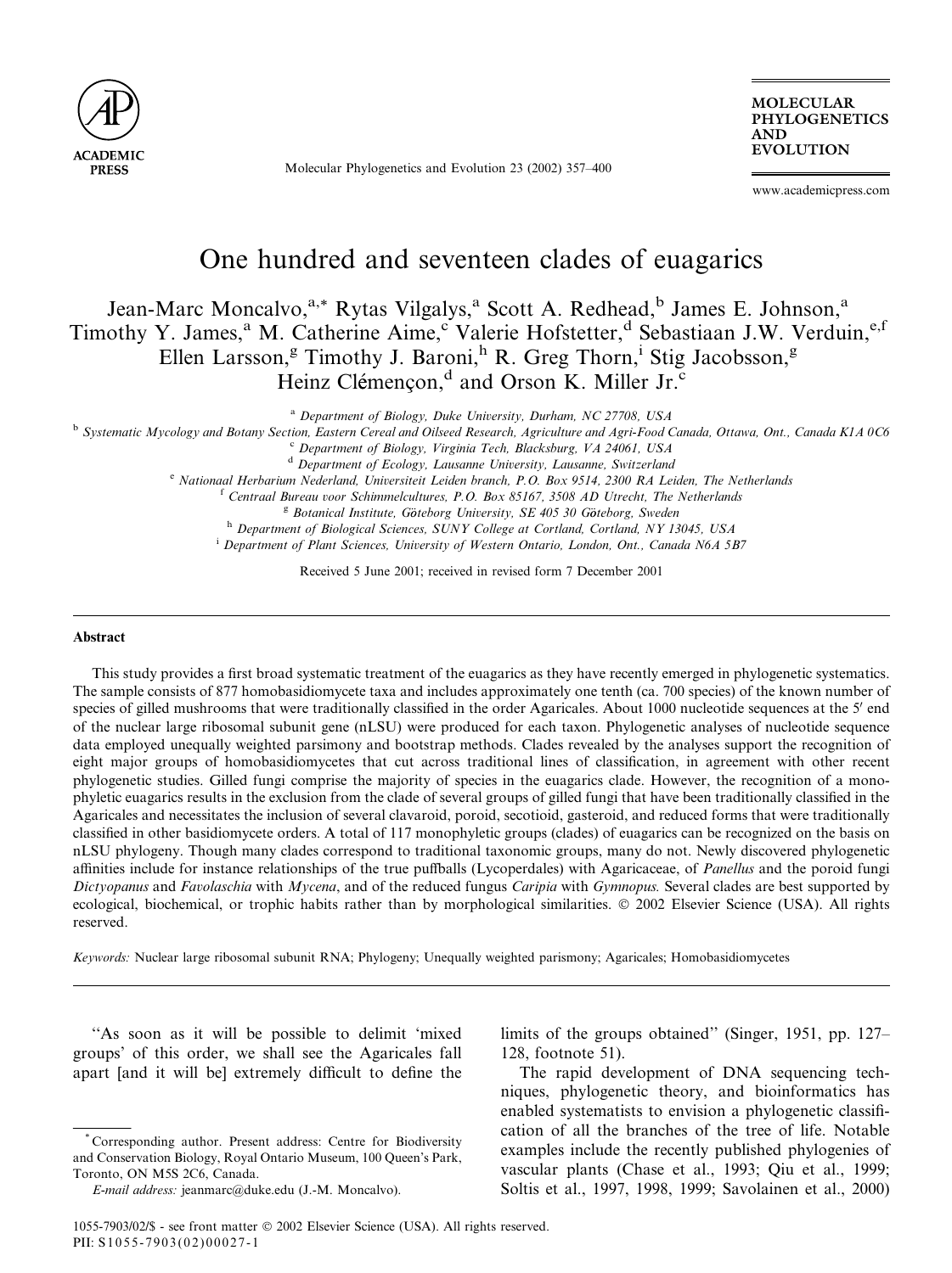# One hundred and seventeen clades of euagarics

Jean-Marc Moncalvo,[a,*] Rytas Vilgalys,[a] Scott A. Redhead,[b] James E. Johnson,[a] Timothy Y. James,[a] M. Catherine Aime,[c] Valerie Hofstetter,[d] Sebastiaan J.W. Verduin,[e,f] Ellen Larsson,[g] Timothy J. Baroni,[h] R. Greg Thorn,[i] Stig Jacobsson,[g] Heinz Clémençon,[d] and Orson K. Miller Jr.[c]

[a] Department of Biology, Duke University, Durham, NC 27708, USA

[b] Systematic Mycology and Botany Section, Eastern Cereal and Oilseed Research, Agriculture and Agri-Food Canada, Ottawa, Ont., Canada K1A 0C6

[c] Department of Biology, Virginia Tech, Blacksburg, VA 24061, USA

[d] Department of Ecology, Lausanne University, Lausanne, Switzerland

[e] Nationaal Herbarium Nederland, Universiteit Leiden branch, P.O. Box 9514, 2300 RA Leiden, The Netherlands

[f] Centraal Bureau voor Schimmelcultures, P.O. Box 85167, 3508 AD Utrecht, The Netherlands

[g] Botanical Institute, Göteborg University, SE 405 30 Göteborg, Sweden

[h] Department of Biological Sciences, SUNY College at Cortland, Cortland, NY 13045, USA

[i] Department of Plant Sciences, University of Western Ontario, London, Ont., Canada N6A 5B7

Received 5 June 2001; received in revised form 7 December 2001

## Abstract

This study provides a first broad systematic treatment of the euagarics as they have recently emerged in phylogenetic systematics. The sample consists of 877 homobasidiomycete taxa and includes approximately one tenth (ca. 700 species) of the known number of species of gilled mushrooms that were traditionally classified in the order Agaricales. About 1000 nucleotide sequences at the 5′ end of the nuclear large ribosomal subunit gene (nLSU) were produced for each taxon. Phylogenetic analyses of nucleotide sequence data employed unequally weighted parsimony and bootstrap methods. Clades revealed by the analyses support the recognition of eight major groups of homobasidiomycetes that cut across traditional lines of classification, in agreement with other recent phylogenetic studies. Gilled fungi comprise the majority of species in the euagarics clade. However, the recognition of a monophyletic euagarics results in the exclusion from the clade of several groups of gilled fungi that have been traditionally classified in the Agaricales and necessitates the inclusion of several clavaroid, poroid, secotioid, gasteroid, and reduced forms that were traditionally classified in other basidiomycete orders. A total of 117 monophyletic groups (clades) of euagarics can be recognized on the basis on nLSU phylogeny. Though many clades correspond to traditional taxonomic groups, many do not. Newly discovered phylogenetic affinities include for instance relationships of the true puffballs (Lycoperdales) with Agaricaceae, of *Panellus* and the poroid fungi *Dictyopanus* and *Favolaschia* with *Mycena*, and of the reduced fungus *Caripia* with *Gymnopus*. Several clades are best supported by ecological, biochemical, or trophic habits rather than by morphological similarities. © 2002 Elsevier Science (USA). All rights reserved.

*Keywords:* Nuclear large ribosomal subunit RNA; Phylogeny; Unequally weighted parismony; Agaricales; Homobasidiomycetes

"As soon as it will be possible to delimit 'mixed groups' of this order, we shall see the Agaricales fall apart [and it will be] extremely difficult to define the limits of the groups obtained" (Singer, 1951, pp. 127–128, footnote 51).

The rapid development of DNA sequencing techniques, phylogenetic theory, and bioinformatics has enabled systematists to envision a phylogenetic classification of all the branches of the tree of life. Notable examples include the recently published phylogenies of vascular plants (Chase et al., 1993; Qiu et al., 1999; Soltis et al., 1997, 1998, 1999; Savolainen et al., 2000)

---

*Corresponding author. Present address: Centre for Biodiversity and Conservation Biology, Royal Ontario Museum, 100 Queen's Park, Toronto, ON M5S 2C6, Canada.

*E-mail address:* jeanmarc@duke.edu (J.-M. Moncalvo).

1055-7903/02/$ - see front matter © 2002 Elsevier Science (USA). All rights reserved.
PII: S1055-7903(02)00027-1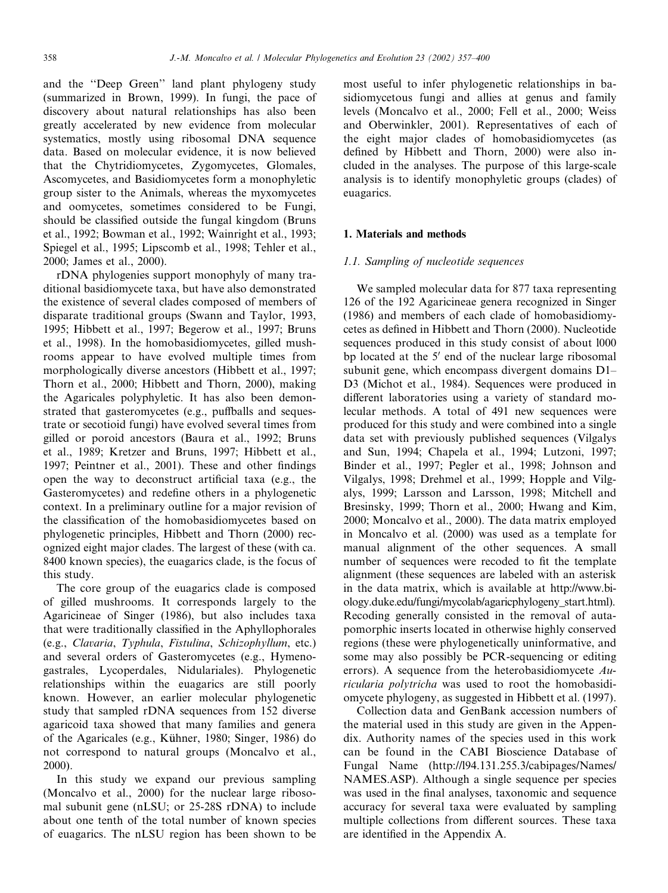and the ''Deep Green'' land plant phylogeny study (summarized in Brown, 1999). In fungi, the pace of discovery about natural relationships has also been greatly accelerated by new evidence from molecular systematics, mostly using ribosomal DNA sequence data. Based on molecular evidence, it is now believed that the Chytridiomycetes, Zygomycetes, Glomales, Ascomycetes, and Basidiomycetes form a monophyletic group sister to the Animals, whereas the myxomycetes and oomycetes, sometimes considered to be Fungi, should be classified outside the fungal kingdom (Bruns et al., 1992; Bowman et al., 1992; Wainright et al., 1993; Spiegel et al., 1995; Lipscomb et al., 1998; Tehler et al., 2000; James et al., 2000).

rDNA phylogenies support monophyly of many traditional basidiomycete taxa, but have also demonstrated the existence of several clades composed of members of disparate traditional groups (Swann and Taylor, 1993, 1995; Hibbett et al., 1997; Begerow et al., 1997; Bruns et al., 1998). In the homobasidiomycetes, gilled mushrooms appear to have evolved multiple times from morphologically diverse ancestors (Hibbett et al., 1997; Thorn et al., 2000; Hibbett and Thorn, 2000), making the Agaricales polyphyletic. It has also been demonstrated that gasteromycetes (e.g., puffballs and sequestrate or secotioid fungi) have evolved several times from gilled or poroid ancestors (Baura et al., 1992; Bruns et al., 1989; Kretzer and Bruns, 1997; Hibbett et al., 1997; Peintner et al., 2001). These and other findings open the way to deconstruct artificial taxa (e.g., the Gasteromycetes) and redefine others in a phylogenetic context. In a preliminary outline for a major revision of the classification of the homobasidiomycetes based on phylogenetic principles, Hibbett and Thorn (2000) recognized eight major clades. The largest of these (with ca. 8400 known species), the euagarics clade, is the focus of this study.

The core group of the euagarics clade is composed of gilled mushrooms. It corresponds largely to the Agaricineae of Singer (1986), but also includes taxa that were traditionally classified in the Aphyllophorales (e.g., *Clavaria*, *Typhula*, *Fistulina*, *Schizophyllum*, etc.) and several orders of Gasteromycetes (e.g., Hymenogastrales, Lycoperdales, Nidulariales). Phylogenetic relationships within the euagarics are still poorly known. However, an earlier molecular phylogenetic study that sampled rDNA sequences from 152 diverse agaricoid taxa showed that many families and genera of the Agaricales (e.g., Kühner, 1980; Singer, 1986) do not correspond to natural groups (Moncalvo et al., 2000).

In this study we expand our previous sampling (Moncalvo et al., 2000) for the nuclear large ribosomal subunit gene (nLSU; or 25-28S rDNA) to include about one tenth of the total number of known species of euagarics. The nLSU region has been shown to be most useful to infer phylogenetic relationships in basidiomycetous fungi and allies at genus and family levels (Moncalvo et al., 2000; Fell et al., 2000; Weiss and Oberwinkler, 2001). Representatives of each of the eight major clades of homobasidiomycetes (as defined by Hibbett and Thorn, 2000) were also included in the analyses. The purpose of this large-scale analysis is to identify monophyletic groups (clades) of euagarics.

## 1. Materials and methods

### 1.1. Sampling of nucleotide sequences

We sampled molecular data for 877 taxa representing 126 of the 192 Agaricineae genera recognized in Singer (1986) and members of each clade of homobasidiomycetes as defined in Hibbett and Thorn (2000). Nucleotide sequences produced in this study consist of about 1000 bp located at the 5′ end of the nuclear large ribosomal subunit gene, which encompass divergent domains D1–D3 (Michot et al., 1984). Sequences were produced in different laboratories using a variety of standard molecular methods. A total of 491 new sequences were produced for this study and were combined into a single data set with previously published sequences (Vilgalys and Sun, 1994; Chapela et al., 1994; Lutzoni, 1997; Binder et al., 1997; Pegler et al., 1998; Johnson and Vilgalys, 1998; Drehmel et al., 1999; Hopple and Vilgalys, 1999; Larsson and Larsson, 1998; Mitchell and Bresinsky, 1999; Thorn et al., 2000; Hwang and Kim, 2000; Moncalvo et al., 2000). The data matrix employed in Moncalvo et al. (2000) was used as a template for manual alignment of the other sequences. A small number of sequences were recoded to fit the template alignment (these sequences are labeled with an asterisk in the data matrix, which is available at http://www.biology.duke.edu/fungi/mycolab/agaricphylogeny_start.html). Recoding generally consisted in the removal of autapomorphic inserts located in otherwise highly conserved regions (these were phylogenetically uninformative, and some may also possibly be PCR-sequencing or editing errors). A sequence from the heterobasidiomycete *Auricularia polytricha* was used to root the homobasidiomycete phylogeny, as suggested in Hibbett et al. (1997).

Collection data and GenBank accession numbers of the material used in this study are given in the Appendix. Authority names of the species used in this work can be found in the CABI Bioscience Database of Fungal Name (http://194.131.255.3/cabipages/Names/NAMES.ASP). Although a single sequence per species was used in the final analyses, taxonomic and sequence accuracy for several taxa were evaluated by sampling multiple collections from different sources. These taxa are identified in the Appendix A.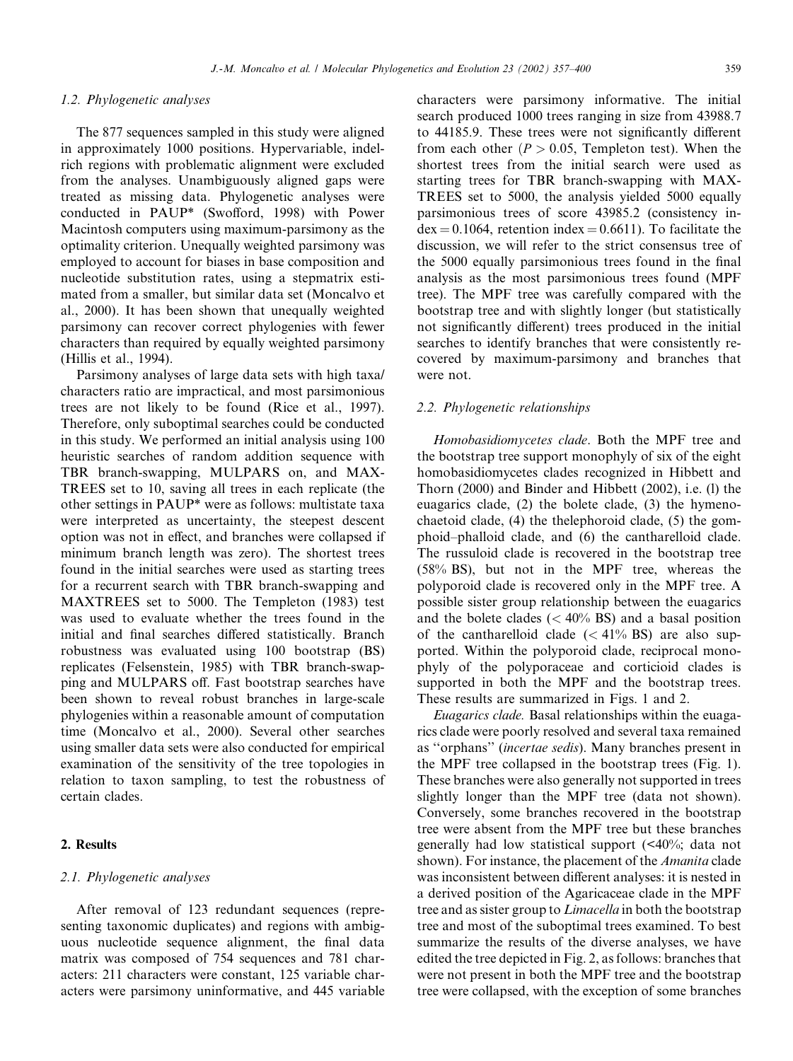### 1.2. Phylogenetic analyses

The 877 sequences sampled in this study were aligned in approximately 1000 positions. Hypervariable, indel-rich regions with problematic alignment were excluded from the analyses. Unambiguously aligned gaps were treated as missing data. Phylogenetic analyses were conducted in PAUP* (Swofford, 1998) with Power Macintosh computers using maximum-parsimony as the optimality criterion. Unequally weighted parsimony was employed to account for biases in base composition and nucleotide substitution rates, using a stepmatrix estimated from a smaller, but similar data set (Moncalvo et al., 2000). It has been shown that unequally weighted parsimony can recover correct phylogenies with fewer characters than required by equally weighted parsimony (Hillis et al., 1994).

Parsimony analyses of large data sets with high taxa/characters ratio are impractical, and most parsimonious trees are not likely to be found (Rice et al., 1997). Therefore, only suboptimal searches could be conducted in this study. We performed an initial analysis using 100 heuristic searches of random addition sequence with TBR branch-swapping, MULPARS on, and MAXTREES set to 10, saving all trees in each replicate (the other settings in PAUP* were as follows: multistate taxa were interpreted as uncertainty, the steepest descent option was not in effect, and branches were collapsed if minimum branch length was zero). The shortest trees found in the initial searches were used as starting trees for a recurrent search with TBR branch-swapping and MAXTREES set to 5000. The Templeton (1983) test was used to evaluate whether the trees found in the initial and final searches differed statistically. Branch robustness was evaluated using 100 bootstrap (BS) replicates (Felsenstein, 1985) with TBR branch-swapping and MULPARS off. Fast bootstrap searches have been shown to reveal robust branches in large-scale phylogenies within a reasonable amount of computation time (Moncalvo et al., 2000). Several other searches using smaller data sets were also conducted for empirical examination of the sensitivity of the tree topologies in relation to taxon sampling, to test the robustness of certain clades.

## 2. Results

### 2.1. Phylogenetic analyses

After removal of 123 redundant sequences (representing taxonomic duplicates) and regions with ambiguous nucleotide sequence alignment, the final data matrix was composed of 754 sequences and 781 characters: 211 characters were constant, 125 variable characters were parsimony uninformative, and 445 variable characters were parsimony informative. The initial search produced 1000 trees ranging in size from 43988.7 to 44185.9. These trees were not significantly different from each other ($P > 0.05$, Templeton test). When the shortest trees from the initial search were used as starting trees for TBR branch-swapping with MAXTREES set to 5000, the analysis yielded 5000 equally parsimonious trees of score 43985.2 (consistency index = 0.1064, retention index = 0.6611). To facilitate the discussion, we will refer to the strict consensus tree of the 5000 equally parsimonious trees found in the final analysis as the most parsimonious trees found (MPF tree). The MPF tree was carefully compared with the bootstrap tree and with slightly longer (but statistically not significantly different) trees produced in the initial searches to identify branches that were consistently recovered by maximum-parsimony and branches that were not.

### 2.2. Phylogenetic relationships

*Homobasidiomycetes clade*. Both the MPF tree and the bootstrap tree support monophyly of six of the eight homobasidiomycetes clades recognized in Hibbett and Thorn (2000) and Binder and Hibbett (2002), i.e. (l) the euagarics clade, (2) the bolete clade, (3) the hymenochaetoid clade, (4) the thelephoroid clade, (5) the gomphoid–phalloid clade, and (6) the cantharelloid clade. The russuloid clade is recovered in the bootstrap tree (58% BS), but not in the MPF tree, whereas the polyporoid clade is recovered only in the MPF tree. A possible sister group relationship between the euagarics and the bolete clades (< 40% BS) and a basal position of the cantharelloid clade (< 41% BS) are also supported. Within the polyporoid clade, reciprocal monophyly of the polyporaceae and corticioid clades is supported in both the MPF and the bootstrap trees. These results are summarized in Figs. 1 and 2.

*Euagarics clade.* Basal relationships within the euagarics clade were poorly resolved and several taxa remained as "orphans" (*incertae sedis*). Many branches present in the MPF tree collapsed in the bootstrap trees (Fig. 1). These branches were also generally not supported in trees slightly longer than the MPF tree (data not shown). Conversely, some branches recovered in the bootstrap tree were absent from the MPF tree but these branches generally had low statistical support (<40%; data not shown). For instance, the placement of the *Amanita* clade was inconsistent between different analyses: it is nested in a derived position of the Agaricaceae clade in the MPF tree and as sister group to *Limacella* in both the bootstrap tree and most of the suboptimal trees examined. To best summarize the results of the diverse analyses, we have edited the tree depicted in Fig. 2, as follows: branches that were not present in both the MPF tree and the bootstrap tree were collapsed, with the exception of some branches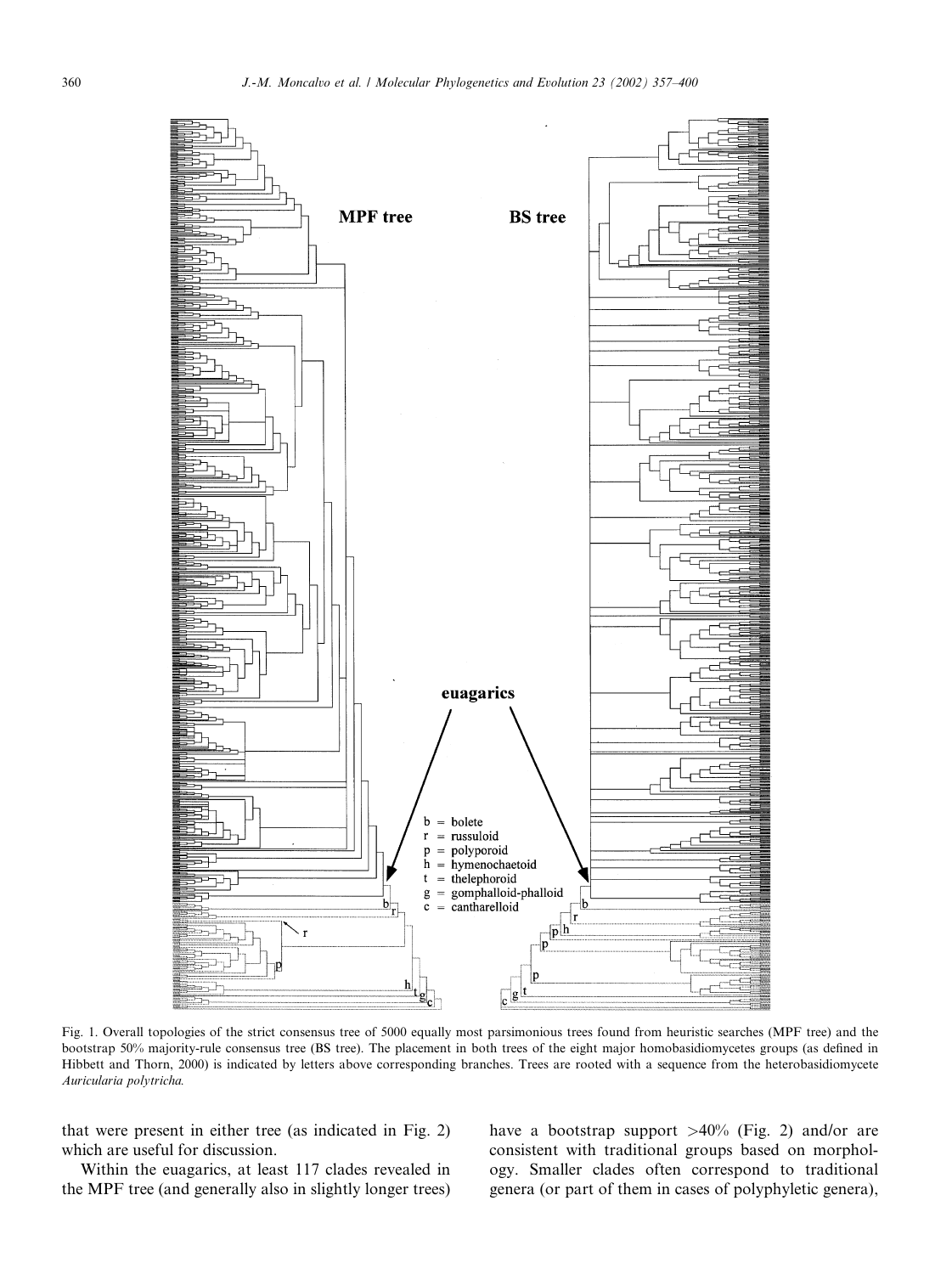Fig. 1. Overall topologies of the strict consensus tree of 5000 equally most parsimonious trees found from heuristic searches (MPF tree) and the bootstrap 50% majority-rule consensus tree (BS tree). The placement in both trees of the eight major homobasidiomycetes groups (as defined in Hibbett and Thorn, 2000) is indicated by letters above corresponding branches. Trees are rooted with a sequence from the heterobasidiomycete *Auricularia polytricha.*

that were present in either tree (as indicated in Fig. 2) which are useful for discussion.

Within the euagarics, at least 117 clades revealed in the MPF tree (and generally also in slightly longer trees) have a bootstrap support >40% (Fig. 2) and/or are consistent with traditional groups based on morphology. Smaller clades often correspond to traditional genera (or part of them in cases of polyphyletic genera),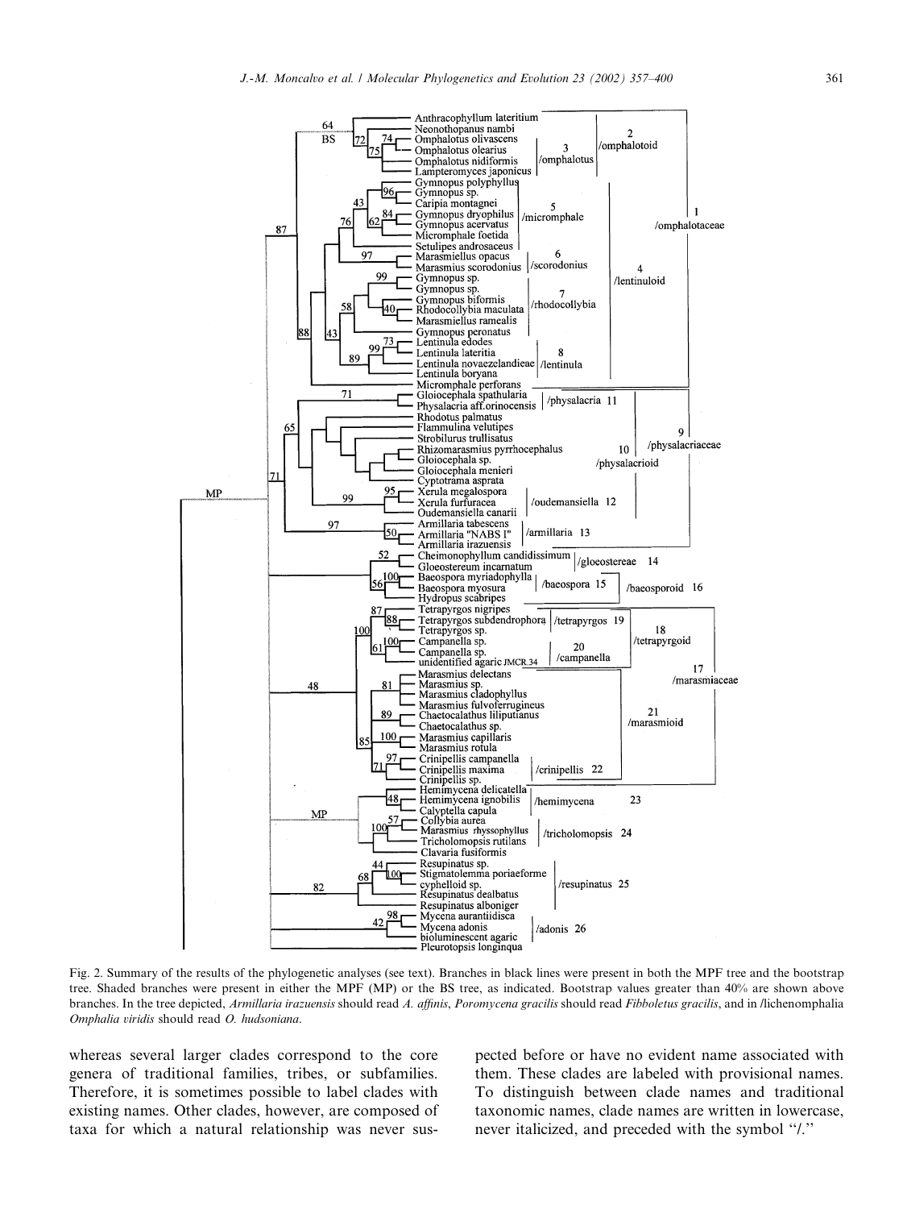Fig. 2. Summary of the results of the phylogenetic analyses (see text). Branches in black lines were present in both the MPF tree and the bootstrap tree. Shaded branches were present in either the MPF (MP) or the BS tree, as indicated. Bootstrap values greater than 40% are shown above branches. In the tree depicted, *Armillaria irazuensis* should read *A. affinis*, *Poromycena gracilis* should read *Fibboletus gracilis*, and in /lichenomphalia *Omphalia viridis* should read *O. hudsoniana*.

whereas several larger clades correspond to the core genera of traditional families, tribes, or subfamilies. Therefore, it is sometimes possible to label clades with existing names. Other clades, however, are composed of taxa for which a natural relationship was never suspected before or have no evident name associated with them. These clades are labeled with provisional names. To distinguish between clade names and traditional taxonomic names, clade names are written in lowercase, never italicized, and preceded with the symbol "/."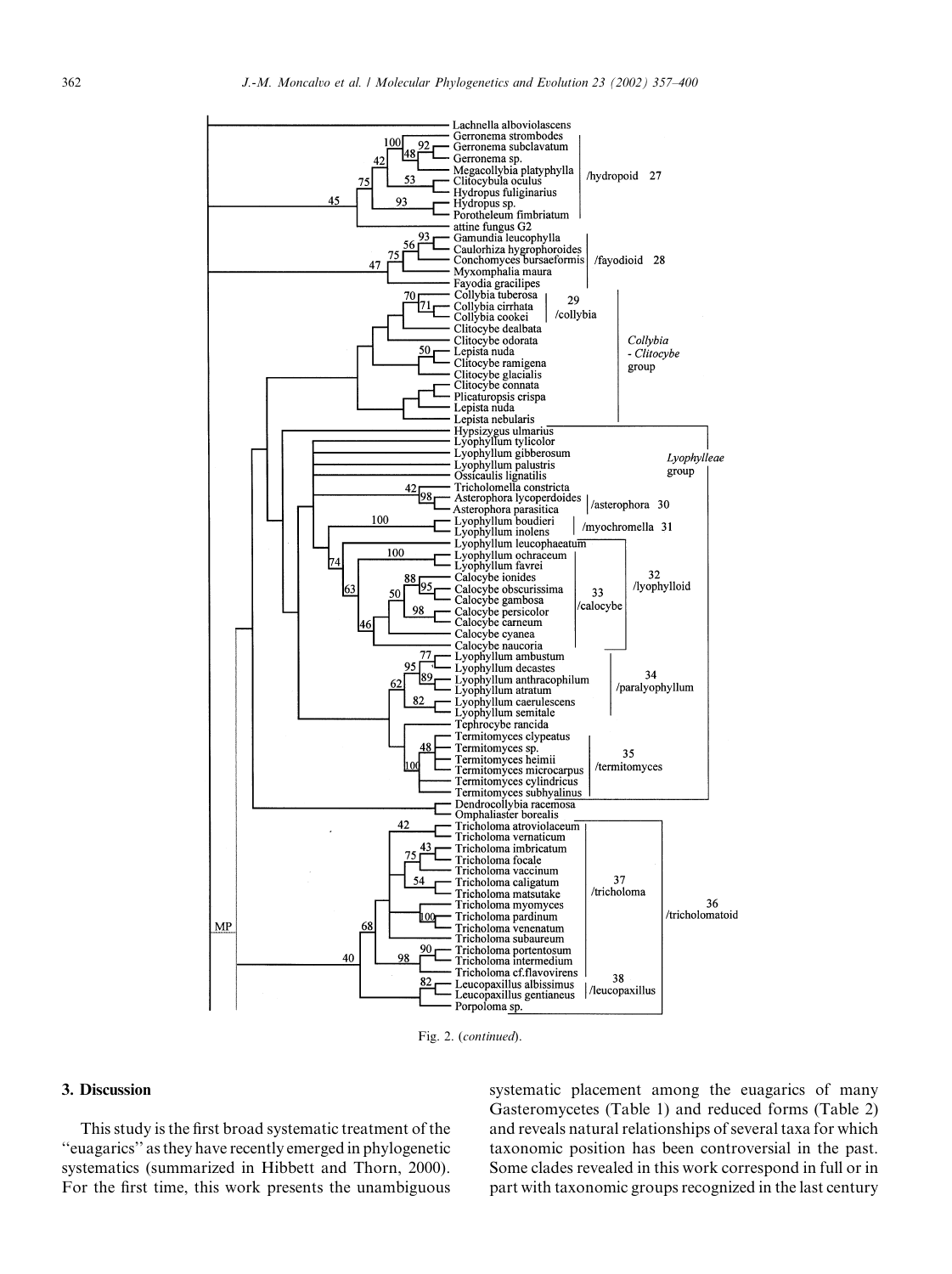Fig. 2. (*continued*).

## 3. Discussion

This study is the first broad systematic treatment of the "euagarics" as they have recently emerged in phylogenetic systematics (summarized in Hibbett and Thorn, 2000). For the first time, this work presents the unambiguous systematic placement among the euagarics of many Gasteromycetes (Table 1) and reduced forms (Table 2) and reveals natural relationships of several taxa for which taxonomic position has been controversial in the past. Some clades revealed in this work correspond in full or in part with taxonomic groups recognized in the last century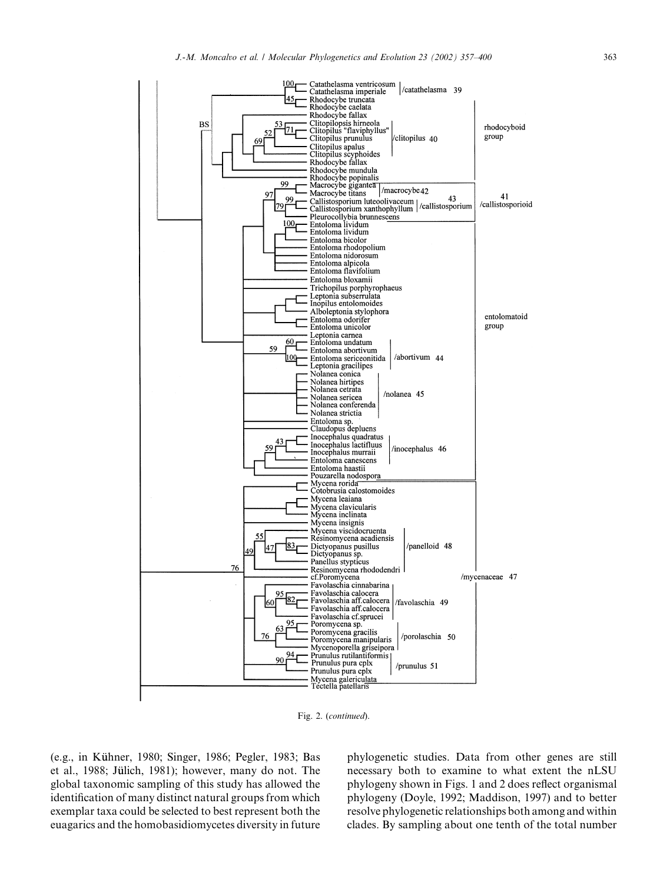Fig. 2. (*continued*).

(e.g., in Kühner, 1980; Singer, 1986; Pegler, 1983; Bas et al., 1988; Jülich, 1981); however, many do not. The global taxonomic sampling of this study has allowed the identification of many distinct natural groups from which exemplar taxa could be selected to best represent both the euagarics and the homobasidiomycetes diversity in future phylogenetic studies. Data from other genes are still necessary both to examine to what extent the nLSU phylogeny shown in Figs. 1 and 2 does reflect organismal phylogeny (Doyle, 1992; Maddison, 1997) and to better resolve phylogenetic relationships both among and within clades. By sampling about one tenth of the total number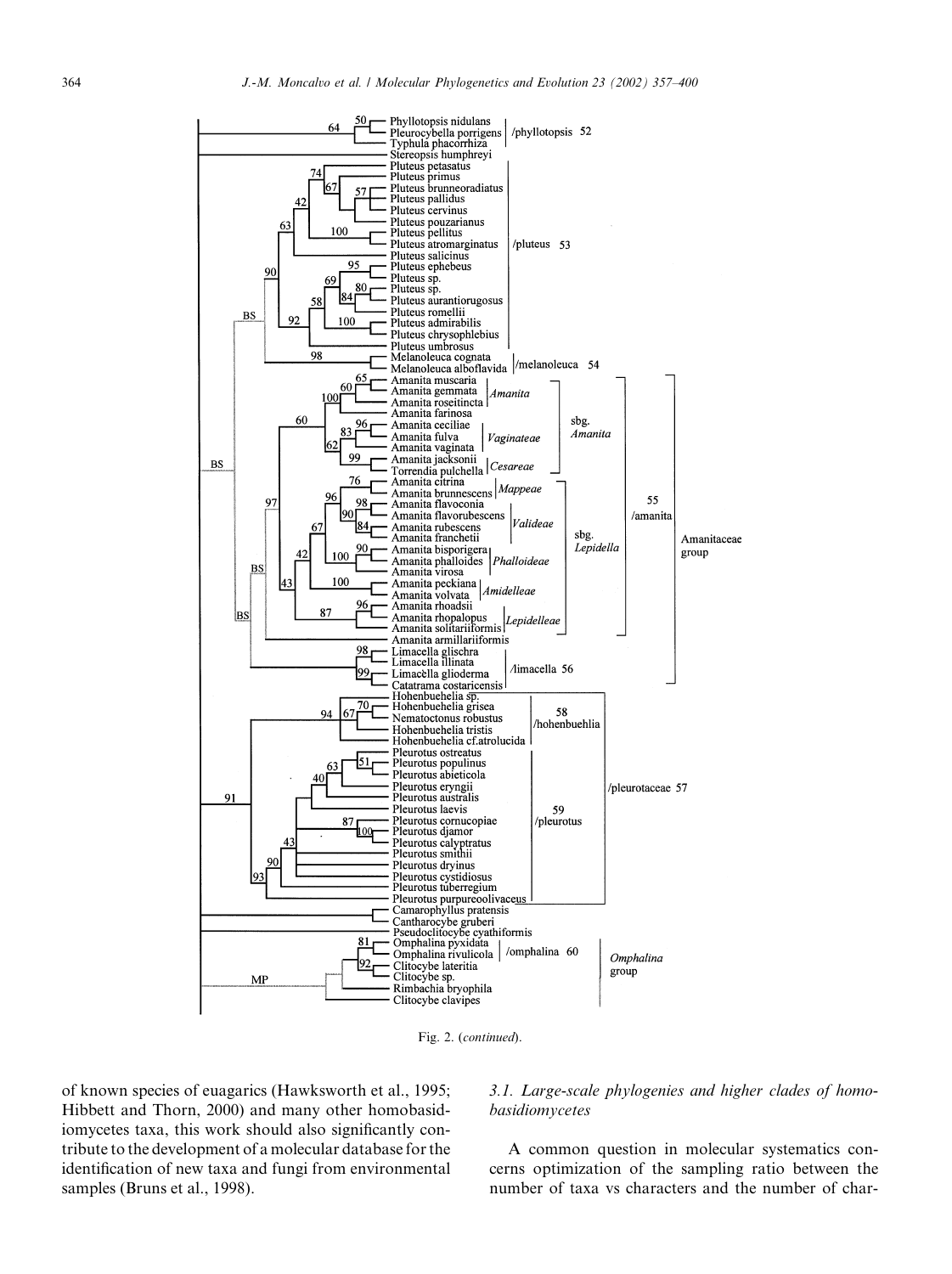Fig. 2. (*continued*).

of known species of euagarics (Hawksworth et al., 1995; Hibbett and Thorn, 2000) and many other homobasidiomycetes taxa, this work should also significantly contribute to the development of a molecular database for the identification of new taxa and fungi from environmental samples (Bruns et al., 1998).

### 3.1. Large-scale phylogenies and higher clades of homobasidiomycetes

A common question in molecular systematics concerns optimization of the sampling ratio between the number of taxa vs characters and the number of char-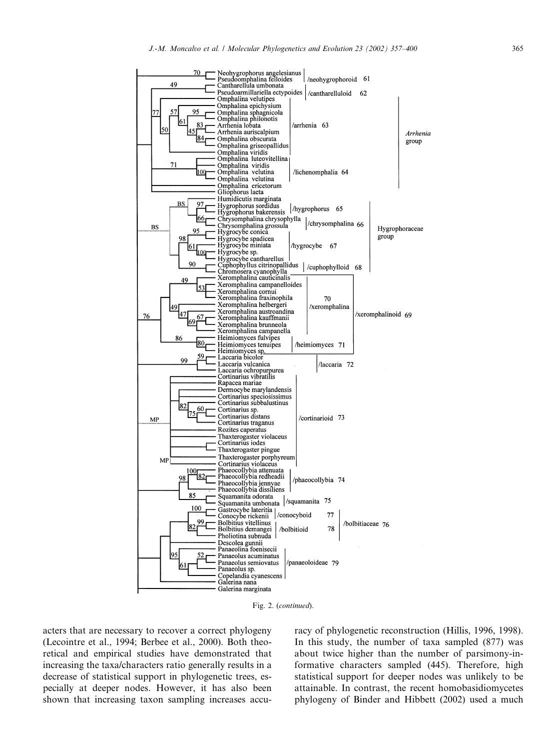Fig. 2. (*continued*).

acters that are necessary to recover a correct phylogeny (Lecointre et al., 1994; Berbee et al., 2000). Both theoretical and empirical studies have demonstrated that increasing the taxa/characters ratio generally results in a decrease of statistical support in phylogenetic trees, especially at deeper nodes. However, it has also been shown that increasing taxon sampling increases accuracy of phylogenetic reconstruction (Hillis, 1996, 1998). In this study, the number of taxa sampled (877) was about twice higher than the number of parsimony-informative characters sampled (445). Therefore, high statistical support for deeper nodes was unlikely to be attainable. In contrast, the recent homobasidiomycetes phylogeny of Binder and Hibbett (2002) used a much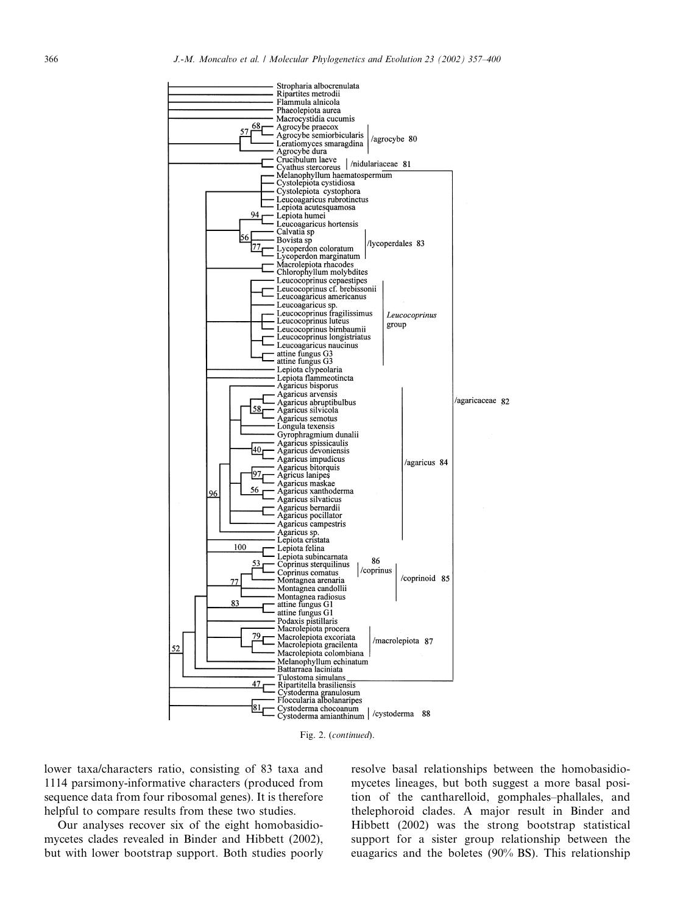Fig. 2. (*continued*).

lower taxa/characters ratio, consisting of 83 taxa and 1114 parsimony-informative characters (produced from sequence data from four ribosomal genes). It is therefore helpful to compare results from these two studies.

Our analyses recover six of the eight homobasidiomycetes clades revealed in Binder and Hibbett (2002), but with lower bootstrap support. Both studies poorly resolve basal relationships between the homobasidiomycetes lineages, but both suggest a more basal position of the cantharelloid, gomphales–phallales, and thelephoroid clades. A major result in Binder and Hibbett (2002) was the strong bootstrap statistical support for a sister group relationship between the euagarics and the boletes (90% BS). This relationship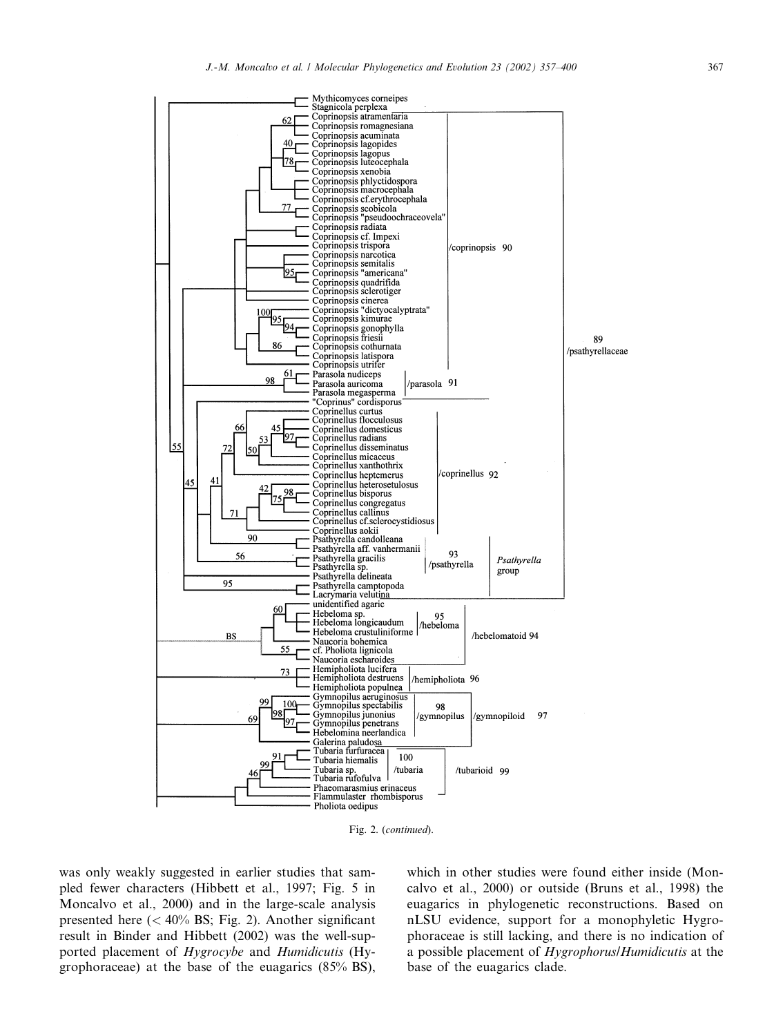Fig. 2. (*continued*).

was only weakly suggested in earlier studies that sampled fewer characters (Hibbett et al., 1997; Fig. 5 in Moncalvo et al., 2000) and in the large-scale analysis presented here (< 40% BS; Fig. 2). Another significant result in Binder and Hibbett (2002) was the well-supported placement of *Hygrocybe* and *Humidicutis* (Hygrophoraceae) at the base of the euagarics (85% BS), which in other studies were found either inside (Moncalvo et al., 2000) or outside (Bruns et al., 1998) the euagarics in phylogenetic reconstructions. Based on nLSU evidence, support for a monophyletic Hygrophoraceae is still lacking, and there is no indication of a possible placement of *Hygrophorus*/*Humidicutis* at the base of the euagarics clade.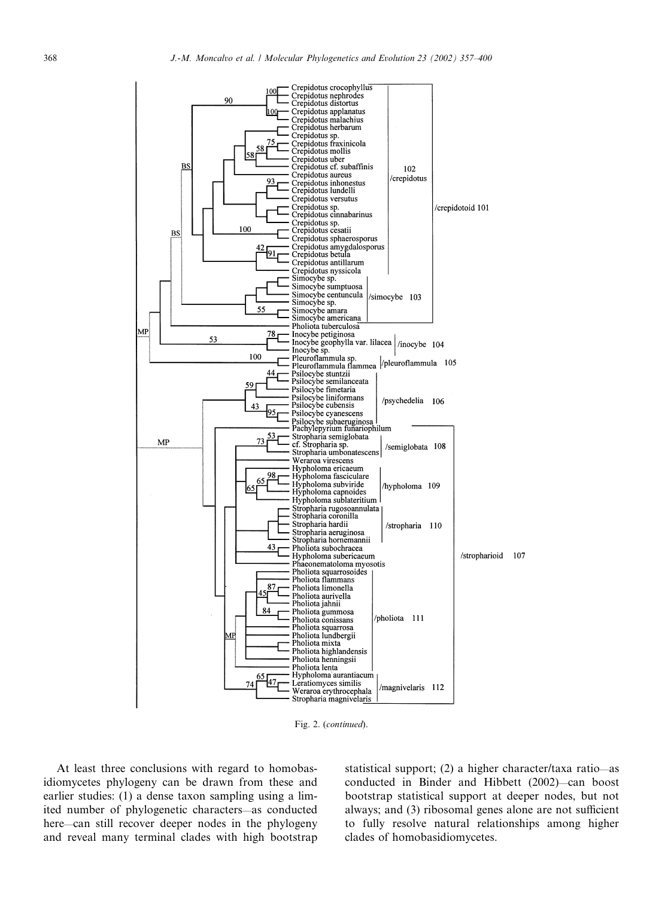Fig. 2. (*continued*).

At least three conclusions with regard to homobasidiomycetes phylogeny can be drawn from these and earlier studies: (1) a dense taxon sampling using a limited number of phylogenetic characters—as conducted here—can still recover deeper nodes in the phylogeny and reveal many terminal clades with high bootstrap statistical support; (2) a higher character/taxa ratio—as conducted in Binder and Hibbett (2002)—can boost bootstrap statistical support at deeper nodes, but not always; and (3) ribosomal genes alone are not sufficient to fully resolve natural relationships among higher clades of homobasidiomycetes.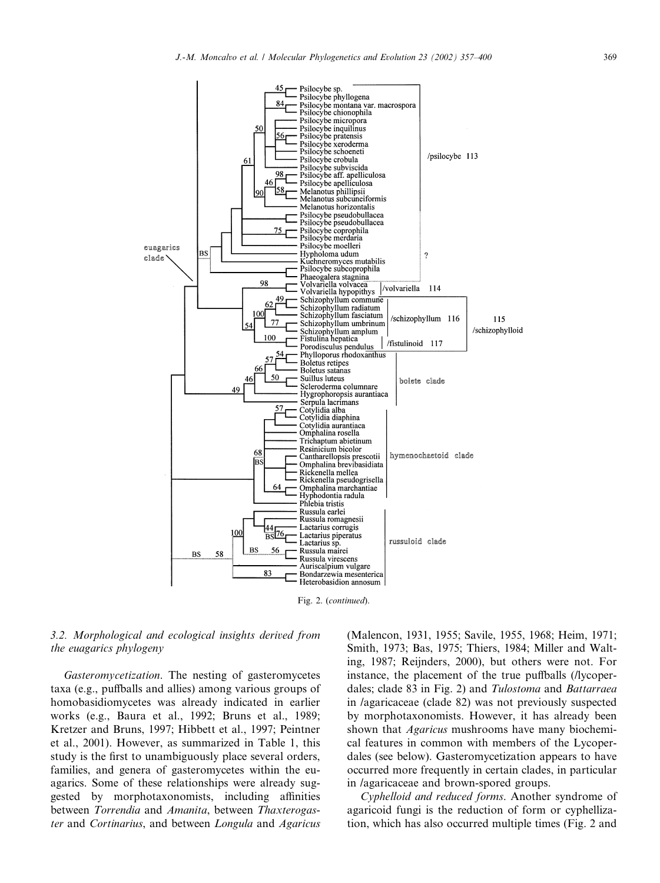Fig. 2. (*continued*).

### 3.2. Morphological and ecological insights derived from the euagarics phylogeny

*Gasteromycetization*. The nesting of gasteromycetes taxa (e.g., puffballs and allies) among various groups of homobasidiomycetes was already indicated in earlier works (e.g., Baura et al., 1992; Bruns et al., 1989; Kretzer and Bruns, 1997; Hibbett et al., 1997; Peintner et al., 2001). However, as summarized in Table 1, this study is the first to unambiguously place several orders, families, and genera of gasteromycetes within the euagarics. Some of these relationships were already suggested by morphotaxonomists, including affinities between *Torrendia* and *Amanita*, between *Thaxterogaster* and *Cortinarius*, and between *Longula* and *Agaricus* (Malencon, 1931, 1955; Savile, 1955, 1968; Heim, 1971; Smith, 1973; Bas, 1975; Thiers, 1984; Miller and Walting, 1987; Reijnders, 2000), but others were not. For instance, the placement of the true puffballs (/lycoperdales; clade 83 in Fig. 2) and *Tulostoma* and *Battarraea* in /agaricaceae (clade 82) was not previously suspected by morphotaxonomists. However, it has already been shown that *Agaricus* mushrooms have many biochemical features in common with members of the Lycoperdales (see below). Gasteromycetization appears to have occurred more frequently in certain clades, in particular in /agaricaceae and brown-spored groups.

*Cyphelloid and reduced forms*. Another syndrome of agaricoid fungi is the reduction of form or cyphellization, which has also occurred multiple times (Fig. 2 and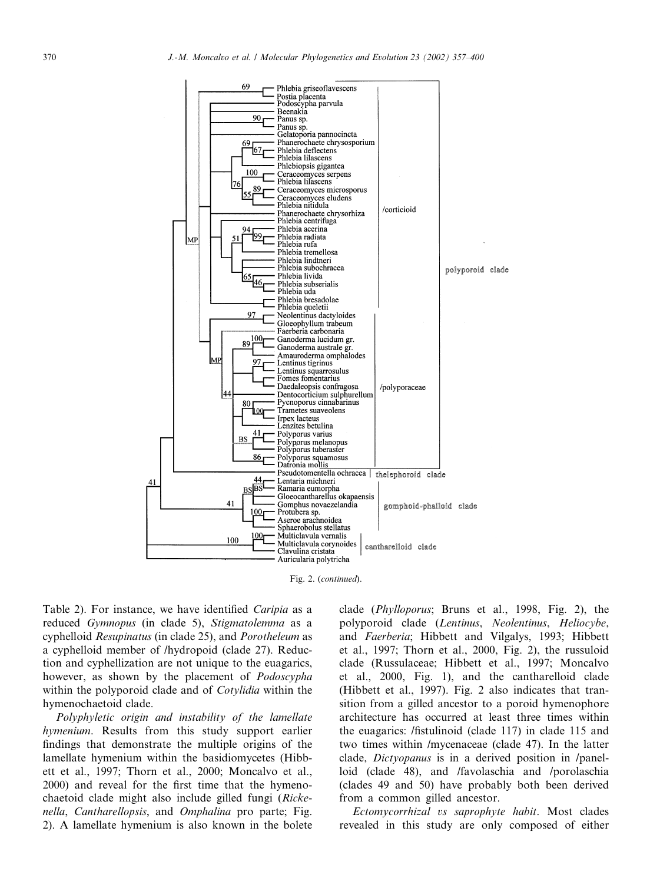Fig. 2. (*continued*).

Table 2). For instance, we have identified *Caripia* as a reduced *Gymnopus* (in clade 5), *Stigmatolemma* as a cyphelloid *Resupinatus* (in clade 25), and *Porotheleum* as a cyphelloid member of /hydropoid (clade 27). Reduction and cyphellization are not unique to the euagarics, however, as shown by the placement of *Podoscypha* within the polyporoid clade and of *Cotylidia* within the hymenochaetoid clade.

*Polyphyletic origin and instability of the lamellate hymenium*. Results from this study support earlier findings that demonstrate the multiple origins of the lamellate hymenium within the basidiomycetes (Hibbett et al., 1997; Thorn et al., 2000; Moncalvo et al., 2000) and reveal for the first time that the hymenochaetoid clade might also include gilled fungi (*Rickenella*, *Cantharellopsis*, and *Omphalina* pro parte; Fig. 2). A lamellate hymenium is also known in the bolete clade (*Phylloporus*; Bruns et al., 1998, Fig. 2), the polyporoid clade (*Lentinus*, *Neolentinus*, *Heliocybe*, and *Faerberia*; Hibbett and Vilgalys, 1993; Hibbett et al., 1997; Thorn et al., 2000, Fig. 2), the russuloid clade (Russulaceae; Hibbett et al., 1997; Moncalvo et al., 2000, Fig. 1), and the cantharelloid clade (Hibbett et al., 1997). Fig. 2 also indicates that transition from a gilled ancestor to a poroid hymenophore architecture has occurred at least three times within the euagarics: /fistulinoid (clade 117) in clade 115 and two times within /mycenaceae (clade 47). In the latter clade, *Dictyopanus* is in a derived position in /panelloid (clade 48), and /favolaschia and /porolaschia (clades 49 and 50) have probably both been derived from a common gilled ancestor.

*Ectomycorrhizal vs saprophyte habit*. Most clades revealed in this study are only composed of either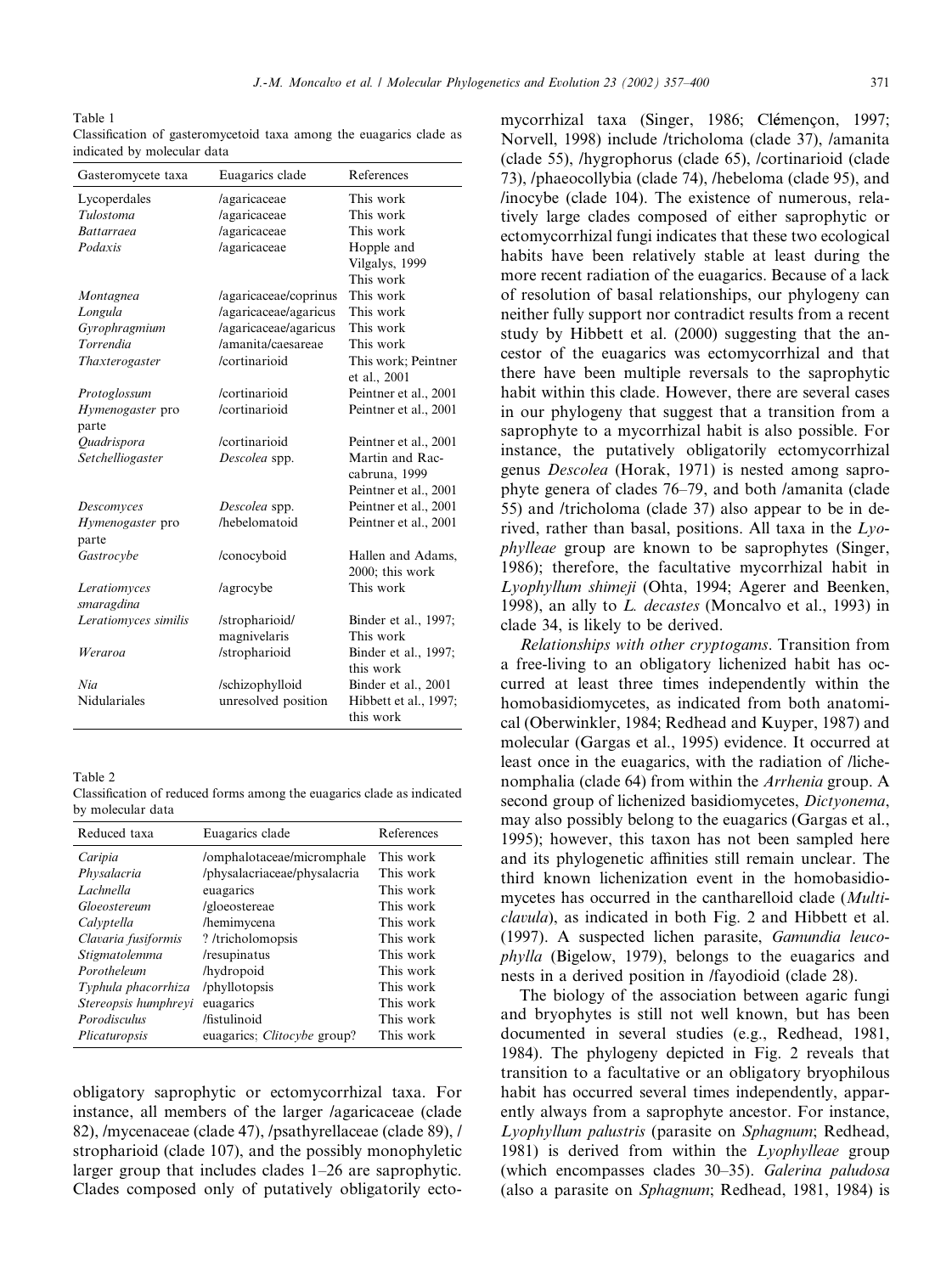Table 1
Classification of gasteromycetoid taxa among the euagarics clade as indicated by molecular data

| Gasteromycete taxa | Euagarics clade | References |
|---|---|---|
| Lycoperdales | /agaricaceae | This work |
| *Tulostoma* | /agaricaceae | This work |
| *Battarraea* | /agaricaceae | This work |
| *Podaxis* | /agaricaceae | Hopple and Vilgalys, 1999 This work |
| *Montagnea* | /agaricaceae/coprinus | This work |
| *Longula* | /agaricaceae/agaricus | This work |
| *Gyrophragmium* | /agaricaceae/agaricus | This work |
| *Torrendia* | /amanita/caesareae | This work |
| *Thaxterogaster* | /cortinarioid | This work; Peintner et al., 2001 |
| *Protoglossum* | /cortinarioid | Peintner et al., 2001 |
| *Hymenogaster* pro parte | /cortinarioid | Peintner et al., 2001 |
| *Quadrispora* | /cortinarioid | Peintner et al., 2001 |
| *Setchelliogaster* | *Descolea* spp. | Martin and Raccabruna, 1999 Peintner et al., 2001 |
| *Descomyces* | *Descolea* spp. | Peintner et al., 2001 |
| *Hymenogaster* pro parte | /hebelomatoid | Peintner et al., 2001 |
| *Gastrocybe* | /conocyboid | Hallen and Adams, 2000; this work |
| *Leratiomyces smaragdina* | /agrocybe | This work |
| *Leratiomyces similis* | /stropharioid/ magnivelaris | Binder et al., 1997; This work |
| *Weraroa* | /stropharioid | Binder et al., 1997; this work |
| *Nia* | /schizophylloid | Binder et al., 2001 |
| Nidulariales | unresolved position | Hibbett et al., 1997; this work |

Table 2
Classification of reduced forms among the euagarics clade as indicated by molecular data

| Reduced taxa | Euagarics clade | References |
|---|---|---|
| *Caripia* | /omphalotaceae/micromphale | This work |
| *Physalacria* | /physalacriaceae/physalacria | This work |
| *Lachnella* | euagarics | This work |
| *Gloeostereum* | /gloeostereae | This work |
| *Calyptella* | /hemimycena | This work |
| *Clavaria fusiformis* | ? /tricholomopsis | This work |
| *Stigmatolemma* | /resupinatus | This work |
| *Porotheleum* | /hydropoid | This work |
| *Typhula phacorrhiza* | /phyllotopsis | This work |
| *Stereopsis humphreyi* | euagarics | This work |
| *Porodisculus* | /fistulinoid | This work |
| *Plicaturopsis* | euagarics; *Clitocybe* group? | This work |

obligatory saprophytic or ectomycorrhizal taxa. For instance, all members of the larger /agaricaceae (clade 82), /mycenaceae (clade 47), /psathyrellaceae (clade 89), /stropharioid (clade 107), and the possibly monophyletic larger group that includes clades 1–26 are saprophytic. Clades composed only of putatively obligatorily ectomycorrhizal taxa (Singer, 1986; Clémençon, 1997; Norvell, 1998) include /tricholoma (clade 37), /amanita (clade 55), /hygrophorus (clade 65), /cortinarioid (clade 73), /phaeocollybia (clade 74), /hebeloma (clade 95), and /inocybe (clade 104). The existence of numerous, relatively large clades composed of either saprophytic or ectomycorrhizal fungi indicates that these two ecological habits have been relatively stable at least during the more recent radiation of the euagarics. Because of a lack of resolution of basal relationships, our phylogeny can neither fully support nor contradict results from a recent study by Hibbett et al. (2000) suggesting that the ancestor of the euagarics was ectomycorrhizal and that there have been multiple reversals to the saprophytic habit within this clade. However, there are several cases in our phylogeny that suggest that a transition from a saprophyte to a mycorrhizal habit is also possible. For instance, the putatively obligatorily ectomycorrhizal genus *Descolea* (Horak, 1971) is nested among saprophyte genera of clades 76–79, and both /amanita (clade 55) and /tricholoma (clade 37) also appear to be in derived, rather than basal, positions. All taxa in the *Lyophylleae* group are known to be saprophytes (Singer, 1986); therefore, the facultative mycorrhizal habit in *Lyophyllum shimeji* (Ohta, 1994; Agerer and Beenken, 1998), an ally to *L. decastes* (Moncalvo et al., 1993) in clade 34, is likely to be derived.

*Relationships with other cryptogams*. Transition from a free-living to an obligatory lichenized habit has occurred at least three times independently within the homobasidiomycetes, as indicated from both anatomical (Oberwinkler, 1984; Redhead and Kuyper, 1987) and molecular (Gargas et al., 1995) evidence. It occurred at least once in the euagarics, with the radiation of /lichenomphalia (clade 64) from within the *Arrhenia* group. A second group of lichenized basidiomycetes, *Dictyonema*, may also possibly belong to the euagarics (Gargas et al., 1995); however, this taxon has not been sampled here and its phylogenetic affinities still remain unclear. The third known lichenization event in the homobasidiomycetes has occurred in the cantharelloid clade (*Multiclavula*), as indicated in both Fig. 2 and Hibbett et al. (1997). A suspected lichen parasite, *Gamundia leucophylla* (Bigelow, 1979), belongs to the euagarics and nests in a derived position in /fayodioid (clade 28).

The biology of the association between agaric fungi and bryophytes is still not well known, but has been documented in several studies (e.g., Redhead, 1981, 1984). The phylogeny depicted in Fig. 2 reveals that transition to a facultative or an obligatory bryophilous habit has occurred several times independently, apparently always from a saprophyte ancestor. For instance, *Lyophyllum palustris* (parasite on *Sphagnum*; Redhead, 1981) is derived from within the *Lyophylleae* group (which encompasses clades 30–35). *Galerina paludosa* (also a parasite on *Sphagnum*; Redhead, 1981, 1984) is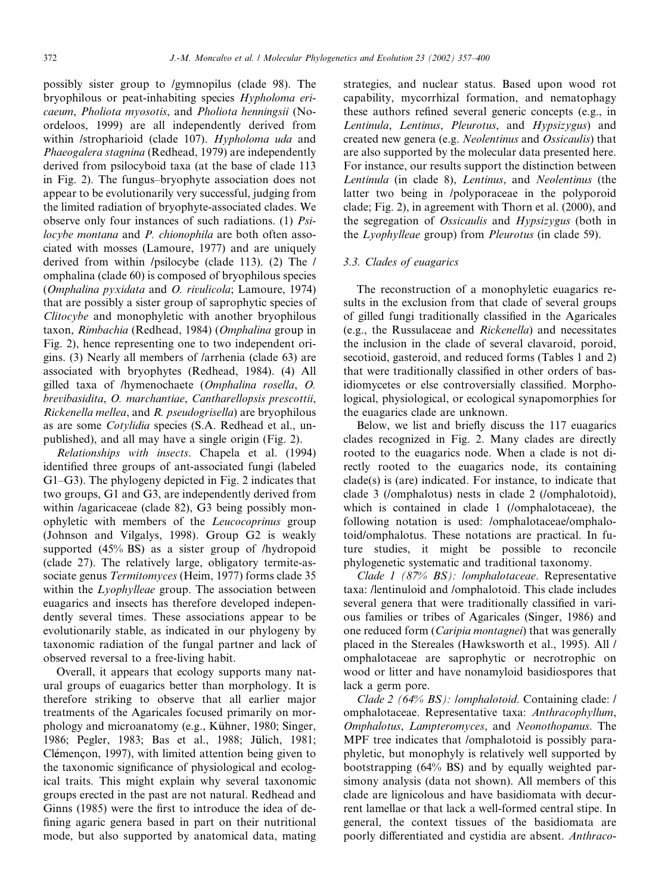possibly sister group to /gymnopilus (clade 98). The bryophilous or peat-inhabiting species *Hypholoma ericaeum*, *Pholiota myosotis*, and *Pholiota henningsii* (Noordeloos, 1999) are all independently derived from within /stropharioid (clade 107). *Hypholoma uda* and *Phaeogalera stagnina* (Redhead, 1979) are independently derived from psilocyboid taxa (at the base of clade 113 in Fig. 2). The fungus–bryophyte association does not appear to be evolutionarily very successful, judging from the limited radiation of bryophyte-associated clades. We observe only four instances of such radiations. (1) *Psilocybe montana* and *P. chionophila* are both often associated with mosses (Lamoure, 1977) and are uniquely derived from within /psilocybe (clade 113). (2) The /omphalina (clade 60) is composed of bryophilous species (*Omphalina pyxidata* and *O. rivulicola*; Lamoure, 1974) that are possibly a sister group of saprophytic species of *Clitocybe* and monophyletic with another bryophilous taxon, *Rimbachia* (Redhead, 1984) (*Omphalina* group in Fig. 2), hence representing one to two independent origins. (3) Nearly all members of /arrhenia (clade 63) are associated with bryophytes (Redhead, 1984). (4) All gilled taxa of /hymenochaete (*Omphalina rosella*, *O. brevibasidita*, *O. marchantiae*, *Cantharellopsis prescottii*, *Rickenella mellea*, and *R. pseudogrisella*) are bryophilous as are some *Cotylidia* species (S.A. Redhead et al., unpublished), and all may have a single origin (Fig. 2).

*Relationships with insects*. Chapela et al. (1994) identified three groups of ant-associated fungi (labeled G1–G3). The phylogeny depicted in Fig. 2 indicates that two groups, G1 and G3, are independently derived from within /agaricaceae (clade 82), G3 being possibly monophyletic with members of the *Leucocoprinus* group (Johnson and Vilgalys, 1998). Group G2 is weakly supported (45% BS) as a sister group of /hydropoid (clade 27). The relatively large, obligatory termite-associate genus *Termitomyces* (Heim, 1977) forms clade 35 within the *Lyophylleae* group. The association between euagarics and insects has therefore developed independently several times. These associations appear to be evolutionarily stable, as indicated in our phylogeny by taxonomic radiation of the fungal partner and lack of observed reversal to a free-living habit.

Overall, it appears that ecology supports many natural groups of euagarics better than morphology. It is therefore striking to observe that all earlier major treatments of the Agaricales focused primarily on morphology and microanatomy (e.g., Kühner, 1980; Singer, 1986; Pegler, 1983; Bas et al., 1988; Jülich, 1981; Clémençon, 1997), with limited attention being given to the taxonomic significance of physiological and ecological traits. This might explain why several taxonomic groups erected in the past are not natural. Redhead and Ginns (1985) were the first to introduce the idea of defining agaric genera based in part on their nutritional mode, but also supported by anatomical data, mating strategies, and nuclear status. Based upon wood rot capability, mycorrhizal formation, and nematophagy these authors refined several generic concepts (e.g., in *Lentinula*, *Lentinus*, *Pleurotus*, and *Hypsizygus*) and created new genera (e.g. *Neolentinus* and *Ossicaulis*) that are also supported by the molecular data presented here. For instance, our results support the distinction between *Lentinula* (in clade 8), *Lentinus*, and *Neolentinus* (the latter two being in /polyporaceae in the polyporoid clade; Fig. 2), in agreement with Thorn et al. (2000), and the segregation of *Ossicaulis* and *Hypsizygus* (both in the *Lyophylleae* group) from *Pleurotus* (in clade 59).

### 3.3. Clades of euagarics

The reconstruction of a monophyletic euagarics results in the exclusion from that clade of several groups of gilled fungi traditionally classified in the Agaricales (e.g., the Russulaceae and *Rickenella*) and necessitates the inclusion in the clade of several clavaroid, poroid, secotioid, gasteroid, and reduced forms (Tables 1 and 2) that were traditionally classified in other orders of basidiomycetes or else controversially classified. Morphological, physiological, or ecological synapomorphies for the euagarics clade are unknown.

Below, we list and briefly discuss the 117 euagarics clades recognized in Fig. 2. Many clades are directly rooted to the euagarics node. When a clade is not directly rooted to the euagarics node, its containing clade(s) is (are) indicated. For instance, to indicate that clade 3 (/omphalotus) nests in clade 2 (/omphalotoid), which is contained in clade 1 (/omphalotaceae), the following notation is used: /omphalotaceae/omphalotoid/omphalotus. These notations are practical. In future studies, it might be possible to reconcile phylogenetic systematic and traditional taxonomy.

*Clade 1 (87% BS): /omphalotaceae*. Representative taxa: /lentinuloid and /omphalotoid. This clade includes several genera that were traditionally classified in various families or tribes of Agaricales (Singer, 1986) and one reduced form (*Caripia montagnei*) that was generally placed in the Stereales (Hawksworth et al., 1995). All /omphalotaceae are saprophytic or necrotrophic on wood or litter and have nonamyloid basidiospores that lack a germ pore.

*Clade 2 (64% BS): /omphalotoid*. Containing clade: /omphalotaceae. Representative taxa: *Anthracophyllum*, *Omphalotus*, *Lampteromyces*, and *Neonothopanus*. The MPF tree indicates that /omphalotoid is possibly paraphyletic, but monophyly is relatively well supported by bootstrapping (64% BS) and by equally weighted parsimony analysis (data not shown). All members of this clade are lignicolous and have basidiomata with decurrent lamellae or that lack a well-formed central stipe. In general, the context tissues of the basidiomata are poorly differentiated and cystidia are absent. *Anthraco-*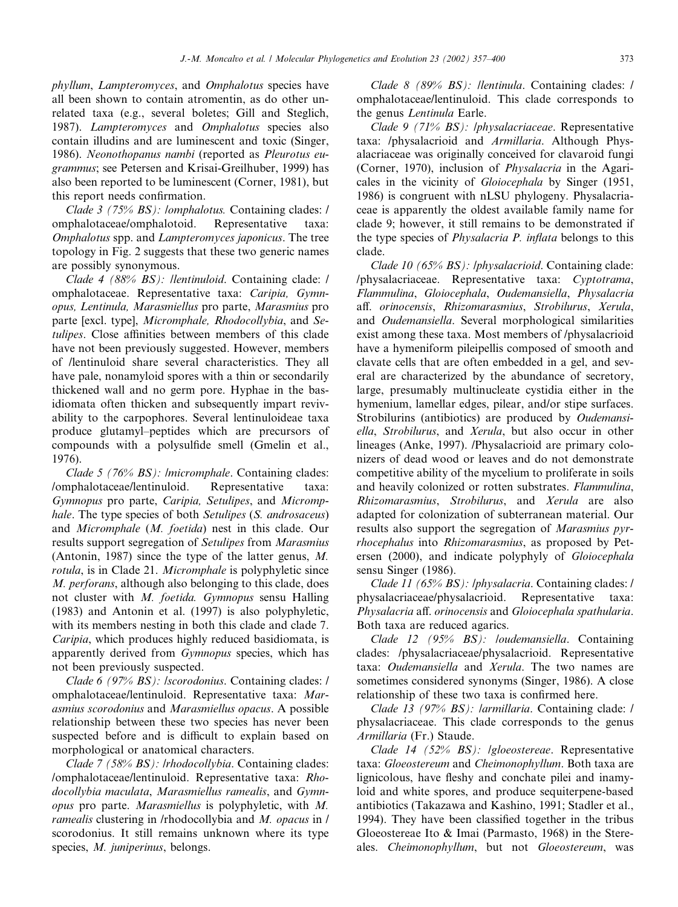*phyllum*, *Lampteromyces*, and *Omphalotus* species have all been shown to contain atromentin, as do other unrelated taxa (e.g., several boletes; Gill and Steglich, 1987). *Lampteromyces* and *Omphalotus* species also contain illudins and are luminescent and toxic (Singer, 1986). *Neonothopanus nambi* (reported as *Pleurotus eugrammus*; see Petersen and Krisai-Greilhuber, 1999) has also been reported to be luminescent (Corner, 1981), but this report needs confirmation.

*Clade 3 (75% BS): /omphalotus.* Containing clades: /omphalotaceae/omphalotoid. Representative taxa: *Omphalotus* spp. and *Lampteromyces japonicus*. The tree topology in Fig. 2 suggests that these two generic names are possibly synonymous.

*Clade 4 (88% BS): /lentinuloid.* Containing clade: /omphalotaceae. Representative taxa: *Caripia, Gymnopus, Lentinula, Marasmiellus* pro parte, *Marasmius* pro parte [excl. type], *Micromphale, Rhodocollybia*, and *Setulipes*. Close affinities between members of this clade have not been previously suggested. However, members of /lentinuloid share several characteristics. They all have pale, nonamyloid spores with a thin or secondarily thickened wall and no germ pore. Hyphae in the basidiomata often thicken and subsequently impart revivability to the carpophores. Several lentinuloideae taxa produce glutamyl–peptides which are precursors of compounds with a polysulfide smell (Gmelin et al., 1976).

*Clade 5 (76% BS): /micromphale.* Containing clades: /omphalotaceae/lentinuloid. Representative taxa: *Gymnopus* pro parte, *Caripia, Setulipes*, and *Micromphale*. The type species of both *Setulipes* (*S. androsaceus*) and *Micromphale* (*M. foetida*) nest in this clade. Our results support segregation of *Setulipes* from *Marasmius* (Antonin, 1987) since the type of the latter genus, *M. rotula*, is in Clade 21. *Micromphale* is polyphyletic since *M. perforans*, although also belonging to this clade, does not cluster with *M. foetida. Gymnopus* sensu Halling (1983) and Antonin et al. (1997) is also polyphyletic, with its members nesting in both this clade and clade 7. *Caripia*, which produces highly reduced basidiomata, is apparently derived from *Gymnopus* species, which has not been previously suspected.

*Clade 6 (97% BS): /scorodonius.* Containing clades: /omphalotaceae/lentinuloid. Representative taxa: *Marasmius scorodonius* and *Marasmiellus opacus*. A possible relationship between these two species has never been suspected before and is difficult to explain based on morphological or anatomical characters.

*Clade 7 (58% BS): /rhodocollybia.* Containing clades: /omphalotaceae/lentinuloid. Representative taxa: *Rhodocollybia maculata, Marasmiellus ramealis*, and *Gymnopus* pro parte. *Marasmiellus* is polyphyletic, with *M. ramealis* clustering in /rhodocollybia and *M. opacus* in /scorodonius. It still remains unknown where its type species, *M. juniperinus*, belongs.

*Clade 8 (89% BS): /lentinula.* Containing clades: /omphalotaceae/lentinuloid. This clade corresponds to the genus *Lentinula* Earle.

*Clade 9 (71% BS): /physalacriaceae.* Representative taxa: /physalacrioid and *Armillaria*. Although Physalacriaceae was originally conceived for clavaroid fungi (Corner, 1970), inclusion of *Physalacria* in the Agaricales in the vicinity of *Gloiocephala* by Singer (1951, 1986) is congruent with nLSU phylogeny. Physalacriaceae is apparently the oldest available family name for clade 9; however, it still remains to be demonstrated if the type species of *Physalacria P. inflata* belongs to this clade.

*Clade 10 (65% BS): /physalacrioid.* Containing clade: /physalacriaceae. Representative taxa: *Cyptotrama, Flammulina, Gloiocephala, Oudemansiella, Physalacria* aff. *orinocensis, Rhizomarasmius, Strobilurus, Xerula*, and *Oudemansiella*. Several morphological similarities exist among these taxa. Most members of /physalacrioid have a hymeniform pileipellis composed of smooth and clavate cells that are often embedded in a gel, and several are characterized by the abundance of secretory, large, presumably multinucleate cystidia either in the hymenium, lamellar edges, pilear, and/or stipe surfaces. Strobilurins (antibiotics) are produced by *Oudemansiella, Strobilurus*, and *Xerula*, but also occur in other lineages (Anke, 1997). /Physalacrioid are primary colonizers of dead wood or leaves and do not demonstrate competitive ability of the mycelium to proliferate in soils and heavily colonized or rotten substrates. *Flammulina, Rhizomarasmius, Strobilurus*, and *Xerula* are also adapted for colonization of subterranean material. Our results also support the segregation of *Marasmius pyrrhocephalus* into *Rhizomarasmius*, as proposed by Petersen (2000), and indicate polyphyly of *Gloiocephala* sensu Singer (1986).

*Clade 11 (65% BS): /physalacria.* Containing clades: /physalacriaceae/physalacrioid. Representative taxa: *Physalacria* aff. *orinocensis* and *Gloiocephala spathularia*. Both taxa are reduced agarics.

*Clade 12 (95% BS): /oudemansiella.* Containing clades: /physalacriaceae/physalacrioid. Representative taxa: *Oudemansiella* and *Xerula*. The two names are sometimes considered synonyms (Singer, 1986). A close relationship of these two taxa is confirmed here.

*Clade 13 (97% BS): /armillaria.* Containing clade: /physalacriaceae. This clade corresponds to the genus *Armillaria* (Fr.) Staude.

*Clade 14 (52% BS): /gloeostereae.* Representative taxa: *Gloeostereum* and *Cheimonophyllum*. Both taxa are lignicolous, have fleshy and conchate pilei and inamyloid and white spores, and produce sequiterpene-based antibiotics (Takazawa and Kashino, 1991; Stadler et al., 1994). They have been classified together in the tribus Gloeostereae Ito & Imai (Parmasto, 1968) in the Stereales. *Cheimonophyllum*, but not *Gloeostereum*, was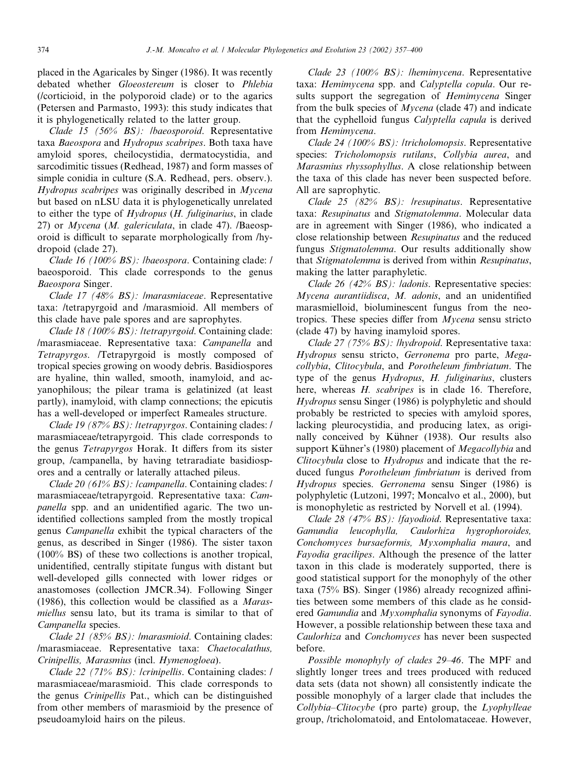placed in the Agaricales by Singer (1986). It was recently debated whether *Gloeostereum* is closer to *Phlebia* (/corticioid, in the polyporoid clade) or to the agarics (Petersen and Parmasto, 1993): this study indicates that it is phylogenetically related to the latter group.

*Clade 15 (56% BS): /baeosporoid*. Representative taxa *Baeospora* and *Hydropus scabripes*. Both taxa have amyloid spores, cheilocystidia, dermatocystidia, and sarcodimitic tissues (Redhead, 1987) and form masses of simple conidia in culture (S.A. Redhead, pers. observ.). *Hydropus scabripes* was originally described in *Mycena* but based on nLSU data it is phylogenetically unrelated to either the type of *Hydropus* (*H. fuliginarius*, in clade 27) or *Mycena* (*M. galericulata*, in clade 47). /Baeosporoid is difficult to separate morphologically from /hydropoid (clade 27).

*Clade 16 (100% BS): /baeospora*. Containing clade: /baeosporoid. This clade corresponds to the genus *Baeospora* Singer.

*Clade 17 (48% BS): /marasmiaceae*. Representative taxa: /tetrapyrgoid and /marasmioid. All members of this clade have pale spores and are saprophytes.

*Clade 18 (100% BS): /tetrapyrgoid*. Containing clade: /marasmiaceae. Representative taxa: *Campanella* and *Tetrapyrgos*. /Tetrapyrgoid is mostly composed of tropical species growing on woody debris. Basidiospores are hyaline, thin walled, smooth, inamyloid, and acyanophilous; the pilear trama is gelatinized (at least partly), inamyloid, with clamp connections; the epicutis has a well-developed or imperfect Rameales structure.

*Clade 19 (87% BS): /tetrapyrgos*. Containing clades: /marasmiaceae/tetrapyrgoid. This clade corresponds to the genus *Tetrapyrgos* Horak. It differs from its sister group, /campanella, by having tetraradiate basidiospores and a centrally or laterally attached pileus.

*Clade 20 (61% BS): /campanella*. Containing clades: /marasmiaceae/tetrapyrgoid. Representative taxa: *Campanella* spp. and an unidentified agaric. The two unidentified collections sampled from the mostly tropical genus *Campanella* exhibit the typical characters of the genus, as described in Singer (1986). The sister taxon (100% BS) of these two collections is another tropical, unidentified, centrally stipitate fungus with distant but well-developed gills connected with lower ridges or anastomoses (collection JMCR.34). Following Singer (1986), this collection would be classified as a *Marasmiellus* sensu lato, but its trama is similar to that of *Campanella* species.

*Clade 21 (85% BS): /marasmioid*. Containing clades: /marasmiaceae. Representative taxa: *Chaetocalathus, Crinipellis, Marasmius* (incl. *Hymenogloea*).

*Clade 22 (71% BS): /crinipellis*. Containing clades: /marasmiaceae/marasmioid. This clade corresponds to the genus *Crinipellis* Pat., which can be distinguished from other members of marasmioid by the presence of pseudoamyloid hairs on the pileus.

*Clade 23 (100% BS): /hemimycena*. Representative taxa: *Hemimycena* spp. and *Calyptella copula*. Our results support the segregation of *Hemimycena* Singer from the bulk species of *Mycena* (clade 47) and indicate that the cyphelloid fungus *Calyptella capula* is derived from *Hemimycena*.

*Clade 24 (100% BS): /tricholomopsis*. Representative species: *Tricholomopsis rutilans*, *Collybia aurea*, and *Marasmius rhyssophyllus*. A close relationship between the taxa of this clade has never been suspected before. All are saprophytic.

*Clade 25 (82% BS): /resupinatus*. Representative taxa: *Resupinatus* and *Stigmatolemma*. Molecular data are in agreement with Singer (1986), who indicated a close relationship between *Resupinatus* and the reduced fungus *Stigmatolemma*. Our results additionally show that *Stigmatolemma* is derived from within *Resupinatus*, making the latter paraphyletic.

*Clade 26 (42% BS): /adonis*. Representative species: *Mycena aurantiidisca*, *M. adonis*, and an unidentified marasmielloid, bioluminescent fungus from the neotropics. These species differ from *Mycena* sensu stricto (clade 47) by having inamyloid spores.

*Clade 27 (75% BS): /hydropoid*. Representative taxa: *Hydropus* sensu stricto, *Gerronema* pro parte, *Megacollybia*, *Clitocybula*, and *Porotheleum fimbriatum*. The type of the genus *Hydropus*, *H. fuliginarius*, clusters here, whereas *H. scabripes* is in clade 16. Therefore, *Hydropus* sensu Singer (1986) is polyphyletic and should probably be restricted to species with amyloid spores, lacking pleurocystidia, and producing latex, as originally conceived by Kühner (1938). Our results also support Kühner's (1980) placement of *Megacollybia* and *Clitocybula* close to *Hydropus* and indicate that the reduced fungus *Porotheleum fimbriatum* is derived from *Hydropus* species. *Gerronema* sensu Singer (1986) is polyphyletic (Lutzoni, 1997; Moncalvo et al., 2000), but is monophyletic as restricted by Norvell et al. (1994).

*Clade 28 (47% BS): /fayodioid*. Representative taxa: *Gamundia leucophylla, Caulorhiza hygrophoroides, Conchomyces bursaeformis, Myxomphalia maura*, and *Fayodia gracilipes*. Although the presence of the latter taxon in this clade is moderately supported, there is good statistical support for the monophyly of the other taxa (75% BS). Singer (1986) already recognized affinities between some members of this clade as he considered *Gamundia* and *Myxomphalia* synonyms of *Fayodia*. However, a possible relationship between these taxa and *Caulorhiza* and *Conchomyces* has never been suspected before.

*Possible monophyly of clades 29–46*. The MPF and slightly longer trees and trees produced with reduced data sets (data not shown) all consistently indicate the possible monophyly of a larger clade that includes the *Collybia–Clitocybe* (pro parte) group, the *Lyophylleae* group, /tricholomatoid, and Entolomataceae. However,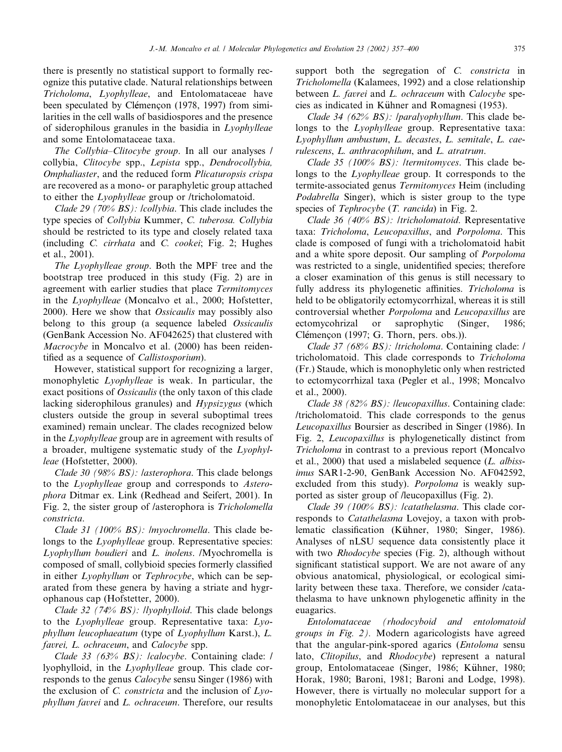there is presently no statistical support to formally recognize this putative clade. Natural relationships between *Tricholoma*, *Lyophylleae*, and Entolomataceae have been speculated by Clémençon (1978, 1997) from similarities in the cell walls of basidiospores and the presence of siderophilous granules in the basidia in *Lyophylleae* and some Entolomataceae taxa.

*The Collybia–Clitocybe group*. In all our analyses /collybia, *Clitocybe* spp., *Lepista* spp., *Dendrocollybia*, *Omphaliaster*, and the reduced form *Plicaturopsis crispa* are recovered as a mono- or paraphyletic group attached to either the *Lyophylleae* group or /tricholomatoid.

*Clade 29 (70% BS): /collybia*. This clade includes the type species of *Collybia* Kummer, *C. tuberosa*. *Collybia* should be restricted to its type and closely related taxa (including *C. cirrhata* and *C. cookei*; Fig. 2; Hughes et al., 2001).

*The Lyophylleae group*. Both the MPF tree and the bootstrap tree produced in this study (Fig. 2) are in agreement with earlier studies that place *Termitomyces* in the *Lyophylleae* (Moncalvo et al., 2000; Hofstetter, 2000). Here we show that *Ossicaulis* may possibly also belong to this group (a sequence labeled *Ossicaulis* (GenBank Accession No. AF042625) that clustered with *Macrocybe* in Moncalvo et al. (2000) has been reidentified as a sequence of *Callistosporium*).

However, statistical support for recognizing a larger, monophyletic *Lyophylleae* is weak. In particular, the exact positions of *Ossicaulis* (the only taxon of this clade lacking siderophilous granules) and *Hypsizygus* (which clusters outside the group in several suboptimal trees examined) remain unclear. The clades recognized below in the *Lyophylleae* group are in agreement with results of a broader, multigene systematic study of the *Lyophylleae* (Hofstetter, 2000).

*Clade 30 (98% BS): /asterophora*. This clade belongs to the *Lyophylleae* group and corresponds to *Asterophora* Ditmar ex. Link (Redhead and Seifert, 2001). In Fig. 2, the sister group of /asterophora is *Tricholomella constricta*.

*Clade 31 (100% BS): /myochromella*. This clade belongs to the *Lyophylleae* group. Representative species: *Lyophyllum boudieri* and *L. inolens*. /Myochromella is composed of small, collybioid species formerly classified in either *Lyophyllum* or *Tephrocybe*, which can be separated from these genera by having a striate and hygrophanous cap (Hofstetter, 2000).

*Clade 32 (74% BS): /lyophylloid*. This clade belongs to the *Lyophylleae* group. Representative taxa: *Lyophyllum leucophaeatum* (type of *Lyophyllum* Karst.), *L. favrei*, *L. ochraceum*, and *Calocybe* spp.

*Clade 33 (63% BS): /calocybe*. Containing clade: /lyophylloid, in the *Lyophylleae* group. This clade corresponds to the genus *Calocybe* sensu Singer (1986) with the exclusion of *C. constricta* and the inclusion of *Lyophyllum favrei* and *L. ochraceum*. Therefore, our results support both the segregation of *C. constricta* in *Tricholomella* (Kalamees, 1992) and a close relationship between *L. favrei* and *L. ochraceum* with *Calocybe* species as indicated in Kühner and Romagnesi (1953).

*Clade 34 (62% BS): /paralyophyllum*. This clade belongs to the *Lyophylleae* group. Representative taxa: *Lyophyllum ambustum*, *L. decastes*, *L. semitale*, *L. caerulescens*, *L. anthracophilum*, and *L. atratrum*.

*Clade 35 (100% BS): /termitomyces*. This clade belongs to the *Lyophylleae* group. It corresponds to the termite-associated genus *Termitomyces* Heim (including *Podabrella* Singer), which is sister group to the type species of *Tephrocybe* (*T. rancida*) in Fig. 2.

*Clade 36 (40% BS): /tricholomatoid*. Representative taxa: *Tricholoma*, *Leucopaxillus*, and *Porpoloma*. This clade is composed of fungi with a tricholomatoid habit and a white spore deposit. Our sampling of *Porpoloma* was restricted to a single, unidentified species; therefore a closer examination of this genus is still necessary to fully address its phylogenetic affinities. *Tricholoma* is held to be obligatorily ectomycorrhizal, whereas it is still controversial whether *Porpoloma* and *Leucopaxillus* are ectomycohrizal or saprophytic (Singer, 1986; Clémençon (1997; G. Thorn, pers. obs.)).

*Clade 37 (68% BS): /tricholoma*. Containing clade: /tricholomatoid. This clade corresponds to *Tricholoma* (Fr.) Staude, which is monophyletic only when restricted to ectomycorrhizal taxa (Pegler et al., 1998; Moncalvo et al., 2000).

*Clade 38 (82% BS): /leucopaxillus*. Containing clade: /tricholomatoid. This clade corresponds to the genus *Leucopaxillus* Boursier as described in Singer (1986). In Fig. 2, *Leucopaxillus* is phylogenetically distinct from *Tricholoma* in contrast to a previous report (Moncalvo et al., 2000) that used a mislabeled sequence (*L. albissimus* SAR1-2-90, GenBank Accession No. AF042592, excluded from this study). *Porpoloma* is weakly supported as sister group of /leucopaxillus (Fig. 2).

*Clade 39 (100% BS): /catathelasma*. This clade corresponds to *Catathelasma* Lovejoy, a taxon with problematic classification (Kühner, 1980; Singer, 1986). Analyses of nLSU sequence data consistently place it with two *Rhodocybe* species (Fig. 2), although without significant statistical support. We are not aware of any obvious anatomical, physiological, or ecological similarity between these taxa. Therefore, we consider /catathelasma to have unknown phylogenetic affinity in the euagarics.

*Entolomataceae (rhodocyboid and entolomatoid groups in Fig. 2)*. Modern agaricologists have agreed that the angular-pink-spored agarics (*Entoloma* sensu lato, *Clitopilus*, and *Rhodocybe*) represent a natural group, Entolomataceae (Singer, 1986; Kühner, 1980; Horak, 1980; Baroni, 1981; Baroni and Lodge, 1998). However, there is virtually no molecular support for a monophyletic Entolomataceae in our analyses, but this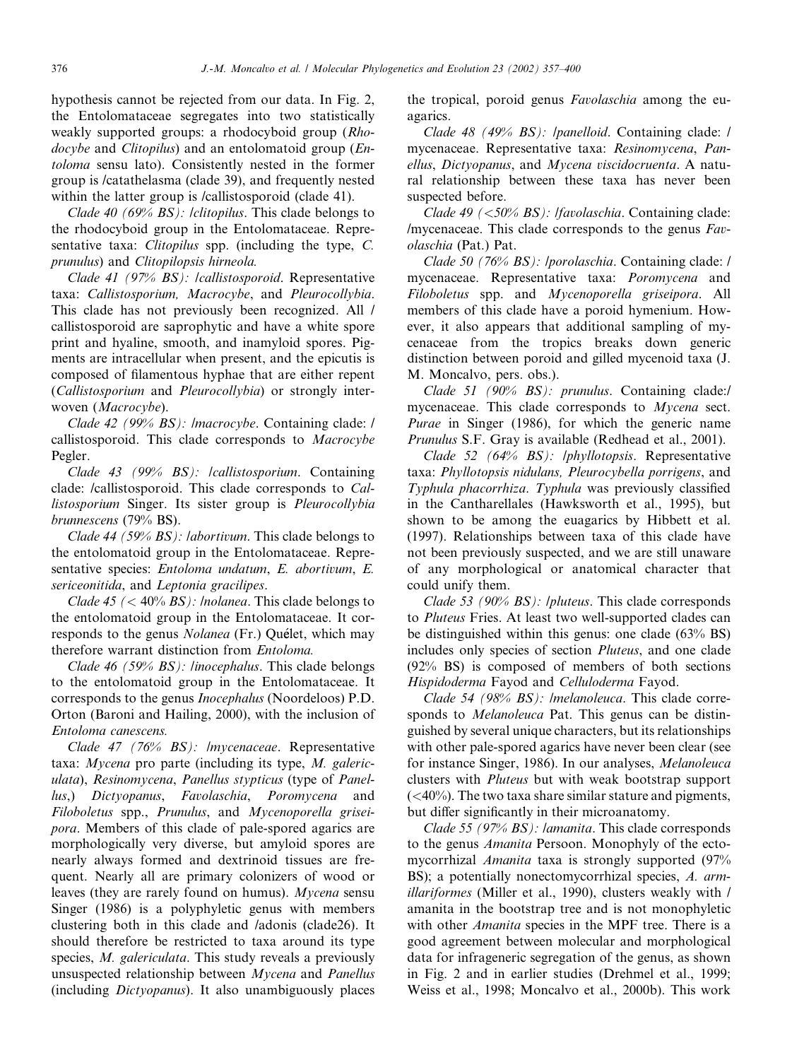hypothesis cannot be rejected from our data. In Fig. 2, the Entolomataceae segregates into two statistically weakly supported groups: a rhodocyboid group (*Rhodocybe* and *Clitopilus*) and an entolomatoid group (*Entoloma* sensu lato). Consistently nested in the former group is /catathelasma (clade 39), and frequently nested within the latter group is /callistosporoid (clade 41).

*Clade 40 (69% BS): /clitopilus*. This clade belongs to the rhodocyboid group in the Entolomataceae. Representative taxa: *Clitopilus* spp. (including the type, *C. prunulus*) and *Clitopilopsis hirneola*.

*Clade 41 (97% BS): /callistosporoid*. Representative taxa: *Callistosporium, Macrocybe*, and *Pleurocollybia*. This clade has not previously been recognized. All /callistosporoid are saprophytic and have a white spore print and hyaline, smooth, and inamyloid spores. Pigments are intracellular when present, and the epicutis is composed of filamentous hyphae that are either repent (*Callistosporium* and *Pleurocollybia*) or strongly interwoven (*Macrocybe*).

*Clade 42 (99% BS): /macrocybe*. Containing clade: /callistosporoid. This clade corresponds to *Macrocybe* Pegler.

*Clade 43 (99% BS): /callistosporium*. Containing clade: /callistosporoid. This clade corresponds to *Callistosporium* Singer. Its sister group is *Pleurocollybia brunnescens* (79% BS).

*Clade 44 (59% BS): /abortivum*. This clade belongs to the entolomatoid group in the Entolomataceae. Representative species: *Entoloma undatum*, *E. abortivum*, *E. sericeonitida*, and *Leptonia gracilipes*.

*Clade 45 (< 40% BS): /nolanea*. This clade belongs to the entolomatoid group in the Entolomataceae. It corresponds to the genus *Nolanea* (Fr.) Quélet, which may therefore warrant distinction from *Entoloma.*

*Clade 46 (59% BS): /inocephalus*. This clade belongs to the entolomatoid group in the Entolomataceae. It corresponds to the genus *Inocephalus* (Noordeloos) P.D. Orton (Baroni and Hailing, 2000), with the inclusion of *Entoloma canescens.*

*Clade 47 (76% BS): /mycenaceae*. Representative taxa: *Mycena* pro parte (including its type, *M. galericulata*), *Resinomycena*, *Panellus stypticus* (type of *Panellus*,) *Dictyopanus*, *Favolaschia*, *Poromycena* and *Filoboletus* spp., *Prunulus*, and *Mycenoporella griseipora*. Members of this clade of pale-spored agarics are morphologically very diverse, but amyloid spores are nearly always formed and dextrinoid tissues are frequent. Nearly all are primary colonizers of wood or leaves (they are rarely found on humus). *Mycena* sensu Singer (1986) is a polyphyletic genus with members clustering both in this clade and /adonis (clade26). It should therefore be restricted to taxa around its type species, *M. galericulata*. This study reveals a previously unsuspected relationship between *Mycena* and *Panellus* (including *Dictyopanus*). It also unambiguously places the tropical, poroid genus *Favolaschia* among the euagarics.

*Clade 48 (49% BS): /panelloid*. Containing clade: /mycenaceae. Representative taxa: *Resinomycena*, *Panellus*, *Dictyopanus*, and *Mycena viscidocruenta*. A natural relationship between these taxa has never been suspected before.

*Clade 49 (<50% BS): /favolaschia*. Containing clade: /mycenaceae. This clade corresponds to the genus *Favolaschia* (Pat.) Pat.

*Clade 50 (76% BS): /porolaschia*. Containing clade: /mycenaceae. Representative taxa: *Poromycena* and *Filoboletus* spp. and *Mycenoporella griseipora*. All members of this clade have a poroid hymenium. However, it also appears that additional sampling of mycenaceae from the tropics breaks down generic distinction between poroid and gilled mycenoid taxa (J. M. Moncalvo, pers. obs.).

*Clade 51 (90% BS): prunulus*. Containing clade:/mycenaceae. This clade corresponds to *Mycena* sect. *Purae* in Singer (1986), for which the generic name *Prunulus* S.F. Gray is available (Redhead et al., 2001).

*Clade 52 (64% BS): /phyllotopsis*. Representative taxa: *Phyllotopsis nidulans, Pleurocybella porrigens*, and *Typhula phacorrhiza*. *Typhula* was previously classified in the Cantharellales (Hawksworth et al., 1995), but shown to be among the euagarics by Hibbett et al. (1997). Relationships between taxa of this clade have not been previously suspected, and we are still unaware of any morphological or anatomical character that could unify them.

*Clade 53 (90% BS): /pluteus*. This clade corresponds to *Pluteus* Fries. At least two well-supported clades can be distinguished within this genus: one clade (63% BS) includes only species of section *Pluteus*, and one clade (92% BS) is composed of members of both sections *Hispidoderma* Fayod and *Celluloderma* Fayod.

*Clade 54 (98% BS): /melanoleuca*. This clade corresponds to *Melanoleuca* Pat. This genus can be distinguished by several unique characters, but its relationships with other pale-spored agarics have never been clear (see for instance Singer, 1986). In our analyses, *Melanoleuca* clusters with *Pluteus* but with weak bootstrap support (<40%). The two taxa share similar stature and pigments, but differ significantly in their microanatomy.

*Clade 55 (97% BS): /amanita*. This clade corresponds to the genus *Amanita* Persoon. Monophyly of the ectomycorrhizal *Amanita* taxa is strongly supported (97% BS); a potentially nonectomycorrhizal species, *A. armillariformes* (Miller et al., 1990), clusters weakly with /amanita in the bootstrap tree and is not monophyletic with other *Amanita* species in the MPF tree. There is a good agreement between molecular and morphological data for infrageneric segregation of the genus, as shown in Fig. 2 and in earlier studies (Drehmel et al., 1999; Weiss et al., 1998; Moncalvo et al., 2000b). This work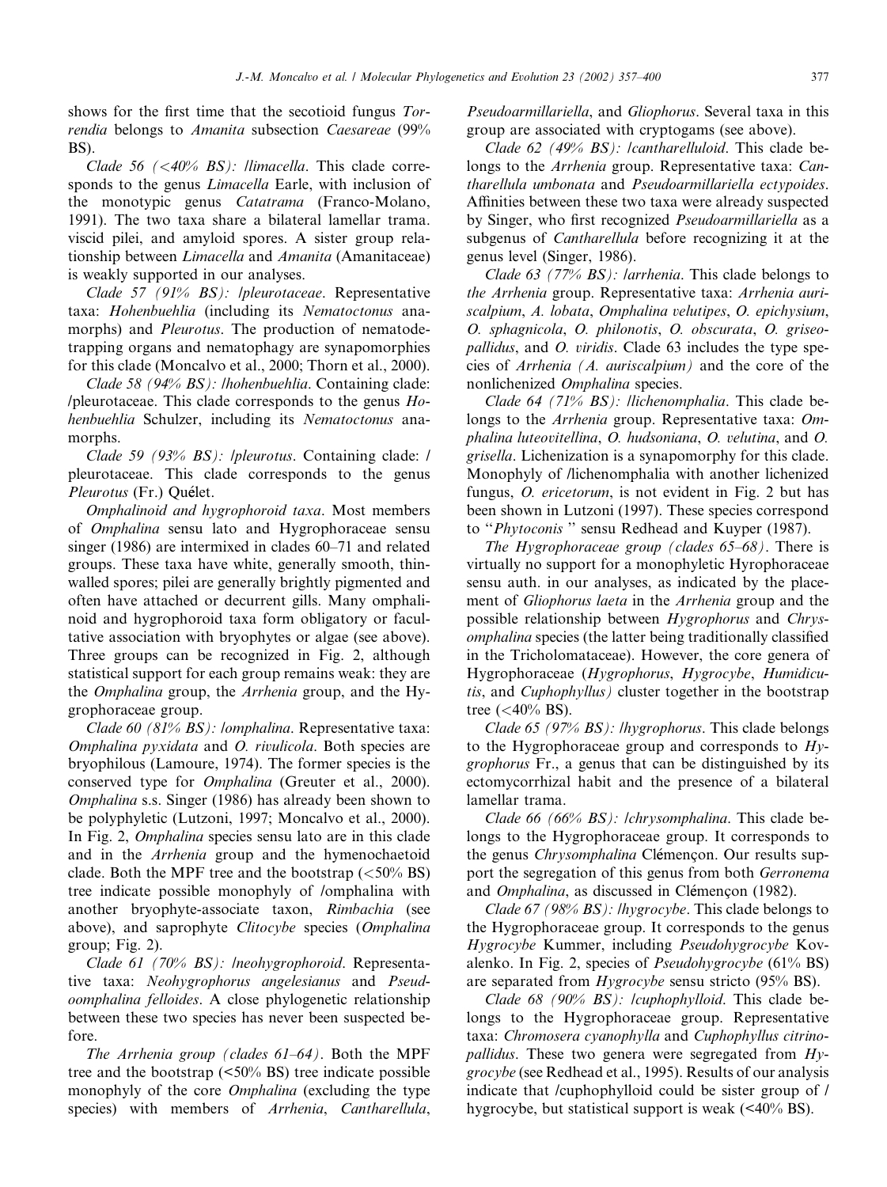shows for the first time that the secotioid fungus *Torrendia* belongs to *Amanita* subsection *Caesareae* (99% BS).

*Clade 56 (<40% BS): /limacella*. This clade corresponds to the genus *Limacella* Earle, with inclusion of the monotypic genus *Catatrama* (Franco-Molano, 1991). The two taxa share a bilateral lamellar trama. viscid pilei, and amyloid spores. A sister group relationship between *Limacella* and *Amanita* (Amanitaceae) is weakly supported in our analyses.

*Clade 57 (91% BS): /pleurotaceae*. Representative taxa: *Hohenbuehlia* (including its *Nematoctonus* anamorphs) and *Pleurotus*. The production of nematode-trapping organs and nematophagy are synapomorphies for this clade (Moncalvo et al., 2000; Thorn et al., 2000).

*Clade 58 (94% BS): /hohenbuehlia*. Containing clade: /pleurotaceae. This clade corresponds to the genus *Hohenbuehlia* Schulzer, including its *Nematoctonus* anamorphs.

*Clade 59 (93% BS): /pleurotus*. Containing clade: /pleurotaceae. This clade corresponds to the genus *Pleurotus* (Fr.) Quélet.

*Omphalinoid and hygrophoroid taxa*. Most members of *Omphalina* sensu lato and Hygrophoraceae sensu singer (1986) are intermixed in clades 60–71 and related groups. These taxa have white, generally smooth, thin-walled spores; pilei are generally brightly pigmented and often have attached or decurrent gills. Many omphalinoid and hygrophoroid taxa form obligatory or facultative association with bryophytes or algae (see above). Three groups can be recognized in Fig. 2, although statistical support for each group remains weak: they are the *Omphalina* group, the *Arrhenia* group, and the Hygrophoraceae group.

*Clade 60 (81% BS): /omphalina*. Representative taxa: *Omphalina pyxidata* and *O. rivulicola*. Both species are bryophilous (Lamoure, 1974). The former species is the conserved type for *Omphalina* (Greuter et al., 2000). *Omphalina* s.s. Singer (1986) has already been shown to be polyphyletic (Lutzoni, 1997; Moncalvo et al., 2000). In Fig. 2, *Omphalina* species sensu lato are in this clade and in the *Arrhenia* group and the hymenochaetoid clade. Both the MPF tree and the bootstrap (<50% BS) tree indicate possible monophyly of /omphalina with another bryophyte-associate taxon, *Rimbachia* (see above), and saprophyte *Clitocybe* species (*Omphalina* group; Fig. 2).

*Clade 61 (70% BS): /neohygrophoroid*. Representative taxa: *Neohygrophorus angelesianus* and *Pseudoomphalina felloides*. A close phylogenetic relationship between these two species has never been suspected before.

*The Arrhenia group (clades 61–64)*. Both the MPF tree and the bootstrap (<50% BS) tree indicate possible monophyly of the core *Omphalina* (excluding the type species) with members of *Arrhenia*, *Cantharellula*, *Pseudoarmillariella*, and *Gliophorus*. Several taxa in this group are associated with cryptogams (see above).

*Clade 62 (49% BS): /cantharelluloid*. This clade belongs to the *Arrhenia* group. Representative taxa: *Cantharellula umbonata* and *Pseudoarmillariella ectypoides*. Affinities between these two taxa were already suspected by Singer, who first recognized *Pseudoarmillariella* as a subgenus of *Cantharellula* before recognizing it at the genus level (Singer, 1986).

*Clade 63 (77% BS): /arrhenia*. This clade belongs to *the Arrhenia* group. Representative taxa: *Arrhenia auriscalpium*, *A. lobata*, *Omphalina velutipes*, *O. epichysium*, *O. sphagnicola*, *O. philonotis*, *O. obscurata*, *O. griseopallidus*, and *O. viridis*. Clade 63 includes the type species of *Arrhenia (A. auriscalpium)* and the core of the nonlichenized *Omphalina* species.

*Clade 64 (71% BS): /lichenomphalia*. This clade belongs to the *Arrhenia* group. Representative taxa: *Omphalina luteovitellina*, *O. hudsoniana*, *O. velutina*, and *O. grisella*. Lichenization is a synapomorphy for this clade. Monophyly of /lichenomphalia with another lichenized fungus, *O. ericetorum*, is not evident in Fig. 2 but has been shown in Lutzoni (1997). These species correspond to "*Phytoconis* " sensu Redhead and Kuyper (1987).

*The Hygrophoraceae group (clades 65–68)*. There is virtually no support for a monophyletic Hyrophoraceae sensu auth. in our analyses, as indicated by the placement of *Gliophorus laeta* in the *Arrhenia* group and the possible relationship between *Hygrophorus* and *Chrysomphalina* species (the latter being traditionally classified in the Tricholomataceae). However, the core genera of Hygrophoraceae (*Hygrophorus*, *Hygrocybe*, *Humidicutis*, and *Cuphophyllus)* cluster together in the bootstrap tree (<40% BS).

*Clade 65 (97% BS): /hygrophorus*. This clade belongs to the Hygrophoraceae group and corresponds to *Hygrophorus* Fr., a genus that can be distinguished by its ectomycorrhizal habit and the presence of a bilateral lamellar trama.

*Clade 66 (66% BS): /chrysomphalina*. This clade belongs to the Hygrophoraceae group. It corresponds to the genus *Chrysomphalina* Clémençon. Our results support the segregation of this genus from both *Gerronema* and *Omphalina*, as discussed in Clémençon (1982).

*Clade 67 (98% BS): /hygrocybe*. This clade belongs to the Hygrophoraceae group. It corresponds to the genus *Hygrocybe* Kummer, including *Pseudohygrocybe* Kovalenko. In Fig. 2, species of *Pseudohygrocybe* (61% BS) are separated from *Hygrocybe* sensu stricto (95% BS).

*Clade 68 (90% BS): /cuphophylloid*. This clade belongs to the Hygrophoraceae group. Representative taxa: *Chromosera cyanophylla* and *Cuphophyllus citrinopallidus*. These two genera were segregated from *Hygrocybe* (see Redhead et al., 1995). Results of our analysis indicate that /cuphophylloid could be sister group of /hygrocybe, but statistical support is weak (<40% BS).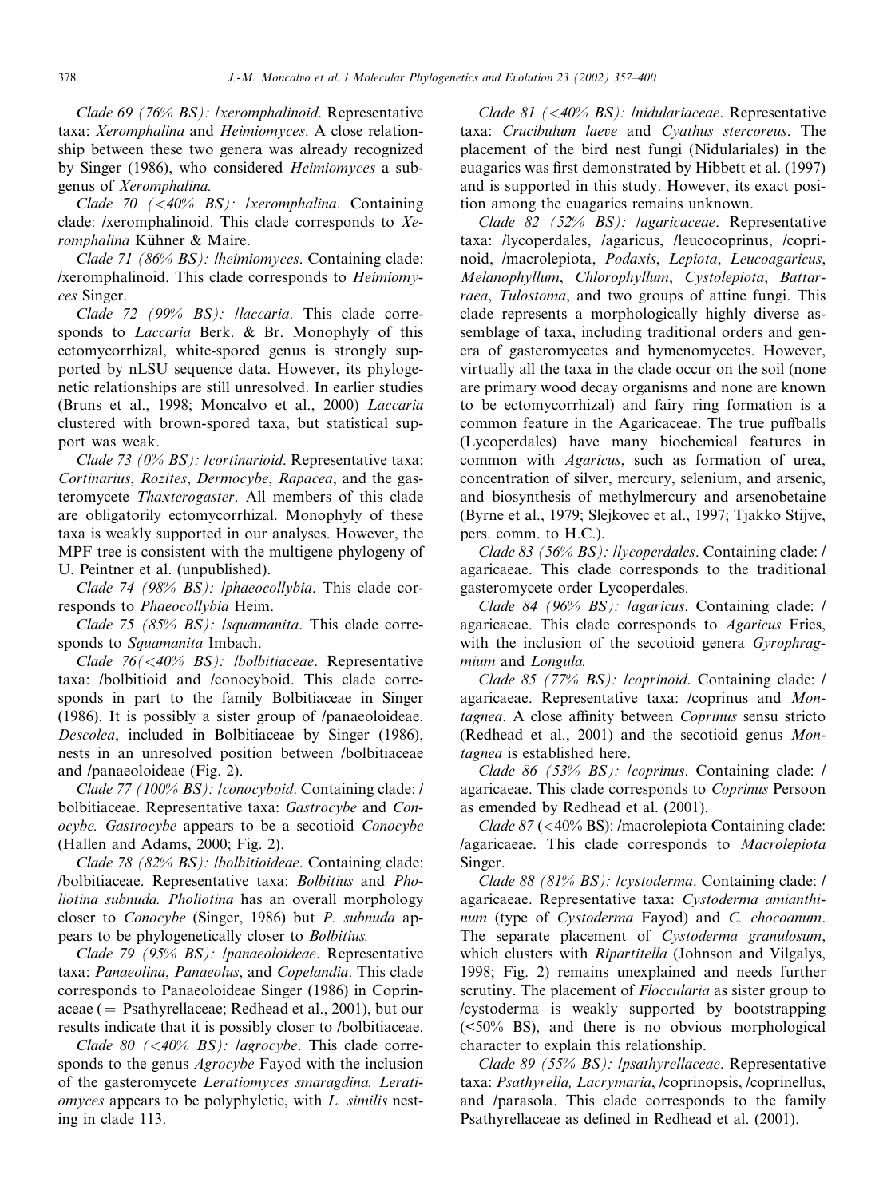*Clade 69 (76% BS): /xeromphalinoid*. Representative taxa: *Xeromphalina* and *Heimiomyces*. A close relationship between these two genera was already recognized by Singer (1986), who considered *Heimiomyces* a subgenus of *Xeromphalina.*

*Clade 70 (<40% BS): /xeromphalina*. Containing clade: /xeromphalinoid. This clade corresponds to *Xeromphalina* Kühner & Maire.

*Clade 71 (86% BS): /heimiomyces*. Containing clade: /xeromphalinoid. This clade corresponds to *Heimiomyces* Singer.

*Clade 72 (99% BS): /laccaria*. This clade corresponds to *Laccaria* Berk. & Br. Monophyly of this ectomycorrhizal, white-spored genus is strongly supported by nLSU sequence data. However, its phylogenetic relationships are still unresolved. In earlier studies (Bruns et al., 1998; Moncalvo et al., 2000) *Laccaria* clustered with brown-spored taxa, but statistical support was weak.

*Clade 73 (0% BS): /cortinarioid*. Representative taxa: *Cortinarius*, *Rozites*, *Dermocybe*, *Rapacea*, and the gasteromycete *Thaxterogaster*. All members of this clade are obligatorily ectomycorrhizal. Monophyly of these taxa is weakly supported in our analyses. However, the MPF tree is consistent with the multigene phylogeny of U. Peintner et al. (unpublished).

*Clade 74 (98% BS): /phaeocollybia*. This clade corresponds to *Phaeocollybia* Heim.

*Clade 75 (85% BS): /squamanita*. This clade corresponds to *Squamanita* Imbach.

*Clade 76(<40% BS): /bolbitiaceae*. Representative taxa: /bolbitioid and /conocyboid. This clade corresponds in part to the family Bolbitiaceae in Singer (1986). It is possibly a sister group of /panaeoloideae. *Descolea*, included in Bolbitiaceae by Singer (1986), nests in an unresolved position between /bolbitiaceae and /panaeoloideae (Fig. 2).

*Clade 77 (100% BS): /conocyboid*. Containing clade: /bolbitiaceae. Representative taxa: *Gastrocybe* and *Conocybe. Gastrocybe* appears to be a secotioid *Conocybe* (Hallen and Adams, 2000; Fig. 2).

*Clade 78 (82% BS): /bolbitioideae*. Containing clade: /bolbitiaceae. Representative taxa: *Bolbitius* and *Pholiotina subnuda. Pholiotina* has an overall morphology closer to *Conocybe* (Singer, 1986) but *P. subnuda* appears to be phylogenetically closer to *Bolbitius.*

*Clade 79 (95% BS): /panaeoloideae*. Representative taxa: *Panaeolina*, *Panaeolus*, and *Copelandia*. This clade corresponds to Panaeoloideae Singer (1986) in Coprinaceae (= Psathyrellaceae; Redhead et al., 2001), but our results indicate that it is possibly closer to /bolbitiaceae.

*Clade 80 (<40% BS): /agrocybe*. This clade corresponds to the genus *Agrocybe* Fayod with the inclusion of the gasteromycete *Leratiomyces smaragdina. Leratiomyces* appears to be polyphyletic, with *L. similis* nesting in clade 113.

*Clade 81 (<40% BS): /nidulariaceae*. Representative taxa: *Crucibulum laeve* and *Cyathus stercoreus*. The placement of the bird nest fungi (Nidulariales) in the euagarics was first demonstrated by Hibbett et al. (1997) and is supported in this study. However, its exact position among the euagarics remains unknown.

*Clade 82 (52% BS): /agaricaceae*. Representative taxa: /lycoperdales, /agaricus, /leucocoprinus, /coprinoid, /macrolepiota, *Podaxis*, *Lepiota*, *Leucoagaricus*, *Melanophyllum*, *Chlorophyllum*, *Cystolepiota*, *Battarraea*, *Tulostoma*, and two groups of attine fungi. This clade represents a morphologically highly diverse assemblage of taxa, including traditional orders and genera of gasteromycetes and hymenomycetes. However, virtually all the taxa in the clade occur on the soil (none are primary wood decay organisms and none are known to be ectomycorrhizal) and fairy ring formation is a common feature in the Agaricaceae. The true puffballs (Lycoperdales) have many biochemical features in common with *Agaricus*, such as formation of urea, concentration of silver, mercury, selenium, and arsenic, and biosynthesis of methylmercury and arsenobetaine (Byrne et al., 1979; Slejkovec et al., 1997; Tjakko Stijve, pers. comm. to H.C.).

*Clade 83 (56% BS): /lycoperdales*. Containing clade: /agaricaeae. This clade corresponds to the traditional gasteromycete order Lycoperdales.

*Clade 84 (96% BS): /agaricus*. Containing clade: /agaricaeae. This clade corresponds to *Agaricus* Fries, with the inclusion of the secotioid genera *Gyrophragmium* and *Longula.*

*Clade 85 (77% BS): /coprinoid*. Containing clade: /agaricaeae. Representative taxa: /coprinus and *Montagnea*. A close affinity between *Coprinus* sensu stricto (Redhead et al., 2001) and the secotioid genus *Montagnea* is established here.

*Clade 86 (53% BS): /coprinus*. Containing clade: /agaricaeae. This clade corresponds to *Coprinus* Persoon as emended by Redhead et al. (2001).

*Clade 87* (<40% BS): /macrolepiota Containing clade: /agaricaeae. This clade corresponds to *Macrolepiota* Singer.

*Clade 88 (81% BS): /cystoderma*. Containing clade: /agaricaeae. Representative taxa: *Cystoderma amianthinum* (type of *Cystoderma* Fayod) and *C. chocoanum*. The separate placement of *Cystoderma granulosum*, which clusters with *Ripartitella* (Johnson and Vilgalys, 1998; Fig. 2) remains unexplained and needs further scrutiny. The placement of *Floccularia* as sister group to /cystoderma is weakly supported by bootstrapping (<50% BS), and there is no obvious morphological character to explain this relationship.

*Clade 89 (55% BS): /psathyrellaceae*. Representative taxa: *Psathyrella, Lacrymaria*, /coprinopsis, /coprinellus, and /parasola. This clade corresponds to the family Psathyrellaceae as defined in Redhead et al. (2001).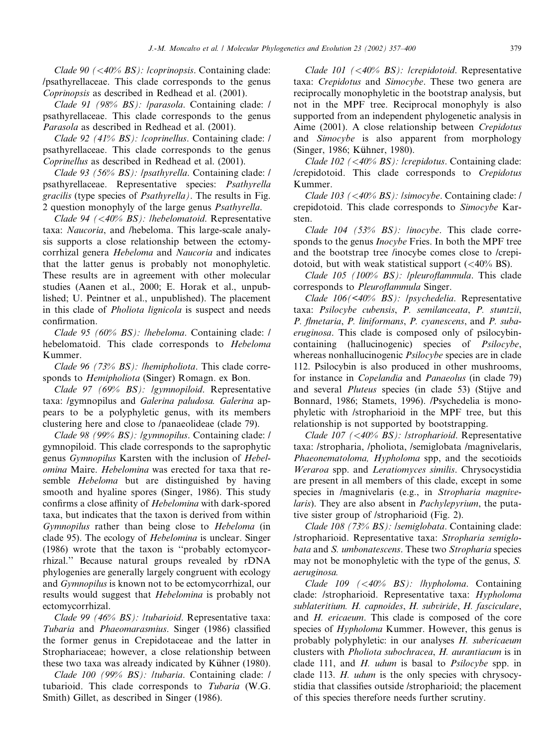*Clade 90 (<40% BS): /coprinopsis*. Containing clade: /psathyrellaceae. This clade corresponds to the genus *Coprinopsis* as described in Redhead et al. (2001).

*Clade 91 (98% BS): /parasola*. Containing clade: /psathyrellaceae. This clade corresponds to the genus *Parasola* as described in Redhead et al. (2001).

*Clade 92 (41% BS): /coprinellus*. Containing clade: /psathyrellaceae. This clade corresponds to the genus *Coprinellus* as described in Redhead et al. (2001).

*Clade 93 (56% BS): /psathyrella*. Containing clade: /psathyrellaceae. Representative species: *Psathyrella gracilis* (type species of *Psathyrella)*. The results in Fig. 2 question monophyly of the large genus *Psathyrella*.

*Clade 94 (<40% BS): /hebelomatoid*. Representative taxa: *Naucoria*, and /hebeloma. This large-scale analysis supports a close relationship between the ectomycorrhizal genera *Hebeloma* and *Naucoria* and indicates that the latter genus is probably not monophyletic. These results are in agreement with other molecular studies (Aanen et al., 2000; E. Horak et al., unpublished; U. Peintner et al., unpublished). The placement in this clade of *Pholiota lignicola* is suspect and needs confirmation.

*Clade 95 (60% BS): /hebeloma*. Containing clade: /hebelomatoid. This clade corresponds to *Hebeloma* Kummer.

*Clade 96 (73% BS): /hemipholiota*. This clade corresponds to *Hemipholiota* (Singer) Romagn. ex Bon.

*Clade 97 (69% BS): /gymnopiloid*. Representative taxa: /gymnopilus and *Galerina paludosa. Galerina* appears to be a polyphyletic genus, with its members clustering here and close to /panaeolideae (clade 79).

*Clade 98 (99% BS): /gymnopilus*. Containing clade: /gymnopiloid. This clade corresponds to the saprophytic genus *Gymnopilus* Karsten with the inclusion of *Hebelomina* Maire. *Hebelomina* was erected for taxa that resemble *Hebeloma* but are distinguished by having smooth and hyaline spores (Singer, 1986). This study confirms a close affinity of *Hebelomina* with dark-spored taxa, but indicates that the taxon is derived from within *Gymnopilus* rather than being close to *Hebeloma* (in clade 95). The ecology of *Hebelomina* is unclear. Singer (1986) wrote that the taxon is "probably ectomycorrhizal." Because natural groups revealed by rDNA phylogenies are generally largely congruent with ecology and *Gymnopilus* is known not to be ectomycorrhizal, our results would suggest that *Hebelomina* is probably not ectomycorrhizal.

*Clade 99 (46% BS): /tubarioid*. Representative taxa: *Tubaria* and *Phaeomarasmius*. Singer (1986) classified the former genus in Crepidotaceae and the latter in Strophariaceae; however, a close relationship between these two taxa was already indicated by Kühner (1980).

*Clade 100 (99% BS): /tubaria*. Containing clade: /tubarioid. This clade corresponds to *Tubaria* (W.G. Smith) Gillet, as described in Singer (1986).

*Clade 101 (<40% BS): /crepidotoid*. Representative taxa: *Crepidotus* and *Simocybe*. These two genera are reciprocally monophyletic in the bootstrap analysis, but not in the MPF tree. Reciprocal monophyly is also supported from an independent phylogenetic analysis in Aime (2001). A close relationship between *Crepidotus* and *Simocybe* is also apparent from morphology (Singer, 1986; Kühner, 1980).

*Clade 102 (<40% BS): /crepidotus*. Containing clade: /crepidotoid. This clade corresponds to *Crepidotus* Kummer.

*Clade 103 (<40% BS): /simocybe*. Containing clade: /crepidotoid. This clade corresponds to *Simocybe* Karsten.

*Clade 104 (53% BS): /inocybe*. This clade corresponds to the genus *Inocybe* Fries. In both the MPF tree and the bootstrap tree /inocybe comes close to /crepidotoid, but with weak statistical support (<40% BS).

*Clade 105 (100% BS): /pleuroflammula*. This clade corresponds to *Pleuroflammula* Singer.

*Clade 106(<40% BS): /psychedelia*. Representative taxa: *Psilocybe cubensis*, *P. semilanceata*, *P. stuntzii*, *P. flmetaria*, *P. liniformans*, *P. cyanescens*, and *P. subaeruginosa*. This clade is composed only of psilocybin-containing (hallucinogenic) species of *Psilocybe*, whereas nonhallucinogenic *Psilocybe* species are in clade 112. Psilocybin is also produced in other mushrooms, for instance in *Copelandia* and *Panaeolus* (in clade 79) and several *Pluteus* species (in clade 53) (Stijve and Bonnard, 1986; Stamets, 1996). /Psychedelia is monophyletic with /stropharioid in the MPF tree, but this relationship is not supported by bootstrapping.

*Clade 107 (<40% BS): /stropharioid*. Representative taxa: /stropharia, /pholiota, /semiglobata /magnivelaris, *Phaeonematoloma, Hypholoma* spp, and the secotioids *Weraroa* spp. and *Leratiomyces similis*. Chrysocystidia are present in all members of this clade, except in some species in /magnivelaris (e.g., in *Stropharia magnivelaris*). They are also absent in *Pachylepyrium*, the putative sister group of /stropharioid (Fig. 2).

*Clade 108 (73% BS): /semiglobata*. Containing clade: /stropharioid. Representative taxa: *Stropharia semiglobata* and *S. umbonatescens*. These two *Stropharia* species may not be monophyletic with the type of the genus, *S. aeruginosa.*

*Clade 109 (<40% BS): /hypholoma*. Containing clade: /stropharioid. Representative taxa: *Hypholoma sublateritium. H. capnoides*, *H. subviride*, *H. fasciculare*, and *H. ericaeum*. This clade is composed of the core species of *Hypholoma* Kummer. However, this genus is probably polyphyletic: in our analyses *H. subericaeum* clusters with *Pholiota subochracea*, *H. aurantiacum* is in clade 111, and *H. udum* is basal to *Psilocybe* spp. in clade 113. *H. udum* is the only species with chrysocystidia that classifies outside /stropharioid; the placement of this species therefore needs further scrutiny.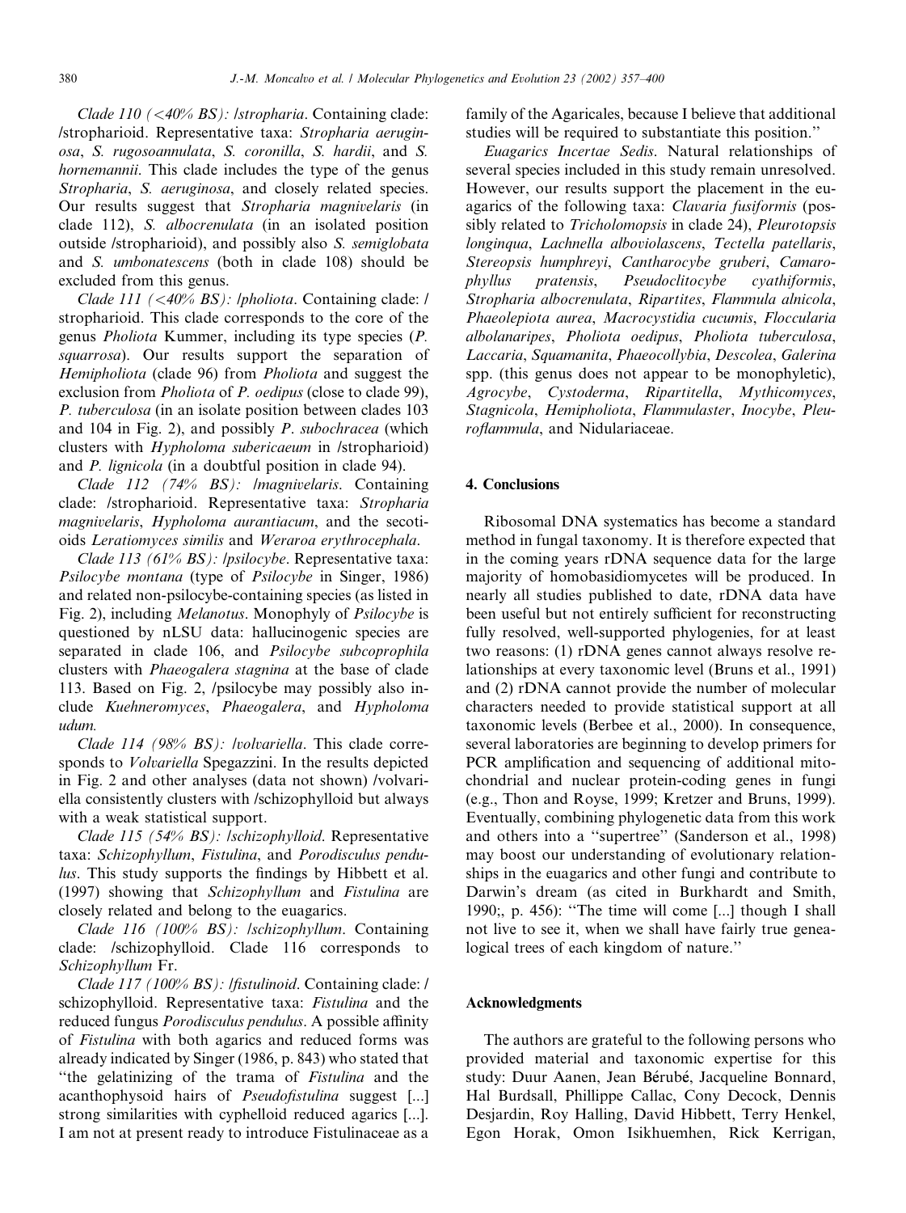*Clade 110 (<40% BS): /stropharia*. Containing clade: /strophariod. Representative taxa: *Stropharia aeruginosa*, *S. rugosoannulata*, *S. coronilla*, *S. hardii*, and *S. hornemannii*. This clade includes the type of the genus *Stropharia*, *S. aeruginosa*, and closely related species. Our results suggest that *Stropharia magnivelaris* (in clade 112), *S. albocrenulata* (in an isolated position outside /strophariod), and possibly also *S. semiglobata* and *S. umbonatescens* (both in clade 108) should be excluded from this genus.

*Clade 111 (<40% BS): /pholiota*. Containing clade: /strophariod. This clade corresponds to the core of the genus *Pholiota* Kummer, including its type species (*P. squarrosa*). Our results support the separation of *Hemipholiota* (clade 96) from *Pholiota* and suggest the exclusion from *Pholiota* of *P. oedipus* (close to clade 99), *P. tuberculosa* (in an isolate position between clades 103 and 104 in Fig. 2), and possibly *P. subochracea* (which clusters with *Hypholoma subericaeum* in /strophariod) and *P. lignicola* (in a doubtful position in clade 94).

*Clade 112 (74% BS): /magnivelaris*. Containing clade: /strophariod. Representative taxa: *Stropharia magnivelaris*, *Hypholoma aurantiacum*, and the secotioids *Leratiomyces similis* and *Weraroa erythrocephala*.

*Clade 113 (61% BS): /psilocybe*. Representative taxa: *Psilocybe montana* (type of *Psilocybe* in Singer, 1986) and related non-psilocybe-containing species (as listed in Fig. 2), including *Melanotus*. Monophyly of *Psilocybe* is questioned by nLSU data: hallucinogenic species are separated in clade 106, and *Psilocybe subcoprophila* clusters with *Phaeogalera stagnina* at the base of clade 113. Based on Fig. 2, /psilocybe may possibly also include *Kuehneromyces*, *Phaeogalera*, and *Hypholoma udum.*

*Clade 114 (98% BS): /volvariella*. This clade corresponds to *Volvariella* Spegazzini. In the results depicted in Fig. 2 and other analyses (data not shown) /volvariella consistently clusters with /schizophylloid but always with a weak statistical support.

*Clade 115 (54% BS): /schizophylloid*. Representative taxa: *Schizophyllum*, *Fistulina*, and *Porodisculus pendulus*. This study supports the findings by Hibbett et al. (1997) showing that *Schizophyllum* and *Fistulina* are closely related and belong to the euagarics.

*Clade 116 (100% BS): /schizophyllum*. Containing clade: /schizophylloid. Clade 116 corresponds to *Schizophyllum* Fr.

*Clade 117 (100% BS): /fistulinoid*. Containing clade: /schizophylloid. Representative taxa: *Fistulina* and the reduced fungus *Porodisculus pendulus*. A possible affinity of *Fistulina* with both agarics and reduced forms was already indicated by Singer (1986, p. 843) who stated that "the gelatinizing of the trama of *Fistulina* and the acanthophysoid hairs of *Pseudofistulina* suggest [...] strong similarities with cyphelloid reduced agarics [...]. I am not at present ready to introduce Fistulinaceae as a family of the Agaricales, because I believe that additional studies will be required to substantiate this position."

*Euagarics Incertae Sedis*. Natural relationships of several species included in this study remain unresolved. However, our results support the placement in the euagarics of the following taxa: *Clavaria fusiformis* (possibly related to *Tricholomopsis* in clade 24), *Pleurotopsis longinqua*, *Lachnella alboviolascens*, *Tectella patellaris*, *Stereopsis humphreyi*, *Cantharocybe gruberi*, *Camarophyllus pratensis*, *Pseudoclitocybe cyathiformis*, *Stropharia albocrenulata*, *Ripartites*, *Flammula alnicola*, *Phaeolepiota aurea*, *Macrocystidia cucumis*, *Floccularia albolanaripes*, *Pholiota oedipus*, *Pholiota tuberculosa*, *Laccaria*, *Squamanita*, *Phaeocollybia*, *Descolea*, *Galerina* spp. (this genus does not appear to be monophyletic), *Agrocybe*, *Cystoderma*, *Ripartitella*, *Mythicomyces*, *Stagnicola*, *Hemipholiota*, *Flammulaster*, *Inocybe*, *Pleuroflammula*, and Nidulariaceae.

## 4. Conclusions

Ribosomal DNA systematics has become a standard method in fungal taxonomy. It is therefore expected that in the coming years rDNA sequence data for the large majority of homobasidiomycetes will be produced. In nearly all studies published to date, rDNA data have been useful but not entirely sufficient for reconstructing fully resolved, well-supported phylogenies, for at least two reasons: (1) rDNA genes cannot always resolve relationships at every taxonomic level (Bruns et al., 1991) and (2) rDNA cannot provide the number of molecular characters needed to provide statistical support at all taxonomic levels (Berbee et al., 2000). In consequence, several laboratories are beginning to develop primers for PCR amplification and sequencing of additional mitochondrial and nuclear protein-coding genes in fungi (e.g., Thon and Royse, 1999; Kretzer and Bruns, 1999). Eventually, combining phylogenetic data from this work and others into a "supertree" (Sanderson et al., 1998) may boost our understanding of evolutionary relationships in the euagarics and other fungi and contribute to Darwin's dream (as cited in Burkhardt and Smith, 1990;, p. 456): "The time will come [...] though I shall not live to see it, when we shall have fairly true genealogical trees of each kingdom of nature."

## Acknowledgments

The authors are grateful to the following persons who provided material and taxonomic expertise for this study: Duur Aanen, Jean Bérubé, Jacqueline Bonnard, Hal Burdsall, Phillippe Callac, Cony Decock, Dennis Desjardin, Roy Halling, David Hibbett, Terry Henkel, Egon Horak, Omon Isikhuemhen, Rick Kerrigan,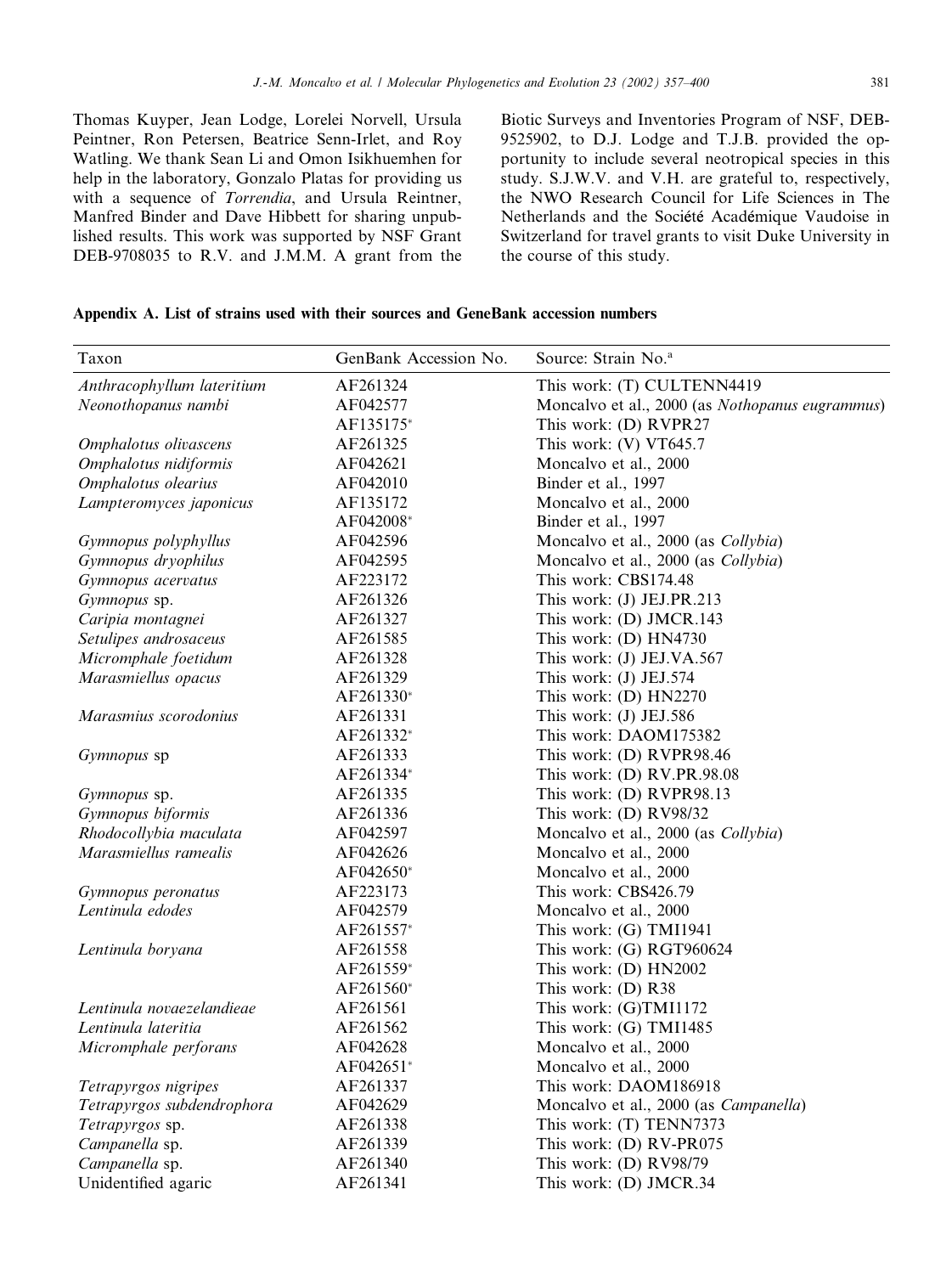Thomas Kuyper, Jean Lodge, Lorelei Norvell, Ursula Peintner, Ron Petersen, Beatrice Senn-Irlet, and Roy Watling. We thank Sean Li and Omon Isikhuemhen for help in the laboratory, Gonzalo Platas for providing us with a sequence of *Torrendia*, and Ursula Reintner, Manfred Binder and Dave Hibbett for sharing unpublished results. This work was supported by NSF Grant DEB-9708035 to R.V. and J.M.M. A grant from the Biotic Surveys and Inventories Program of NSF, DEB-9525902, to D.J. Lodge and T.J.B. provided the opportunity to include several neotropical species in this study. S.J.W.V. and V.H. are grateful to, respectively, the NWO Research Council for Life Sciences in The Netherlands and the Société Académique Vaudoise in Switzerland for travel grants to visit Duke University in the course of this study.

## Appendix A. List of strains used with their sources and GeneBank accession numbers

| Taxon | GenBank Accession No. | Source: Strain No.[a] |
|---|---|---|
| *Anthracophyllum lateritium* | AF261324 | This work: (T) CULTENN4419 |
| *Neonothopanus nambi* | AF042577 | Moncalvo et al., 2000 (as *Nothopanus eugrammus*) |
| | AF135175* | This work: (D) RVPR27 |
| *Omphalotus olivascens* | AF261325 | This work: (V) VT645.7 |
| *Omphalotus nidiformis* | AF042621 | Moncalvo et al., 2000 |
| *Omphalotus olearius* | AF042010 | Binder et al., 1997 |
| *Lampteromyces japonicus* | AF135172 | Moncalvo et al., 2000 |
| | AF042008* | Binder et al., 1997 |
| *Gymnopus polyphyllus* | AF042596 | Moncalvo et al., 2000 (as *Collybia*) |
| *Gymnopus dryophilus* | AF042595 | Moncalvo et al., 2000 (as *Collybia*) |
| *Gymnopus acervatus* | AF223172 | This work: CBS174.48 |
| *Gymnopus* sp. | AF261326 | This work: (J) JEJ.PR.213 |
| *Caripia montagnei* | AF261327 | This work: (D) JMCR.143 |
| *Setulipes androsaceus* | AF261585 | This work: (D) HN4730 |
| *Micromphale foetidum* | AF261328 | This work: (J) JEJ.VA.567 |
| *Marasmiellus opacus* | AF261329 | This work: (J) JEJ.574 |
| | AF261330* | This work: (D) HN2270 |
| *Marasmius scorodonius* | AF261331 | This work: (J) JEJ.586 |
| | AF261332* | This work: DAOM175382 |
| *Gymnopus* sp | AF261333 | This work: (D) RVPR98.46 |
| | AF261334* | This work: (D) RV.PR.98.08 |
| *Gymnopus* sp. | AF261335 | This work: (D) RVPR98.13 |
| *Gymnopus biformis* | AF261336 | This work: (D) RV98/32 |
| *Rhodocollybia maculata* | AF042597 | Moncalvo et al., 2000 (as *Collybia*) |
| *Marasmiellus ramealis* | AF042626 | Moncalvo et al., 2000 |
| | AF042650* | Moncalvo et al., 2000 |
| *Gymnopus peronatus* | AF223173 | This work: CBS426.79 |
| *Lentinula edodes* | AF042579 | Moncalvo et al., 2000 |
| | AF261557* | This work: (G) TMI1941 |
| *Lentinula boryana* | AF261558 | This work: (G) RGT960624 |
| | AF261559* | This work: (D) HN2002 |
| | AF261560* | This work: (D) R38 |
| *Lentinula novaezelandieae* | AF261561 | This work: (G)TMI1172 |
| *Lentinula lateritia* | AF261562 | This work: (G) TMI1485 |
| *Micromphale perforans* | AF042628 | Moncalvo et al., 2000 |
| | AF042651* | Moncalvo et al., 2000 |
| *Tetrapyrgos nigripes* | AF261337 | This work: DAOM186918 |
| *Tetrapyrgos subdendrophora* | AF042629 | Moncalvo et al., 2000 (as *Campanella*) |
| *Tetrapyrgos* sp. | AF261338 | This work: (T) TENN7373 |
| *Campanella* sp. | AF261339 | This work: (D) RV-PR075 |
| *Campanella* sp. | AF261340 | This work: (D) RV98/79 |
| Unidentified agaric | AF261341 | This work: (D) JMCR.34 |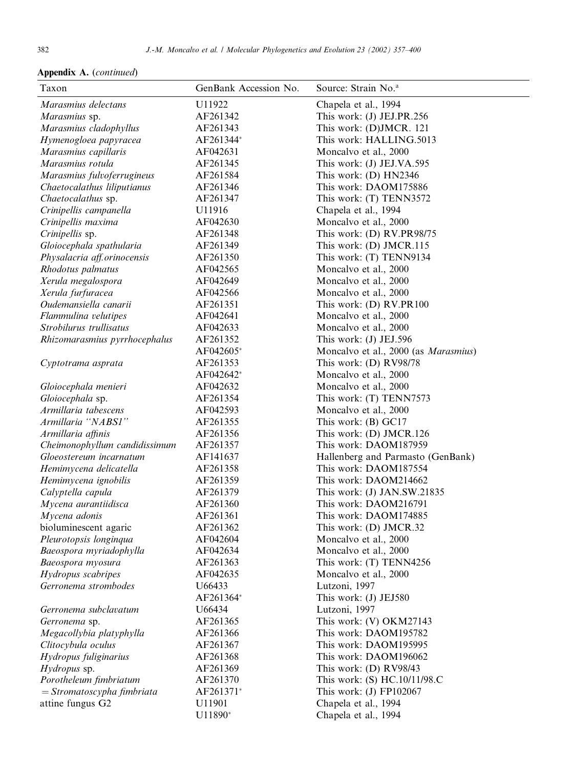**Appendix A.** (*continued*)

| Taxon | GenBank Accession No. | Source: Strain No.[a] |
|---|---|---|
| *Marasmius delectans* | U11922 | Chapela et al., 1994 |
| *Marasmius* sp. | AF261342 | This work: (J) JEJ.PR.256 |
| *Marasmius cladophyllus* | AF261343 | This work: (D)JMCR. 121 |
| *Hymenogloea papyracea* | AF261344* | This work: HALLING.5013 |
| *Marasmius capillaris* | AF042631 | Moncalvo et al., 2000 |
| *Marasmius rotula* | AF261345 | This work: (J) JEJ.VA.595 |
| *Marasmius fulvoferrugineus* | AF261584 | This work: (D) HN2346 |
| *Chaetocalathus liliputianus* | AF261346 | This work: DAOM175886 |
| *Chaetocalathus* sp. | AF261347 | This work: (T) TENN3572 |
| *Crinipellis campanella* | U11916 | Chapela et al., 1994 |
| *Crinipellis maxima* | AF042630 | Moncalvo et al., 2000 |
| *Crinipellis* sp. | AF261348 | This work: (D) RV.PR98/75 |
| *Gloiocephala spathularia* | AF261349 | This work: (D) JMCR.115 |
| *Physalacria aff.orinocensis* | AF261350 | This work: (T) TENN9134 |
| *Rhodotus palmatus* | AF042565 | Moncalvo et al., 2000 |
| *Xerula megalospora* | AF042649 | Moncalvo et al., 2000 |
| *Xerula furfuracea* | AF042566 | Moncalvo et al., 2000 |
| *Oudemansiella canarii* | AF261351 | This work: (D) RV.PR100 |
| *Flammulina velutipes* | AF042641 | Moncalvo et al., 2000 |
| *Strobilurus trullisatus* | AF042633 | Moncalvo et al., 2000 |
| *Rhizomarasmius pyrrhocephalus* | AF261352 | This work: (J) JEJ.596 |
| | AF042605* | Moncalvo et al., 2000 (as *Marasmius*) |
| *Cyptotrama asprata* | AF261353 | This work: (D) RV98/78 |
| | AF042642* | Moncalvo et al., 2000 |
| *Gloiocephala menieri* | AF042632 | Moncalvo et al., 2000 |
| *Gloiocephala* sp. | AF261354 | This work: (T) TENN7573 |
| *Armillaria tabescens* | AF042593 | Moncalvo et al., 2000 |
| *Armillaria "NABS1"* | AF261355 | This work: (B) GC17 |
| *Armillaria affinis* | AF261356 | This work: (D) JMCR.126 |
| *Cheimonophyllum candidissimum* | AF261357 | This work: DAOM187959 |
| *Gloeostereum incarnatum* | AF141637 | Hallenberg and Parmasto (GenBank) |
| *Hemimycena delicatella* | AF261358 | This work: DAOM187554 |
| *Hemimycena ignobilis* | AF261359 | This work: DAOM214662 |
| *Calyptella capula* | AF261379 | This work: (J) JAN.SW.21835 |
| *Mycena aurantiidisca* | AF261360 | This work: DAOM216791 |
| *Mycena adonis* | AF261361 | This work: DAOM174885 |
| bioluminescent agaric | AF261362 | This work: (D) JMCR.32 |
| *Pleurotopsis longinqua* | AF042604 | Moncalvo et al., 2000 |
| *Baeospora myriadophylla* | AF042634 | Moncalvo et al., 2000 |
| *Baeospora myosura* | AF261363 | This work: (T) TENN4256 |
| *Hydropus scabripes* | AF042635 | Moncalvo et al., 2000 |
| *Gerronema strombodes* | U66433 | Lutzoni, 1997 |
| | AF261364* | This work: (J) JEJ580 |
| *Gerronema subclavatum* | U66434 | Lutzoni, 1997 |
| *Gerronema* sp. | AF261365 | This work: (V) OKM27143 |
| *Megacollybia platyphylla* | AF261366 | This work: DAOM195782 |
| *Clitocybula oculus* | AF261367 | This work: DAOM195995 |
| *Hydropus fuliginarius* | AF261368 | This work: DAOM196062 |
| *Hydropus* sp. | AF261369 | This work: (D) RV98/43 |
| *Porotheleum fimbriatum* | AF261370 | This work: (S) HC.10/11/98.C |
| = *Stromatoscypha fimbriata* | AF261371* | This work: (J) FP102067 |
| attine fungus G2 | U11901 | Chapela et al., 1994 |
| | U11890* | Chapela et al., 1994 |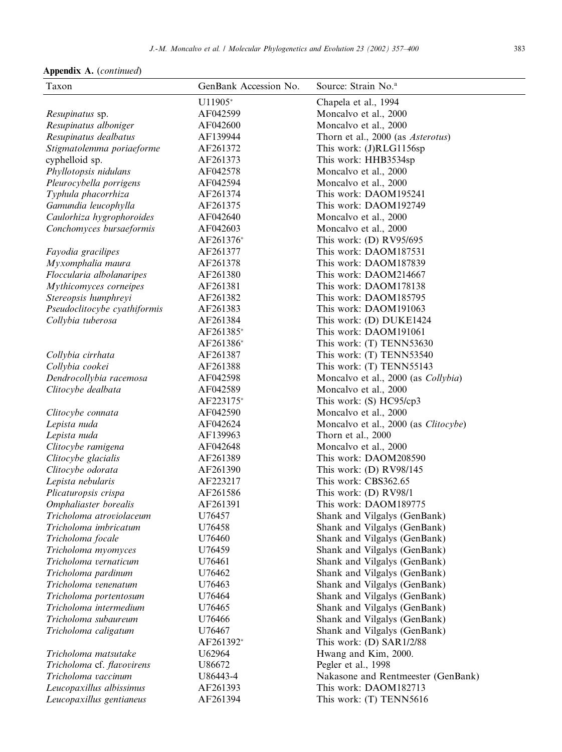**Appendix A.** (*continued*)

| Taxon | GenBank Accession No. | Source: Strain No.[a] |
|---|---|---|
| | U11905* | Chapela et al., 1994 |
| *Resupinatus* sp. | AF042599 | Moncalvo et al., 2000 |
| *Resupinatus alboniger* | AF042600 | Moncalvo et al., 2000 |
| *Resupinatus dealbatus* | AF139944 | Thorn et al., 2000 (as *Asterotus*) |
| *Stigmatolemma poriaeforme* | AF261372 | This work: (J)RLG1156sp |
| cyphelloid sp. | AF261373 | This work: HHB3534sp |
| *Phyllotopsis nidulans* | AF042578 | Moncalvo et al., 2000 |
| *Pleurocybella porrigens* | AF042594 | Moncalvo et al., 2000 |
| *Typhula phacorrhiza* | AF261374 | This work: DAOM195241 |
| *Gamundia leucophylla* | AF261375 | This work: DAOM192749 |
| *Caulorhiza hygrophoroides* | AF042640 | Moncalvo et al., 2000 |
| *Conchomyces bursaeformis* | AF042603 | Moncalvo et al., 2000 |
| | AF261376* | This work: (D) RV95/695 |
| *Fayodia gracilipes* | AF261377 | This work: DAOM187531 |
| *Myxomphalia maura* | AF261378 | This work: DAOM187839 |
| *Floccularia albolanaripes* | AF261380 | This work: DAOM214667 |
| *Mythicomyces corneipes* | AF261381 | This work: DAOM178138 |
| *Stereopsis humphreyi* | AF261382 | This work: DAOM185795 |
| *Pseudoclitocybe cyathiformis* | AF261383 | This work: DAOM191063 |
| *Collybia tuberosa* | AF261384 | This work: (D) DUKE1424 |
| | AF261385* | This work: DAOM191061 |
| | AF261386* | This work: (T) TENN53630 |
| *Collybia cirrhata* | AF261387 | This work: (T) TENN53540 |
| *Collybia cookei* | AF261388 | This work: (T) TENN55143 |
| *Dendrocollybia racemosa* | AF042598 | Moncalvo et al., 2000 (as *Collybia*) |
| *Clitocybe dealbata* | AF042589 | Moncalvo et al., 2000 |
| | AF223175* | This work: (S) HC95/cp3 |
| *Clitocybe connata* | AF042590 | Moncalvo et al., 2000 |
| *Lepista nuda* | AF042624 | Moncalvo et al., 2000 (as *Clitocybe*) |
| *Lepista nuda* | AF139963 | Thorn et al., 2000 |
| *Clitocybe ramigena* | AF042648 | Moncalvo et al., 2000 |
| *Clitocybe glacialis* | AF261389 | This work: DAOM208590 |
| *Clitocybe odorata* | AF261390 | This work: (D) RV98/145 |
| *Lepista nebularis* | AF223217 | This work: CBS362.65 |
| *Plicaturopsis crispa* | AF261586 | This work: (D) RV98/1 |
| *Omphaliaster borealis* | AF261391 | This work: DAOM189775 |
| *Tricholoma atroviolaceum* | U76457 | Shank and Vilgalys (GenBank) |
| *Tricholoma imbricatum* | U76458 | Shank and Vilgalys (GenBank) |
| *Tricholoma focale* | U76460 | Shank and Vilgalys (GenBank) |
| *Tricholoma myomyces* | U76459 | Shank and Vilgalys (GenBank) |
| *Tricholoma vernaticum* | U76461 | Shank and Vilgalys (GenBank) |
| *Tricholoma pardinum* | U76462 | Shank and Vilgalys (GenBank) |
| *Tricholoma venenatum* | U76463 | Shank and Vilgalys (GenBank) |
| *Tricholoma portentosum* | U76464 | Shank and Vilgalys (GenBank) |
| *Tricholoma intermedium* | U76465 | Shank and Vilgalys (GenBank) |
| *Tricholoma subaureum* | U76466 | Shank and Vilgalys (GenBank) |
| *Tricholoma caligatum* | U76467 | Shank and Vilgalys (GenBank) |
| | AF261392* | This work: (D) SAR1/2/88 |
| *Tricholoma matsutake* | U62964 | Hwang and Kim, 2000. |
| *Tricholoma* cf. *flavovirens* | U86672 | Pegler et al., 1998 |
| *Tricholoma vaccinum* | U86443-4 | Nakasone and Rentmeester (GenBank) |
| *Leucopaxillus albissimus* | AF261393 | This work: DAOM182713 |
| *Leucopaxillus gentianeus* | AF261394 | This work: (T) TENN5616 |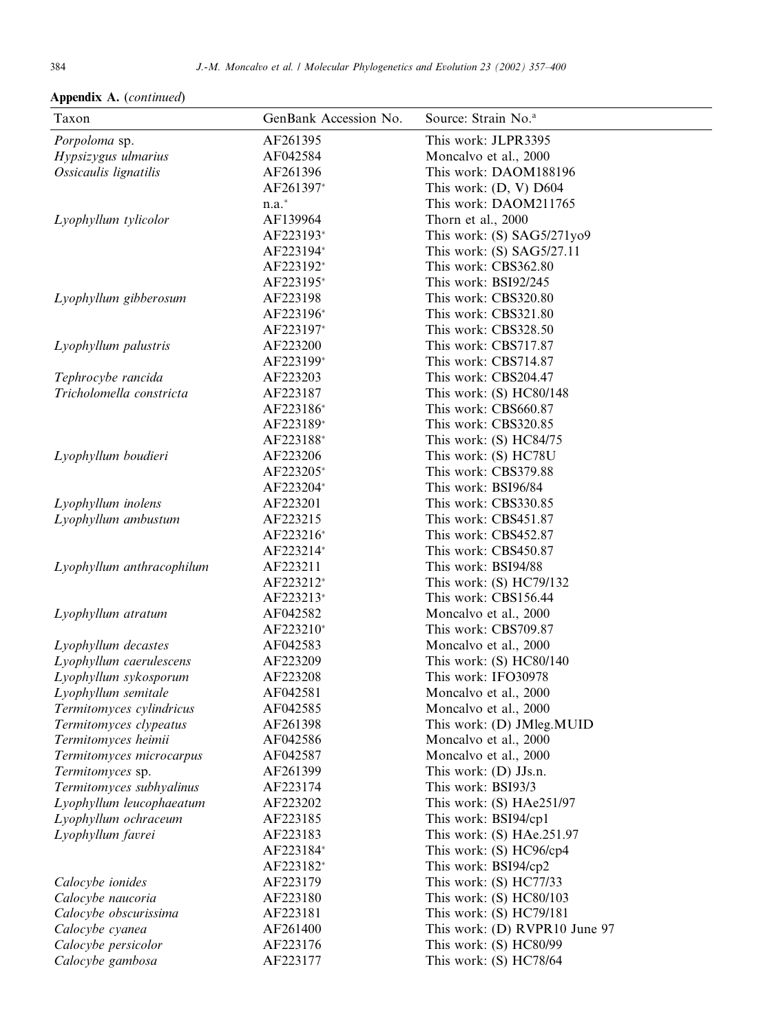**Appendix A.** (*continued*)

| Taxon | GenBank Accession No. | Source: Strain No.[a] |
|---|---|---|
| *Porpoloma* sp. | AF261395 | This work: JLPR3395 |
| *Hypsizygus ulmarius* | AF042584 | Moncalvo et al., 2000 |
| *Ossicaulis lignatilis* | AF261396 | This work: DAOM188196 |
| | AF261397* | This work: (D, V) D604 |
| | n.a.* | This work: DAOM211765 |
| *Lyophyllum tylicolor* | AF139964 | Thorn et al., 2000 |
| | AF223193* | This work: (S) SAG5/271yo9 |
| | AF223194* | This work: (S) SAG5/27.11 |
| | AF223192* | This work: CBS362.80 |
| | AF223195* | This work: BSI92/245 |
| *Lyophyllum gibberosum* | AF223198 | This work: CBS320.80 |
| | AF223196* | This work: CBS321.80 |
| | AF223197* | This work: CBS328.50 |
| *Lyophyllum palustris* | AF223200 | This work: CBS717.87 |
| | AF223199* | This work: CBS714.87 |
| *Tephrocybe rancida* | AF223203 | This work: CBS204.47 |
| *Tricholomella constricta* | AF223187 | This work: (S) HC80/148 |
| | AF223186* | This work: CBS660.87 |
| | AF223189* | This work: CBS320.85 |
| | AF223188* | This work: (S) HC84/75 |
| *Lyophyllum boudieri* | AF223206 | This work: (S) HC78U |
| | AF223205* | This work: CBS379.88 |
| | AF223204* | This work: BSI96/84 |
| *Lyophyllum inolens* | AF223201 | This work: CBS330.85 |
| *Lyophyllum ambustum* | AF223215 | This work: CBS451.87 |
| | AF223216* | This work: CBS452.87 |
| | AF223214* | This work: CBS450.87 |
| *Lyophyllum anthracophilum* | AF223211 | This work: BSI94/88 |
| | AF223212* | This work: (S) HC79/132 |
| | AF223213* | This work: CBS156.44 |
| *Lyophyllum atratum* | AF042582 | Moncalvo et al., 2000 |
| | AF223210* | This work: CBS709.87 |
| *Lyophyllum decastes* | AF042583 | Moncalvo et al., 2000 |
| *Lyophyllum caerulescens* | AF223209 | This work: (S) HC80/140 |
| *Lyophyllum sykosporum* | AF223208 | This work: IFO30978 |
| *Lyophyllum semitale* | AF042581 | Moncalvo et al., 2000 |
| *Termitomyces cylindricus* | AF042585 | Moncalvo et al., 2000 |
| *Termitomyces clypeatus* | AF261398 | This work: (D) JMleg.MUID |
| *Termitomyces heimii* | AF042586 | Moncalvo et al., 2000 |
| *Termitomyces microcarpus* | AF042587 | Moncalvo et al., 2000 |
| *Termitomyces* sp. | AF261399 | This work: (D) JJs.n. |
| *Termitomyces subhyalinus* | AF223174 | This work: BSI93/3 |
| *Lyophyllum leucophaeatum* | AF223202 | This work: (S) HAe251/97 |
| *Lyophyllum ochraceum* | AF223185 | This work: BSI94/cp1 |
| *Lyophyllum favrei* | AF223183 | This work: (S) HAe.251.97 |
| | AF223184* | This work: (S) HC96/cp4 |
| | AF223182* | This work: BSI94/cp2 |
| *Calocybe ionides* | AF223179 | This work: (S) HC77/33 |
| *Calocybe naucoria* | AF223180 | This work: (S) HC80/103 |
| *Calocybe obscurissima* | AF223181 | This work: (S) HC79/181 |
| *Calocybe cyanea* | AF261400 | This work: (D) RVPR10 June 97 |
| *Calocybe persicolor* | AF223176 | This work: (S) HC80/99 |
| *Calocybe gambosa* | AF223177 | This work: (S) HC78/64 |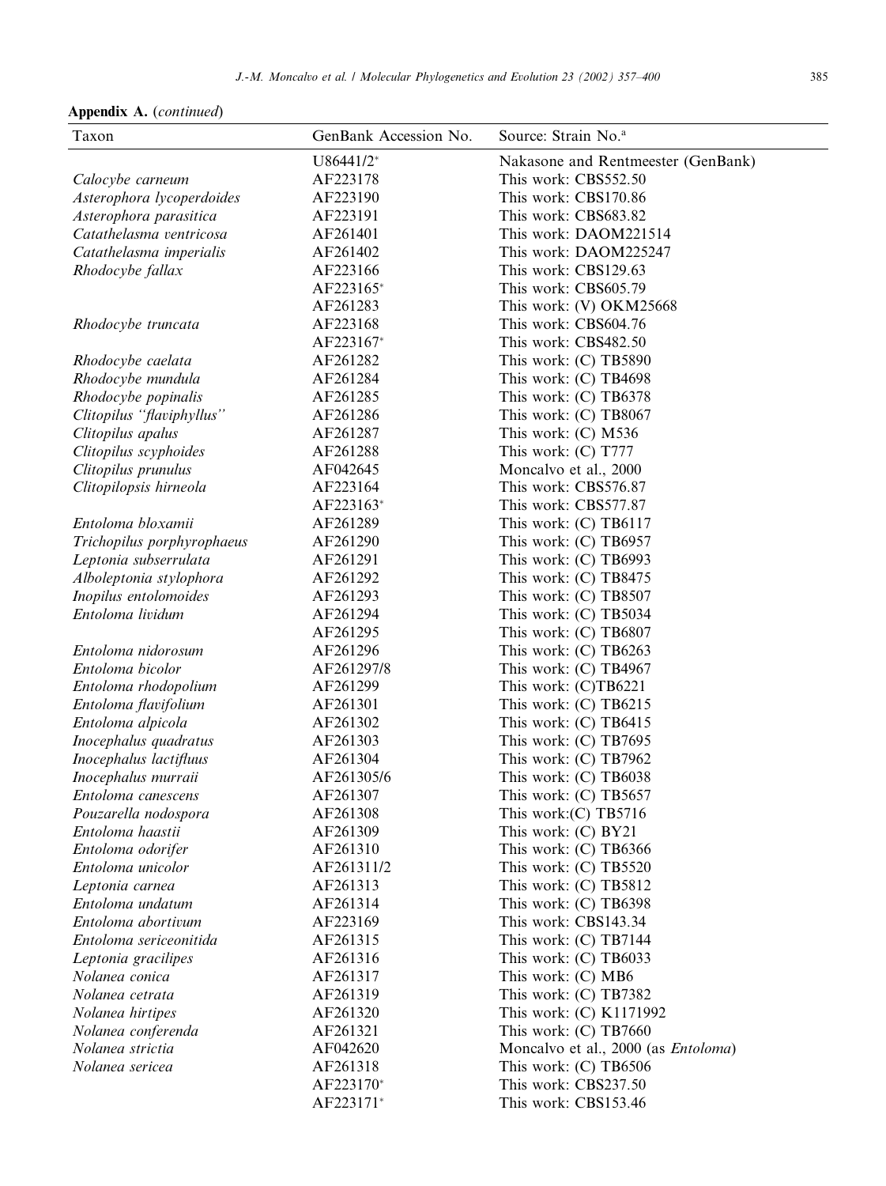**Appendix A.** (*continued*)

| Taxon | GenBank Accession No. | Source: Strain No.[a] |
|---|---|---|
| | U86441/2* | Nakasone and Rentmeester (GenBank) |
| *Calocybe carneum* | AF223178 | This work: CBS552.50 |
| *Asterophora lycoperdoides* | AF223190 | This work: CBS170.86 |
| *Asterophora parasitica* | AF223191 | This work: CBS683.82 |
| *Catathelasma ventricosa* | AF261401 | This work: DAOM221514 |
| *Catathelasma imperialis* | AF261402 | This work: DAOM225247 |
| *Rhodocybe fallax* | AF223166 | This work: CBS129.63 |
| | AF223165* | This work: CBS605.79 |
| | AF261283 | This work: (V) OKM25668 |
| *Rhodocybe truncata* | AF223168 | This work: CBS604.76 |
| | AF223167* | This work: CBS482.50 |
| *Rhodocybe caelata* | AF261282 | This work: (C) TB5890 |
| *Rhodocybe mundula* | AF261284 | This work: (C) TB4698 |
| *Rhodocybe popinalis* | AF261285 | This work: (C) TB6378 |
| *Clitopilus "flaviphyllus"* | AF261286 | This work: (C) TB8067 |
| *Clitopilus apalus* | AF261287 | This work: (C) M536 |
| *Clitopilus scyphoides* | AF261288 | This work: (C) T777 |
| *Clitopilus prunulus* | AF042645 | Moncalvo et al., 2000 |
| *Clitopilopsis hirneola* | AF223164 | This work: CBS576.87 |
| | AF223163* | This work: CBS577.87 |
| *Entoloma bloxamii* | AF261289 | This work: (C) TB6117 |
| *Trichopilus porphyrophaeus* | AF261290 | This work: (C) TB6957 |
| *Leptonia subserrulata* | AF261291 | This work: (C) TB6993 |
| *Alboleptonia stylophora* | AF261292 | This work: (C) TB8475 |
| *Inopilus entolomoides* | AF261293 | This work: (C) TB8507 |
| *Entoloma lividum* | AF261294 | This work: (C) TB5034 |
| | AF261295 | This work: (C) TB6807 |
| *Entoloma nidorosum* | AF261296 | This work: (C) TB6263 |
| *Entoloma bicolor* | AF261297/8 | This work: (C) TB4967 |
| *Entoloma rhodopolium* | AF261299 | This work: (C)TB6221 |
| *Entoloma flavifolium* | AF261301 | This work: (C) TB6215 |
| *Entoloma alpicola* | AF261302 | This work: (C) TB6415 |
| *Inocephalus quadratus* | AF261303 | This work: (C) TB7695 |
| *Inocephalus lactifluus* | AF261304 | This work: (C) TB7962 |
| *Inocephalus murraii* | AF261305/6 | This work: (C) TB6038 |
| *Entoloma canescens* | AF261307 | This work: (C) TB5657 |
| *Pouzarella nodospora* | AF261308 | This work:(C) TB5716 |
| *Entoloma haastii* | AF261309 | This work: (C) BY21 |
| *Entoloma odorifer* | AF261310 | This work: (C) TB6366 |
| *Entoloma unicolor* | AF261311/2 | This work: (C) TB5520 |
| *Leptonia carnea* | AF261313 | This work: (C) TB5812 |
| *Entoloma undatum* | AF261314 | This work: (C) TB6398 |
| *Entoloma abortivum* | AF223169 | This work: CBS143.34 |
| *Entoloma sericeonitida* | AF261315 | This work: (C) TB7144 |
| *Leptonia gracilipes* | AF261316 | This work: (C) TB6033 |
| *Nolanea conica* | AF261317 | This work: (C) MB6 |
| *Nolanea cetrata* | AF261319 | This work: (C) TB7382 |
| *Nolanea hirtipes* | AF261320 | This work: (C) K1171992 |
| *Nolanea conferenda* | AF261321 | This work: (C) TB7660 |
| *Nolanea strictia* | AF042620 | Moncalvo et al., 2000 (as *Entoloma*) |
| *Nolanea sericea* | AF261318 | This work: (C) TB6506 |
| | AF223170* | This work: CBS237.50 |
| | AF223171* | This work: CBS153.46 |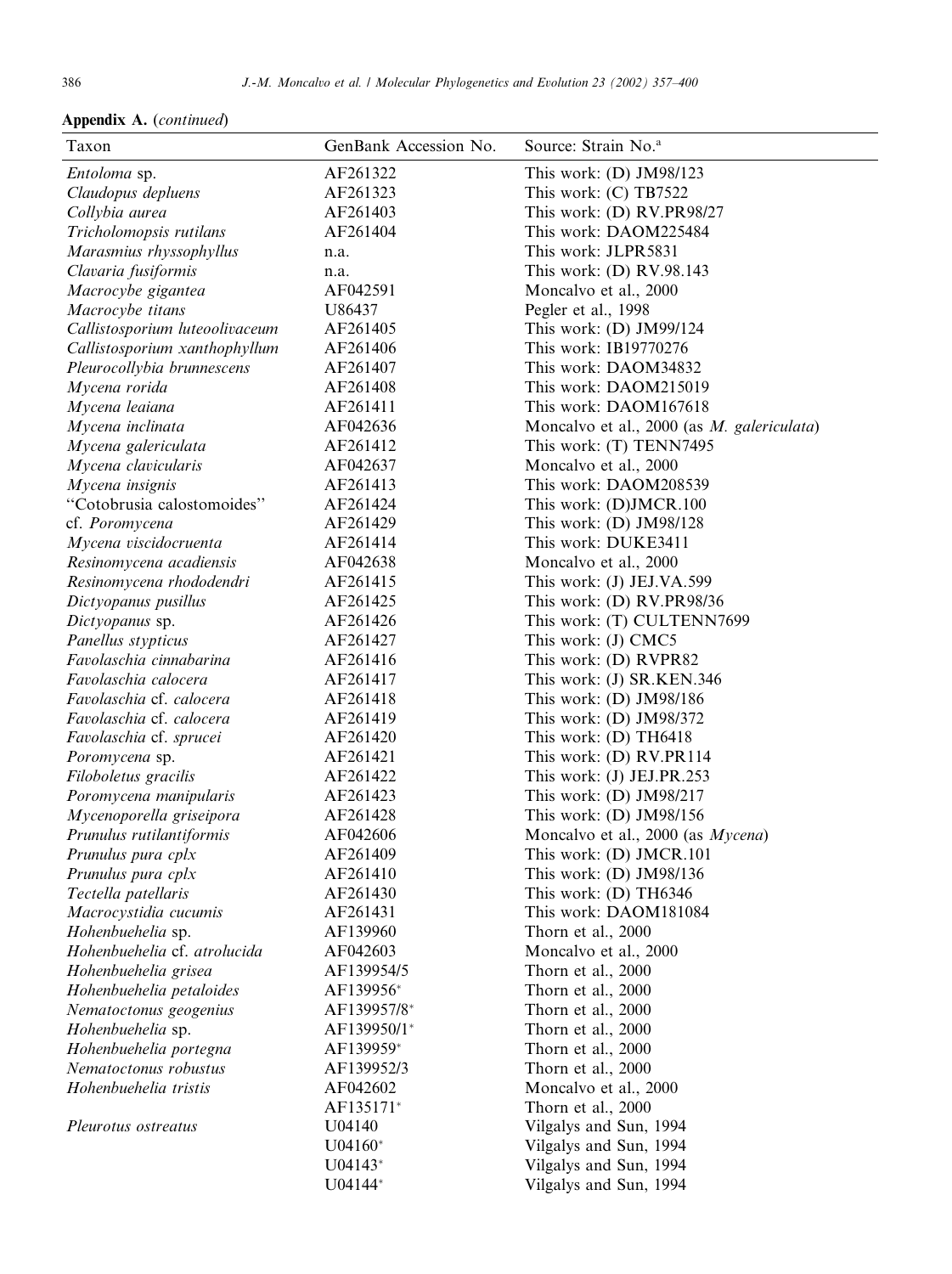**Appendix A.** (*continued*)

| Taxon | GenBank Accession No. | Source: Strain No.[a] |
|---|---|---|
| *Entoloma* sp. | AF261322 | This work: (D) JM98/123 |
| *Claudopus depluens* | AF261323 | This work: (C) TB7522 |
| *Collybia aurea* | AF261403 | This work: (D) RV.PR98/27 |
| *Tricholomopsis rutilans* | AF261404 | This work: DAOM225484 |
| *Marasmius rhyssophyllus* | n.a. | This work: JLPR5831 |
| *Clavaria fusiformis* | n.a. | This work: (D) RV.98.143 |
| *Macrocybe gigantea* | AF042591 | Moncalvo et al., 2000 |
| *Macrocybe titans* | U86437 | Pegler et al., 1998 |
| *Callistosporium luteoolivaceum* | AF261405 | This work: (D) JM99/124 |
| *Callistosporium xanthophyllum* | AF261406 | This work: IB19770276 |
| *Pleurocollybia brunnescens* | AF261407 | This work: DAOM34832 |
| *Mycena rorida* | AF261408 | This work: DAOM215019 |
| *Mycena leaiana* | AF261411 | This work: DAOM167618 |
| *Mycena inclinata* | AF042636 | Moncalvo et al., 2000 (as *M. galericulata*) |
| *Mycena galericulata* | AF261412 | This work: (T) TENN7495 |
| *Mycena clavicularis* | AF042637 | Moncalvo et al., 2000 |
| *Mycena insignis* | AF261413 | This work: DAOM208539 |
| "Cotobrusia calostomoides" | AF261424 | This work: (D)JMCR.100 |
| cf. *Poromycena* | AF261429 | This work: (D) JM98/128 |
| *Mycena viscidocruenta* | AF261414 | This work: DUKE3411 |
| *Resinomycena acadiensis* | AF042638 | Moncalvo et al., 2000 |
| *Resinomycena rhododendri* | AF261415 | This work: (J) JEJ.VA.599 |
| *Dictyopanus pusillus* | AF261425 | This work: (D) RV.PR98/36 |
| *Dictyopanus* sp. | AF261426 | This work: (T) CULTENN7699 |
| *Panellus stypticus* | AF261427 | This work: (J) CMC5 |
| *Favolaschia cinnabarina* | AF261416 | This work: (D) RVPR82 |
| *Favolaschia calocera* | AF261417 | This work: (J) SR.KEN.346 |
| *Favolaschia* cf. *calocera* | AF261418 | This work: (D) JM98/186 |
| *Favolaschia* cf. *calocera* | AF261419 | This work: (D) JM98/372 |
| *Favolaschia* cf. *sprucei* | AF261420 | This work: (D) TH6418 |
| *Poromycena* sp. | AF261421 | This work: (D) RV.PR114 |
| *Filoboletus gracilis* | AF261422 | This work: (J) JEJ.PR.253 |
| *Poromycena manipularis* | AF261423 | This work: (D) JM98/217 |
| *Mycenoporella griseipora* | AF261428 | This work: (D) JM98/156 |
| *Prunulus rutilantiformis* | AF042606 | Moncalvo et al., 2000 (as *Mycena*) |
| *Prunulus pura cplx* | AF261409 | This work: (D) JMCR.101 |
| *Prunulus pura cplx* | AF261410 | This work: (D) JM98/136 |
| *Tectella patellaris* | AF261430 | This work: (D) TH6346 |
| *Macrocystidia cucumis* | AF261431 | This work: DAOM181084 |
| *Hohenbuehelia* sp. | AF139960 | Thorn et al., 2000 |
| *Hohenbuehelia* cf. *atrolucida* | AF042603 | Moncalvo et al., 2000 |
| *Hohenbuehelia grisea* | AF139954/5 | Thorn et al., 2000 |
| *Hohenbuehelia petaloides* | AF139956* | Thorn et al., 2000 |
| *Nematoctonus geogenius* | AF139957/8* | Thorn et al., 2000 |
| *Hohenbuehelia* sp. | AF139950/1* | Thorn et al., 2000 |
| *Hohenbuehelia portegna* | AF139959* | Thorn et al., 2000 |
| *Nematoctonus robustus* | AF139952/3 | Thorn et al., 2000 |
| *Hohenbuehelia tristis* | AF042602 | Moncalvo et al., 2000 |
| | AF135171* | Thorn et al., 2000 |
| *Pleurotus ostreatus* | U04140 | Vilgalys and Sun, 1994 |
| | U04160* | Vilgalys and Sun, 1994 |
| | U04143* | Vilgalys and Sun, 1994 |
| | U04144* | Vilgalys and Sun, 1994 |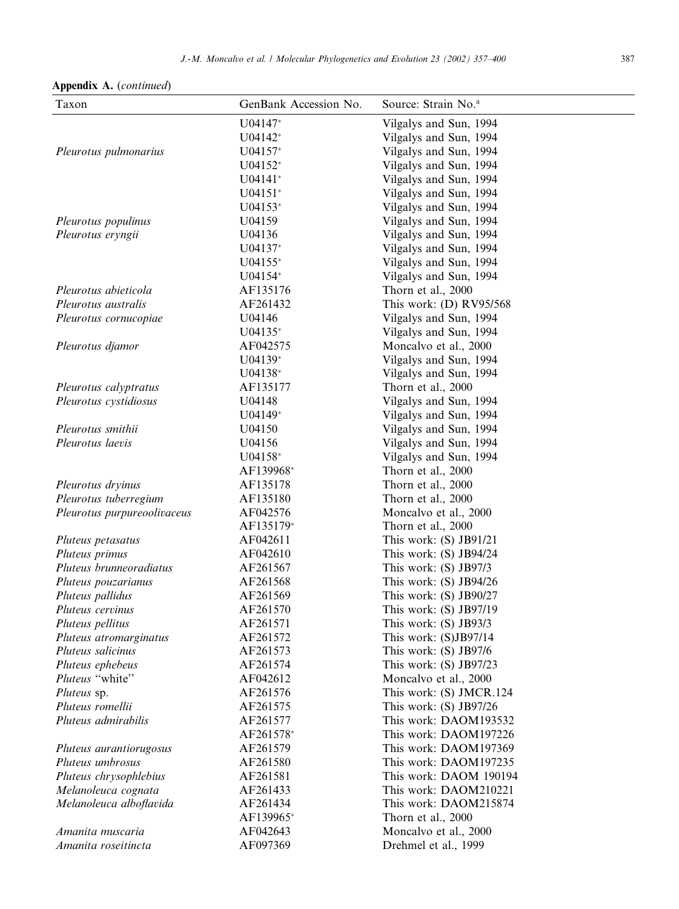**Appendix A.** (*continued*)

| Taxon | GenBank Accession No. | Source: Strain No.[a] |
|---|---|---|
| | U04147* | Vilgalys and Sun, 1994 |
| | U04142* | Vilgalys and Sun, 1994 |
| *Pleurotus pulmonarius* | U04157* | Vilgalys and Sun, 1994 |
| | U04152* | Vilgalys and Sun, 1994 |
| | U04141* | Vilgalys and Sun, 1994 |
| | U04151* | Vilgalys and Sun, 1994 |
| | U04153* | Vilgalys and Sun, 1994 |
| *Pleurotus populinus* | U04159 | Vilgalys and Sun, 1994 |
| *Pleurotus eryngii* | U04136 | Vilgalys and Sun, 1994 |
| | U04137* | Vilgalys and Sun, 1994 |
| | U04155* | Vilgalys and Sun, 1994 |
| | U04154* | Vilgalys and Sun, 1994 |
| *Pleurotus abieticola* | AF135176 | Thorn et al., 2000 |
| *Pleurotus australis* | AF261432 | This work: (D) RV95/568 |
| *Pleurotus cornucopiae* | U04146 | Vilgalys and Sun, 1994 |
| | U04135* | Vilgalys and Sun, 1994 |
| *Pleurotus djamor* | AF042575 | Moncalvo et al., 2000 |
| | U04139* | Vilgalys and Sun, 1994 |
| | U04138* | Vilgalys and Sun, 1994 |
| *Pleurotus calyptratus* | AF135177 | Thorn et al., 2000 |
| *Pleurotus cystidiosus* | U04148 | Vilgalys and Sun, 1994 |
| | U04149* | Vilgalys and Sun, 1994 |
| *Pleurotus smithii* | U04150 | Vilgalys and Sun, 1994 |
| *Pleurotus laevis* | U04156 | Vilgalys and Sun, 1994 |
| | U04158* | Vilgalys and Sun, 1994 |
| | AF139968* | Thorn et al., 2000 |
| *Pleurotus dryinus* | AF135178 | Thorn et al., 2000 |
| *Pleurotus tuberregium* | AF135180 | Thorn et al., 2000 |
| *Pleurotus purpureoolivaceus* | AF042576 | Moncalvo et al., 2000 |
| | AF135179* | Thorn et al., 2000 |
| *Pluteus petasatus* | AF042611 | This work: (S) JB91/21 |
| *Pluteus primus* | AF042610 | This work: (S) JB94/24 |
| *Pluteus brunneoradiatus* | AF261567 | This work: (S) JB97/3 |
| *Pluteus pouzarianus* | AF261568 | This work: (S) JB94/26 |
| *Pluteus pallidus* | AF261569 | This work: (S) JB90/27 |
| *Pluteus cervinus* | AF261570 | This work: (S) JB97/19 |
| *Pluteus pellitus* | AF261571 | This work: (S) JB93/3 |
| *Pluteus atromarginatus* | AF261572 | This work: (S)JB97/14 |
| *Pluteus salicinus* | AF261573 | This work: (S) JB97/6 |
| *Pluteus ephebeus* | AF261574 | This work: (S) JB97/23 |
| *Pluteus* "white" | AF042612 | Moncalvo et al., 2000 |
| *Pluteus* sp. | AF261576 | This work: (S) JMCR.124 |
| *Pluteus romellii* | AF261575 | This work: (S) JB97/26 |
| *Pluteus admirabilis* | AF261577 | This work: DAOM193532 |
| | AF261578* | This work: DAOM197226 |
| *Pluteus aurantiorugosus* | AF261579 | This work: DAOM197369 |
| *Pluteus umbrosus* | AF261580 | This work: DAOM197235 |
| *Pluteus chrysophlebius* | AF261581 | This work: DAOM 190194 |
| *Melanoleuca cognata* | AF261433 | This work: DAOM210221 |
| *Melanoleuca alboflavida* | AF261434 | This work: DAOM215874 |
| | AF139965* | Thorn et al., 2000 |
| *Amanita muscaria* | AF042643 | Moncalvo et al., 2000 |
| *Amanita roseitincta* | AF097369 | Drehmel et al., 1999 |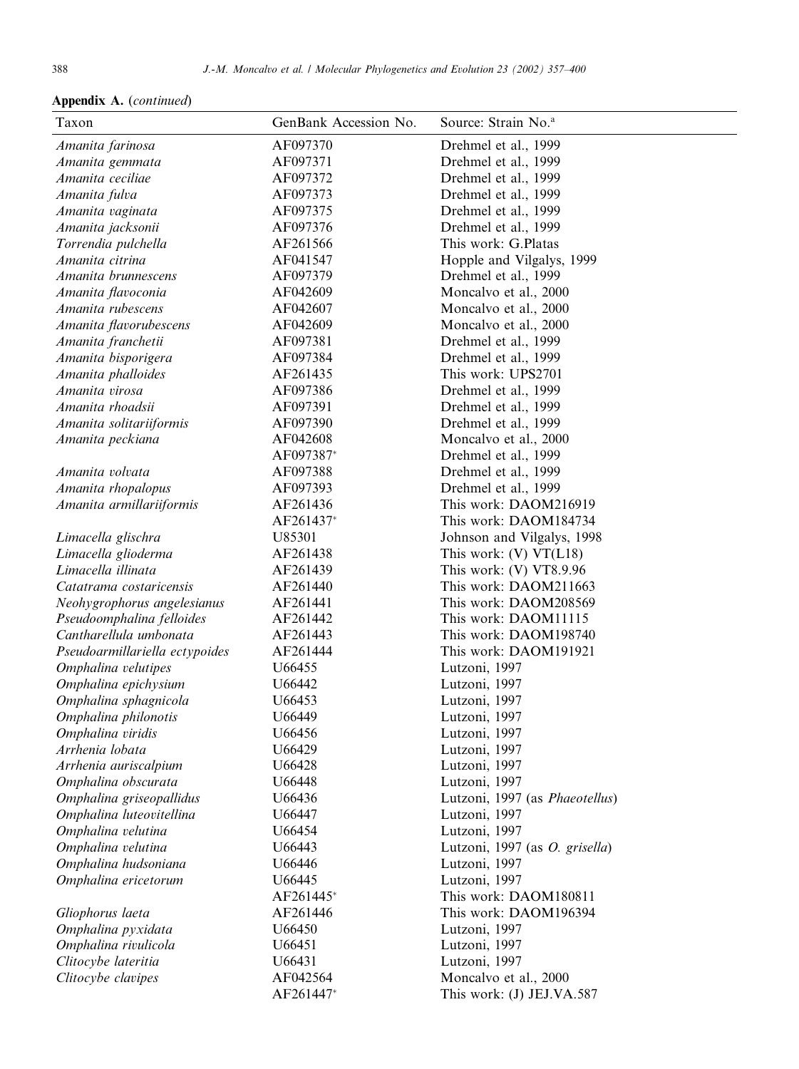**Appendix A.** (*continued*)

| Taxon | GenBank Accession No. | Source: Strain No.[a] |
|---|---|---|
| *Amanita farinosa* | AF097370 | Drehmel et al., 1999 |
| *Amanita gemmata* | AF097371 | Drehmel et al., 1999 |
| *Amanita ceciliae* | AF097372 | Drehmel et al., 1999 |
| *Amanita fulva* | AF097373 | Drehmel et al., 1999 |
| *Amanita vaginata* | AF097375 | Drehmel et al., 1999 |
| *Amanita jacksonii* | AF097376 | Drehmel et al., 1999 |
| *Torrendia pulchella* | AF261566 | This work: G.Platas |
| *Amanita citrina* | AF041547 | Hopple and Vilgalys, 1999 |
| *Amanita brunnescens* | AF097379 | Drehmel et al., 1999 |
| *Amanita flavoconia* | AF042609 | Moncalvo et al., 2000 |
| *Amanita rubescens* | AF042607 | Moncalvo et al., 2000 |
| *Amanita flavorubescens* | AF042609 | Moncalvo et al., 2000 |
| *Amanita franchetii* | AF097381 | Drehmel et al., 1999 |
| *Amanita bisporigera* | AF097384 | Drehmel et al., 1999 |
| *Amanita phalloides* | AF261435 | This work: UPS2701 |
| *Amanita virosa* | AF097386 | Drehmel et al., 1999 |
| *Amanita rhoadsii* | AF097391 | Drehmel et al., 1999 |
| *Amanita solitariiformis* | AF097390 | Drehmel et al., 1999 |
| *Amanita peckiana* | AF042608 | Moncalvo et al., 2000 |
| | AF097387* | Drehmel et al., 1999 |
| *Amanita volvata* | AF097388 | Drehmel et al., 1999 |
| *Amanita rhopalopus* | AF097393 | Drehmel et al., 1999 |
| *Amanita armillariiformis* | AF261436 | This work: DAOM216919 |
| | AF261437* | This work: DAOM184734 |
| *Limacella glischra* | U85301 | Johnson and Vilgalys, 1998 |
| *Limacella glioderma* | AF261438 | This work: (V) VT(L18) |
| *Limacella illinata* | AF261439 | This work: (V) VT8.9.96 |
| *Catatrama costaricensis* | AF261440 | This work: DAOM211663 |
| *Neohygrophorus angelesianus* | AF261441 | This work: DAOM208569 |
| *Pseudoomphalina felloides* | AF261442 | This work: DAOM11115 |
| *Cantharellula umbonata* | AF261443 | This work: DAOM198740 |
| *Pseudoarmillariella ectypoides* | AF261444 | This work: DAOM191921 |
| *Omphalina velutipes* | U66455 | Lutzoni, 1997 |
| *Omphalina epichysium* | U66442 | Lutzoni, 1997 |
| *Omphalina sphagnicola* | U66453 | Lutzoni, 1997 |
| *Omphalina philonotis* | U66449 | Lutzoni, 1997 |
| *Omphalina viridis* | U66456 | Lutzoni, 1997 |
| *Arrhenia lobata* | U66429 | Lutzoni, 1997 |
| *Arrhenia auriscalpium* | U66428 | Lutzoni, 1997 |
| *Omphalina obscurata* | U66448 | Lutzoni, 1997 |
| *Omphalina griseopallidus* | U66436 | Lutzoni, 1997 (as *Phaeotellus*) |
| *Omphalina luteovitellina* | U66447 | Lutzoni, 1997 |
| *Omphalina velutina* | U66454 | Lutzoni, 1997 |
| *Omphalina velutina* | U66443 | Lutzoni, 1997 (as *O. grisella*) |
| *Omphalina hudsoniana* | U66446 | Lutzoni, 1997 |
| *Omphalina ericetorum* | U66445 | Lutzoni, 1997 |
| | AF261445* | This work: DAOM180811 |
| *Gliophorus laeta* | AF261446 | This work: DAOM196394 |
| *Omphalina pyxidata* | U66450 | Lutzoni, 1997 |
| *Omphalina rivulicola* | U66451 | Lutzoni, 1997 |
| *Clitocybe lateritia* | U66431 | Lutzoni, 1997 |
| *Clitocybe clavipes* | AF042564 | Moncalvo et al., 2000 |
| | AF261447* | This work: (J) JEJ.VA.587 |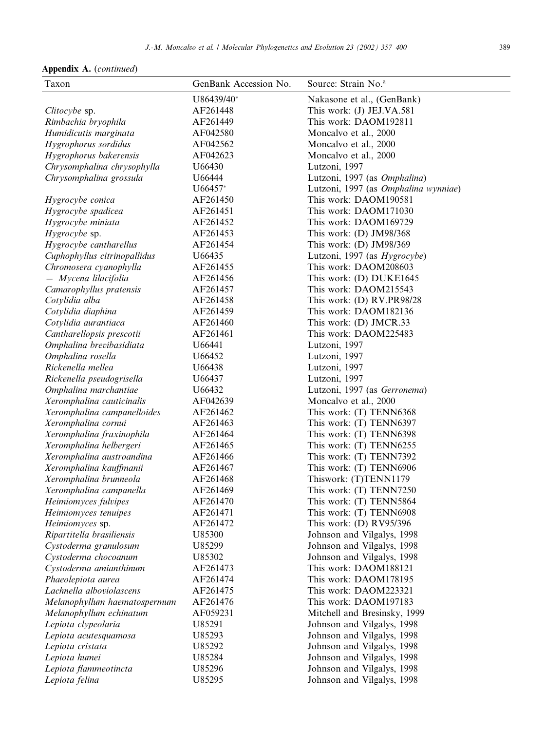**Appendix A.** (*continued*)

| Taxon | GenBank Accession No. | Source: Strain No.[a] |
|---|---|---|
| | U86439/40* | Nakasone et al., (GenBank) |
| *Clitocybe* sp. | AF261448 | This work: (J) JEJ.VA.581 |
| *Rimbachia bryophila* | AF261449 | This work: DAOM192811 |
| *Humidicutis marginata* | AF042580 | Moncalvo et al., 2000 |
| *Hygrophorus sordidus* | AF042562 | Moncalvo et al., 2000 |
| *Hygrophorus bakerensis* | AF042623 | Moncalvo et al., 2000 |
| *Chrysomphalina chrysophylla* | U66430 | Lutzoni, 1997 |
| *Chrysomphalina grossula* | U66444 | Lutzoni, 1997 (as *Omphalina*) |
| | U66457* | Lutzoni, 1997 (as *Omphalina wynniae*) |
| *Hygrocybe conica* | AF261450 | This work: DAOM190581 |
| *Hygrocybe spadicea* | AF261451 | This work: DAOM171030 |
| *Hygrocybe miniata* | AF261452 | This work: DAOM169729 |
| *Hygrocybe* sp. | AF261453 | This work: (D) JM98/368 |
| *Hygrocybe cantharellus* | AF261454 | This work: (D) JM98/369 |
| *Cuphophyllus citrinopallidus* | U66435 | Lutzoni, 1997 (as *Hygrocybe*) |
| *Chromosera cyanophylla* | AF261455 | This work: DAOM208603 |
| = *Mycena lilacifolia* | AF261456 | This work: (D) DUKE1645 |
| *Camarophyllus pratensis* | AF261457 | This work: DAOM215543 |
| *Cotylidia alba* | AF261458 | This work: (D) RV.PR98/28 |
| *Cotylidia diaphina* | AF261459 | This work: DAOM182136 |
| *Cotylidia aurantiaca* | AF261460 | This work: (D) JMCR.33 |
| *Cantharellopsis prescotii* | AF261461 | This work: DAOM225483 |
| *Omphalina brevibasidiata* | U66441 | Lutzoni, 1997 |
| *Omphalina rosella* | U66452 | Lutzoni, 1997 |
| *Rickenella mellea* | U66438 | Lutzoni, 1997 |
| *Rickenella pseudogrisella* | U66437 | Lutzoni, 1997 |
| *Omphalina marchantiae* | U66432 | Lutzoni, 1997 (as *Gerronema*) |
| *Xeromphalina cauticinalis* | AF042639 | Moncalvo et al., 2000 |
| *Xeromphalina campanelloides* | AF261462 | This work: (T) TENN6368 |
| *Xeromphalina cornui* | AF261463 | This work: (T) TENN6397 |
| *Xeromphalina fraxinophila* | AF261464 | This work: (T) TENN6398 |
| *Xeromphalina helbergeri* | AF261465 | This work: (T) TENN6255 |
| *Xeromphalina austroandina* | AF261466 | This work: (T) TENN7392 |
| *Xeromphalina kauffmanii* | AF261467 | This work: (T) TENN6906 |
| *Xeromphalina brunneola* | AF261468 | Thiswork: (T)TENN1179 |
| *Xeromphalina campanella* | AF261469 | This work: (T) TENN7250 |
| *Heimiomyces fulvipes* | AF261470 | This work: (T) TENN5864 |
| *Heimiomyces tenuipes* | AF261471 | This work: (T) TENN6908 |
| *Heimiomyces* sp. | AF261472 | This work: (D) RV95/396 |
| *Ripartitella brasiliensis* | U85300 | Johnson and Vilgalys, 1998 |
| *Cystoderma granulosum* | U85299 | Johnson and Vilgalys, 1998 |
| *Cystoderma chocoanum* | U85302 | Johnson and Vilgalys, 1998 |
| *Cystoderma amianthinum* | AF261473 | This work: DAOM188121 |
| *Phaeolepiota aurea* | AF261474 | This work: DAOM178195 |
| *Lachnella alboviolascens* | AF261475 | This work: DAOM223321 |
| *Melanophyllum haematospermum* | AF261476 | This work: DAOM197183 |
| *Melanophyllum echinatum* | AF059231 | Mitchell and Bresinsky, 1999 |
| *Lepiota clypeolaria* | U85291 | Johnson and Vilgalys, 1998 |
| *Lepiota acutesquamosa* | U85293 | Johnson and Vilgalys, 1998 |
| *Lepiota cristata* | U85292 | Johnson and Vilgalys, 1998 |
| *Lepiota humei* | U85284 | Johnson and Vilgalys, 1998 |
| *Lepiota flammeotincta* | U85296 | Johnson and Vilgalys, 1998 |
| *Lepiota felina* | U85295 | Johnson and Vilgalys, 1998 |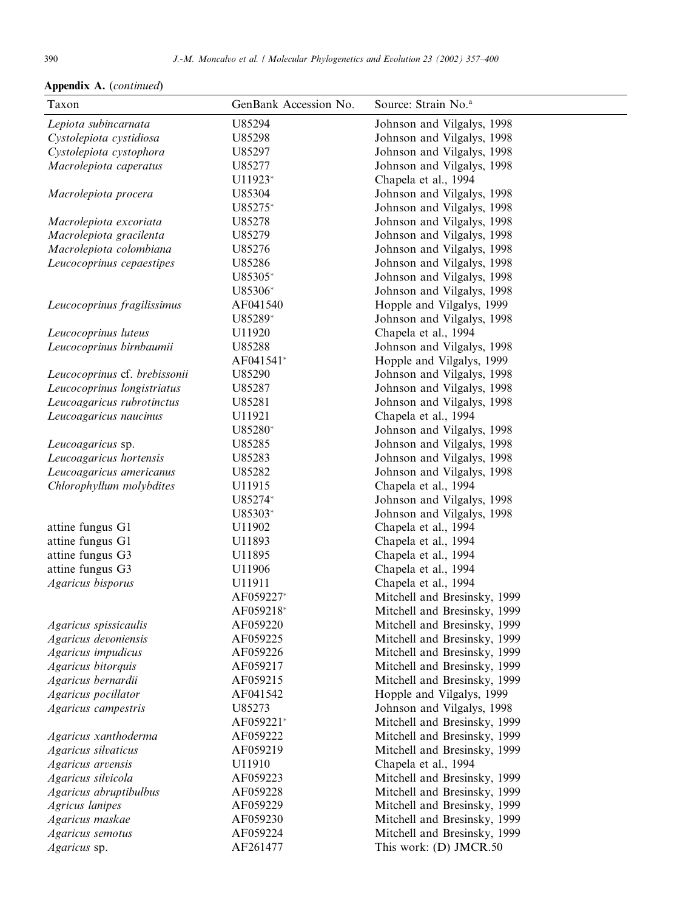**Appendix A.** (*continued*)

| Taxon | GenBank Accession No. | Source: Strain No.[a] |
|---|---|---|
| *Lepiota subincarnata* | U85294 | Johnson and Vilgalys, 1998 |
| *Cystolepiota cystidiosa* | U85298 | Johnson and Vilgalys, 1998 |
| *Cystolepiota cystophora* | U85297 | Johnson and Vilgalys, 1998 |
| *Macrolepiota caperatus* | U85277 | Johnson and Vilgalys, 1998 |
| | U11923* | Chapela et al., 1994 |
| *Macrolepiota procera* | U85304 | Johnson and Vilgalys, 1998 |
| | U85275* | Johnson and Vilgalys, 1998 |
| *Macrolepiota excoriata* | U85278 | Johnson and Vilgalys, 1998 |
| *Macrolepiota gracilenta* | U85279 | Johnson and Vilgalys, 1998 |
| *Macrolepiota colombiana* | U85276 | Johnson and Vilgalys, 1998 |
| *Leucocoprinus cepaestipes* | U85286 | Johnson and Vilgalys, 1998 |
| | U85305* | Johnson and Vilgalys, 1998 |
| | U85306* | Johnson and Vilgalys, 1998 |
| *Leucocoprinus fragilissimus* | AF041540 | Hopple and Vilgalys, 1999 |
| | U85289* | Johnson and Vilgalys, 1998 |
| *Leucocoprinus luteus* | U11920 | Chapela et al., 1994 |
| *Leucocoprinus birnbaumii* | U85288 | Johnson and Vilgalys, 1998 |
| | AF041541* | Hopple and Vilgalys, 1999 |
| *Leucocoprinus* cf. *brebissonii* | U85290 | Johnson and Vilgalys, 1998 |
| *Leucocoprinus longistriatus* | U85287 | Johnson and Vilgalys, 1998 |
| *Leucoagaricus rubrotinctus* | U85281 | Johnson and Vilgalys, 1998 |
| *Leucoagaricus naucinus* | U11921 | Chapela et al., 1994 |
| | U85280* | Johnson and Vilgalys, 1998 |
| *Leucoagaricus* sp. | U85285 | Johnson and Vilgalys, 1998 |
| *Leucoagaricus hortensis* | U85283 | Johnson and Vilgalys, 1998 |
| *Leucoagaricus americanus* | U85282 | Johnson and Vilgalys, 1998 |
| *Chlorophyllum molybdites* | U11915 | Chapela et al., 1994 |
| | U85274* | Johnson and Vilgalys, 1998 |
| | U85303* | Johnson and Vilgalys, 1998 |
| attine fungus G1 | U11902 | Chapela et al., 1994 |
| attine fungus G1 | U11893 | Chapela et al., 1994 |
| attine fungus G3 | U11895 | Chapela et al., 1994 |
| attine fungus G3 | U11906 | Chapela et al., 1994 |
| *Agaricus bisporus* | U11911 | Chapela et al., 1994 |
| | AF059227* | Mitchell and Bresinsky, 1999 |
| | AF059218* | Mitchell and Bresinsky, 1999 |
| *Agaricus spissicaulis* | AF059220 | Mitchell and Bresinsky, 1999 |
| *Agaricus devoniensis* | AF059225 | Mitchell and Bresinsky, 1999 |
| *Agaricus impudicus* | AF059226 | Mitchell and Bresinsky, 1999 |
| *Agaricus bitorquis* | AF059217 | Mitchell and Bresinsky, 1999 |
| *Agaricus bernardii* | AF059215 | Mitchell and Bresinsky, 1999 |
| *Agaricus pocillator* | AF041542 | Hopple and Vilgalys, 1999 |
| *Agaricus campestris* | U85273 | Johnson and Vilgalys, 1998 |
| | AF059221* | Mitchell and Bresinsky, 1999 |
| *Agaricus xanthoderma* | AF059222 | Mitchell and Bresinsky, 1999 |
| *Agaricus silvaticus* | AF059219 | Mitchell and Bresinsky, 1999 |
| *Agaricus arvensis* | U11910 | Chapela et al., 1994 |
| *Agaricus silvicola* | AF059223 | Mitchell and Bresinsky, 1999 |
| *Agaricus abruptibulbus* | AF059228 | Mitchell and Bresinsky, 1999 |
| *Agricus lanipes* | AF059229 | Mitchell and Bresinsky, 1999 |
| *Agaricus maskae* | AF059230 | Mitchell and Bresinsky, 1999 |
| *Agaricus semotus* | AF059224 | Mitchell and Bresinsky, 1999 |
| *Agaricus* sp. | AF261477 | This work: (D) JMCR.50 |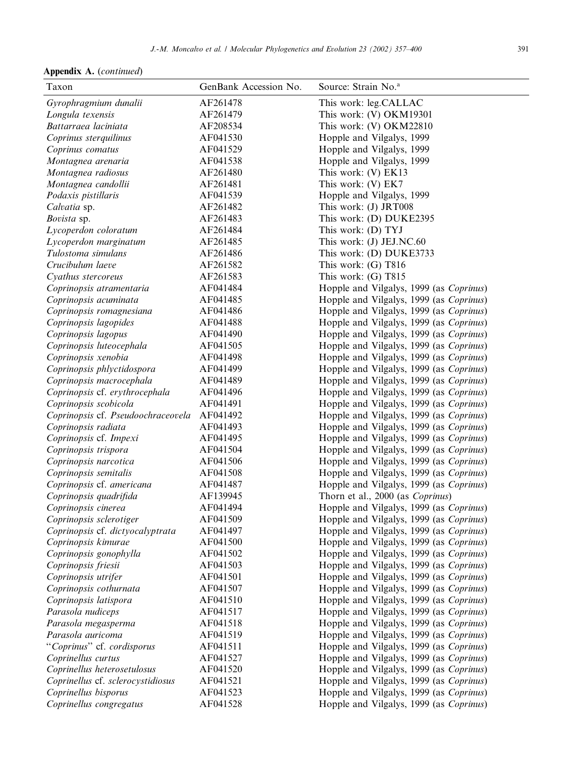**Appendix A.** (*continued*)

| Taxon | GenBank Accession No. | Source: Strain No.[a] |
|---|---|---|
| *Gyrophragmium dunalii* | AF261478 | This work: leg.CALLAC |
| *Longula texensis* | AF261479 | This work: (V) OKM19301 |
| *Battarraea laciniata* | AF208534 | This work: (V) OKM22810 |
| *Coprinus sterquilinus* | AF041530 | Hopple and Vilgalys, 1999 |
| *Coprinus comatus* | AF041529 | Hopple and Vilgalys, 1999 |
| *Montagnea arenaria* | AF041538 | Hopple and Vilgalys, 1999 |
| *Montagnea radiosus* | AF261480 | This work: (V) EK13 |
| *Montagnea candollii* | AF261481 | This work: (V) EK7 |
| *Podaxis pistillaris* | AF041539 | Hopple and Vilgalys, 1999 |
| *Calvatia* sp. | AF261482 | This work: (J) JRT008 |
| *Bovista* sp. | AF261483 | This work: (D) DUKE2395 |
| *Lycoperdon coloratum* | AF261484 | This work: (D) TYJ |
| *Lycoperdon marginatum* | AF261485 | This work: (J) JEJ.NC.60 |
| *Tulostoma simulans* | AF261486 | This work: (D) DUKE3733 |
| *Crucibulum laeve* | AF261582 | This work: (G) T816 |
| *Cyathus stercoreus* | AF261583 | This work: (G) T815 |
| *Coprinopsis atramentaria* | AF041484 | Hopple and Vilgalys, 1999 (as *Coprinus*) |
| *Coprinopsis acuminata* | AF041485 | Hopple and Vilgalys, 1999 (as *Coprinus*) |
| *Coprinopsis romagnesiana* | AF041486 | Hopple and Vilgalys, 1999 (as *Coprinus*) |
| *Coprinopsis lagopides* | AF041488 | Hopple and Vilgalys, 1999 (as *Coprinus*) |
| *Coprinopsis lagopus* | AF041490 | Hopple and Vilgalys, 1999 (as *Coprinus*) |
| *Coprinopsis luteocephala* | AF041505 | Hopple and Vilgalys, 1999 (as *Coprinus*) |
| *Coprinopsis xenobia* | AF041498 | Hopple and Vilgalys, 1999 (as *Coprinus*) |
| *Coprinopsis phlyctidospora* | AF041499 | Hopple and Vilgalys, 1999 (as *Coprinus*) |
| *Coprinopsis macrocephala* | AF041489 | Hopple and Vilgalys, 1999 (as *Coprinus*) |
| *Coprinopsis* cf. *erythrocephala* | AF041496 | Hopple and Vilgalys, 1999 (as *Coprinus*) |
| *Coprinopsis scobicola* | AF041491 | Hopple and Vilgalys, 1999 (as *Coprinus*) |
| *Coprinopsis* cf. *Pseudoochraceovela* | AF041492 | Hopple and Vilgalys, 1999 (as *Coprinus*) |
| *Coprinopsis radiata* | AF041493 | Hopple and Vilgalys, 1999 (as *Coprinus*) |
| *Coprinopsis* cf. *Impexi* | AF041495 | Hopple and Vilgalys, 1999 (as *Coprinus*) |
| *Coprinopsis trispora* | AF041504 | Hopple and Vilgalys, 1999 (as *Coprinus*) |
| *Coprinopsis narcotica* | AF041506 | Hopple and Vilgalys, 1999 (as *Coprinus*) |
| *Coprinopsis semitalis* | AF041508 | Hopple and Vilgalys, 1999 (as *Coprinus*) |
| *Coprinopsis* cf. *americana* | AF041487 | Hopple and Vilgalys, 1999 (as *Coprinus*) |
| *Coprinopsis quadrifida* | AF139945 | Thorn et al., 2000 (as *Coprinus*) |
| *Coprinopsis cinerea* | AF041494 | Hopple and Vilgalys, 1999 (as *Coprinus*) |
| *Coprinopsis sclerotiger* | AF041509 | Hopple and Vilgalys, 1999 (as *Coprinus*) |
| *Coprinopsis* cf. *dictyocalyptrata* | AF041497 | Hopple and Vilgalys, 1999 (as *Coprinus*) |
| *Coprinopsis kimurae* | AF041500 | Hopple and Vilgalys, 1999 (as *Coprinus*) |
| *Coprinopsis gonophylla* | AF041502 | Hopple and Vilgalys, 1999 (as *Coprinus*) |
| *Coprinopsis friesii* | AF041503 | Hopple and Vilgalys, 1999 (as *Coprinus*) |
| *Coprinopsis utrifer* | AF041501 | Hopple and Vilgalys, 1999 (as *Coprinus*) |
| *Coprinopsis cothurnata* | AF041507 | Hopple and Vilgalys, 1999 (as *Coprinus*) |
| *Coprinopsis latispora* | AF041510 | Hopple and Vilgalys, 1999 (as *Coprinus*) |
| *Parasola nudiceps* | AF041517 | Hopple and Vilgalys, 1999 (as *Coprinus*) |
| *Parasola megasperma* | AF041518 | Hopple and Vilgalys, 1999 (as *Coprinus*) |
| *Parasola auricoma* | AF041519 | Hopple and Vilgalys, 1999 (as *Coprinus*) |
| "*Coprinus*" cf. *cordisporus* | AF041511 | Hopple and Vilgalys, 1999 (as *Coprinus*) |
| *Coprinellus curtus* | AF041527 | Hopple and Vilgalys, 1999 (as *Coprinus*) |
| *Coprinellus heterosetulosus* | AF041520 | Hopple and Vilgalys, 1999 (as *Coprinus*) |
| *Coprinellus* cf. *sclerocystidiosus* | AF041521 | Hopple and Vilgalys, 1999 (as *Coprinus*) |
| *Coprinellus bisporus* | AF041523 | Hopple and Vilgalys, 1999 (as *Coprinus*) |
| *Coprinellus congregatus* | AF041528 | Hopple and Vilgalys, 1999 (as *Coprinus*) |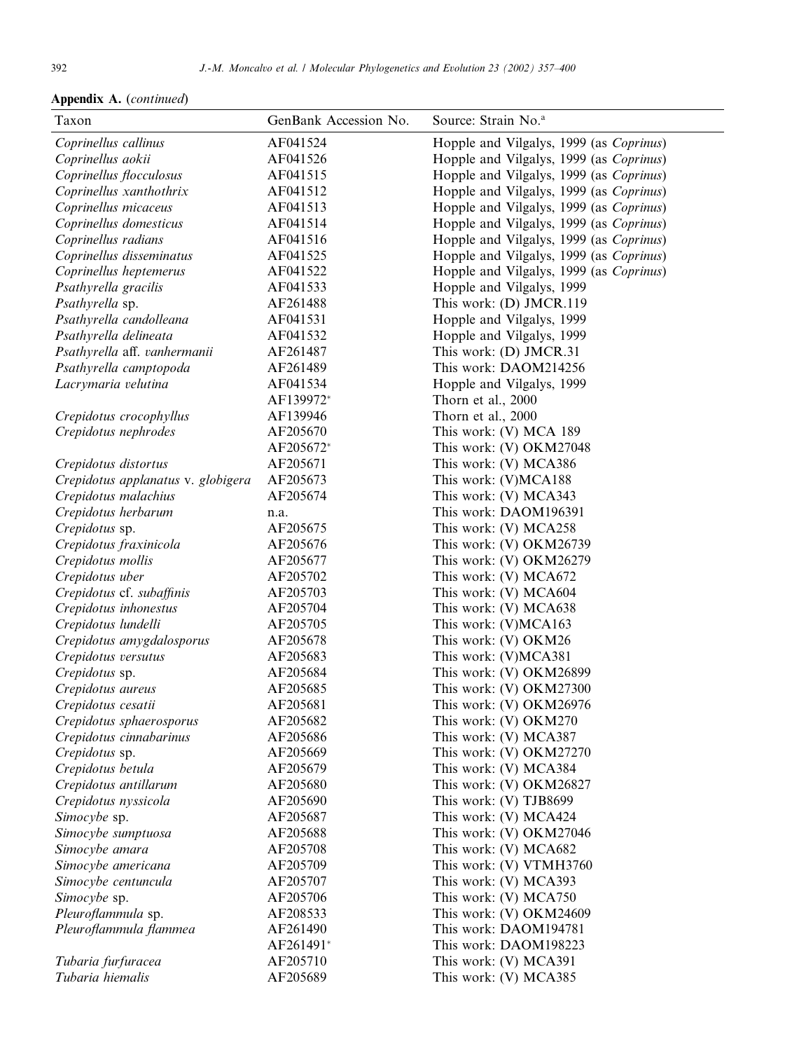**Appendix A.** (*continued*)

| Taxon | GenBank Accession No. | Source: Strain No.[a] |
|---|---|---|
| *Coprinellus callinus* | AF041524 | Hopple and Vilgalys, 1999 (as *Coprinus*) |
| *Coprinellus aokii* | AF041526 | Hopple and Vilgalys, 1999 (as *Coprinus*) |
| *Coprinellus flocculosus* | AF041515 | Hopple and Vilgalys, 1999 (as *Coprinus*) |
| *Coprinellus xanthothrix* | AF041512 | Hopple and Vilgalys, 1999 (as *Coprinus*) |
| *Coprinellus micaceus* | AF041513 | Hopple and Vilgalys, 1999 (as *Coprinus*) |
| *Coprinellus domesticus* | AF041514 | Hopple and Vilgalys, 1999 (as *Coprinus*) |
| *Coprinellus radians* | AF041516 | Hopple and Vilgalys, 1999 (as *Coprinus*) |
| *Coprinellus disseminatus* | AF041525 | Hopple and Vilgalys, 1999 (as *Coprinus*) |
| *Coprinellus heptemerus* | AF041522 | Hopple and Vilgalys, 1999 (as *Coprinus*) |
| *Psathyrella gracilis* | AF041533 | Hopple and Vilgalys, 1999 |
| *Psathyrella* sp. | AF261488 | This work: (D) JMCR.119 |
| *Psathyrella candolleana* | AF041531 | Hopple and Vilgalys, 1999 |
| *Psathyrella delineata* | AF041532 | Hopple and Vilgalys, 1999 |
| *Psathyrella* aff. *vanhermanii* | AF261487 | This work: (D) JMCR.31 |
| *Psathyrella camptopoda* | AF261489 | This work: DAOM214256 |
| *Lacrymaria velutina* | AF041534 | Hopple and Vilgalys, 1999 |
| | AF139972* | Thorn et al., 2000 |
| *Crepidotus crocophyllus* | AF139946 | Thorn et al., 2000 |
| *Crepidotus nephrodes* | AF205670 | This work: (V) MCA 189 |
| | AF205672* | This work: (V) OKM27048 |
| *Crepidotus distortus* | AF205671 | This work: (V) MCA386 |
| *Crepidotus applanatus* v. *globigera* | AF205673 | This work: (V)MCA188 |
| *Crepidotus malachius* | AF205674 | This work: (V) MCA343 |
| *Crepidotus herbarum* | n.a. | This work: DAOM196391 |
| *Crepidotus* sp. | AF205675 | This work: (V) MCA258 |
| *Crepidotus fraxinicola* | AF205676 | This work: (V) OKM26739 |
| *Crepidotus mollis* | AF205677 | This work: (V) OKM26279 |
| *Crepidotus uber* | AF205702 | This work: (V) MCA672 |
| *Crepidotus* cf. *subaffinis* | AF205703 | This work: (V) MCA604 |
| *Crepidotus inhonestus* | AF205704 | This work: (V) MCA638 |
| *Crepidotus lundelli* | AF205705 | This work: (V)MCA163 |
| *Crepidotus amygdalosporus* | AF205678 | This work: (V) OKM26 |
| *Crepidotus versutus* | AF205683 | This work: (V)MCA381 |
| *Crepidotus* sp. | AF205684 | This work: (V) OKM26899 |
| *Crepidotus aureus* | AF205685 | This work: (V) OKM27300 |
| *Crepidotus cesatii* | AF205681 | This work: (V) OKM26976 |
| *Crepidotus sphaerosporus* | AF205682 | This work: (V) OKM270 |
| *Crepidotus cinnabarinus* | AF205686 | This work: (V) MCA387 |
| *Crepidotus* sp. | AF205669 | This work: (V) OKM27270 |
| *Crepidotus betula* | AF205679 | This work: (V) MCA384 |
| *Crepidotus antillarum* | AF205680 | This work: (V) OKM26827 |
| *Crepidotus nyssicola* | AF205690 | This work: (V) TJB8699 |
| *Simocybe* sp. | AF205687 | This work: (V) MCA424 |
| *Simocybe sumptuosa* | AF205688 | This work: (V) OKM27046 |
| *Simocybe amara* | AF205708 | This work: (V) MCA682 |
| *Simocybe americana* | AF205709 | This work: (V) VTMH3760 |
| *Simocybe centuncula* | AF205707 | This work: (V) MCA393 |
| *Simocybe* sp. | AF205706 | This work: (V) MCA750 |
| *Pleuroflammula* sp. | AF208533 | This work: (V) OKM24609 |
| *Pleuroflammula flammea* | AF261490 | This work: DAOM194781 |
| | AF261491* | This work: DAOM198223 |
| *Tubaria furfuracea* | AF205710 | This work: (V) MCA391 |
| *Tubaria hiemalis* | AF205689 | This work: (V) MCA385 |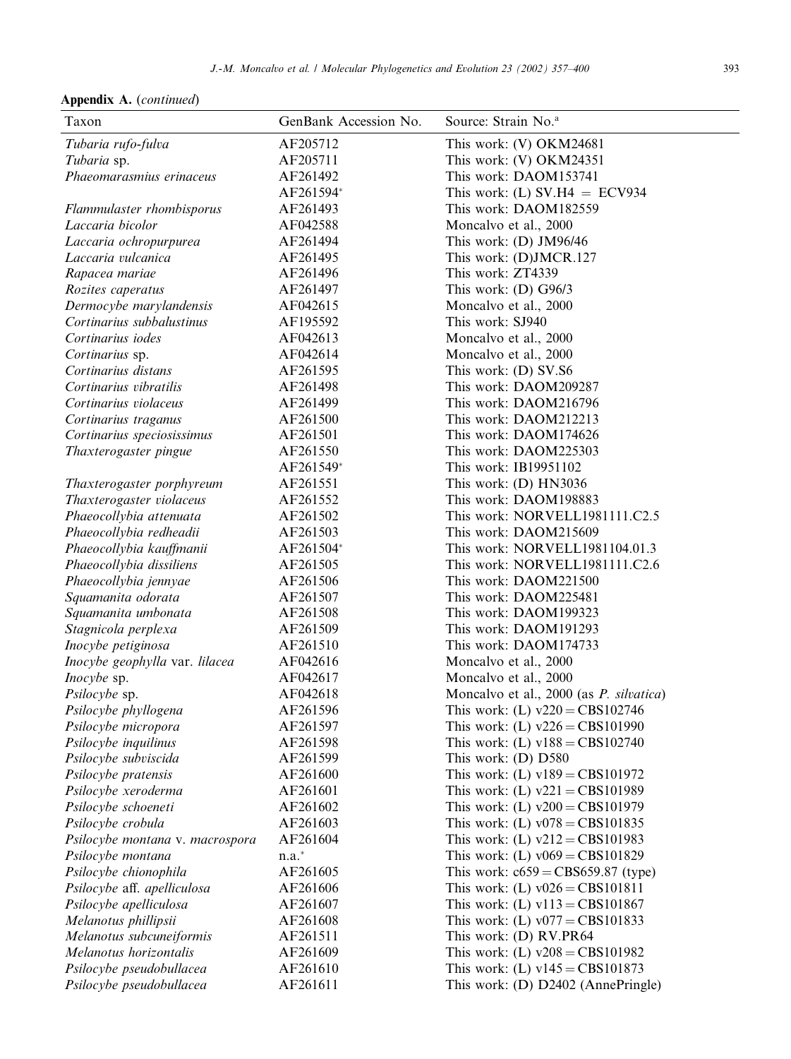**Appendix A.** (*continued*)

| Taxon | GenBank Accession No. | Source: Strain No.[a] |
|---|---|---|
| *Tubaria rufo-fulva* | AF205712 | This work: (V) OKM24681 |
| *Tubaria* sp. | AF205711 | This work: (V) OKM24351 |
| *Phaeomarasmius erinaceus* | AF261492 | This work: DAOM153741 |
| | AF261594* | This work: (L) SV.H4 = ECV934 |
| *Flammulaster rhombisporus* | AF261493 | This work: DAOM182559 |
| *Laccaria bicolor* | AF042588 | Moncalvo et al., 2000 |
| *Laccaria ochropurpurea* | AF261494 | This work: (D) JM96/46 |
| *Laccaria vulcanica* | AF261495 | This work: (D)JMCR.127 |
| *Rapacea mariae* | AF261496 | This work: ZT4339 |
| *Rozites caperatus* | AF261497 | This work: (D) G96/3 |
| *Dermocybe marylandensis* | AF042615 | Moncalvo et al., 2000 |
| *Cortinarius subbalustinus* | AF195592 | This work: SJ940 |
| *Cortinarius iodes* | AF042613 | Moncalvo et al., 2000 |
| *Cortinarius* sp. | AF042614 | Moncalvo et al., 2000 |
| *Cortinarius distans* | AF261595 | This work: (D) SV.S6 |
| *Cortinarius vibratilis* | AF261498 | This work: DAOM209287 |
| *Cortinarius violaceus* | AF261499 | This work: DAOM216796 |
| *Cortinarius traganus* | AF261500 | This work: DAOM212213 |
| *Cortinarius speciosissimus* | AF261501 | This work: DAOM174626 |
| *Thaxterogaster pingue* | AF261550 | This work: DAOM225303 |
| | AF261549* | This work: IB19951102 |
| *Thaxterogaster porphyreum* | AF261551 | This work: (D) HN3036 |
| *Thaxterogaster violaceus* | AF261552 | This work: DAOM198883 |
| *Phaeocollybia attenuata* | AF261502 | This work: NORVELL1981111.C2.5 |
| *Phaeocollybia redheadii* | AF261503 | This work: DAOM215609 |
| *Phaeocollybia kauffmanii* | AF261504* | This work: NORVELL1981104.01.3 |
| *Phaeocollybia dissiliens* | AF261505 | This work: NORVELL1981111.C2.6 |
| *Phaeocollybia jennyae* | AF261506 | This work: DAOM221500 |
| *Squamanita odorata* | AF261507 | This work: DAOM225481 |
| *Squamanita umbonata* | AF261508 | This work: DAOM199323 |
| *Stagnicola perplexa* | AF261509 | This work: DAOM191293 |
| *Inocybe petiginosa* | AF261510 | This work: DAOM174733 |
| *Inocybe geophylla* var. *lilacea* | AF042616 | Moncalvo et al., 2000 |
| *Inocybe* sp. | AF042617 | Moncalvo et al., 2000 |
| *Psilocybe* sp. | AF042618 | Moncalvo et al., 2000 (as *P. silvatica*) |
| *Psilocybe phyllogena* | AF261596 | This work: (L) v220 = CBS102746 |
| *Psilocybe micropora* | AF261597 | This work: (L) v226 = CBS101990 |
| *Psilocybe inquilinus* | AF261598 | This work: (L) v188 = CBS102740 |
| *Psilocybe subviscida* | AF261599 | This work: (D) D580 |
| *Psilocybe pratensis* | AF261600 | This work: (L) v189 = CBS101972 |
| *Psilocybe xeroderma* | AF261601 | This work: (L) v221 = CBS101989 |
| *Psilocybe schoeneti* | AF261602 | This work: (L) v200 = CBS101979 |
| *Psilocybe crobula* | AF261603 | This work: (L) v078 = CBS101835 |
| *Psilocybe montana* v. *macrospora* | AF261604 | This work: (L) v212 = CBS101983 |
| *Psilocybe montana* | n.a.* | This work: (L) v069 = CBS101829 |
| *Psilocybe chionophila* | AF261605 | This work: c659 = CBS659.87 (type) |
| *Psilocybe* aff. *apelliculosa* | AF261606 | This work: (L) v026 = CBS101811 |
| *Psilocybe apelliculosa* | AF261607 | This work: (L) v113 = CBS101867 |
| *Melanotus phillipsii* | AF261608 | This work: (L) v077 = CBS101833 |
| *Melanotus subcuneiformis* | AF261511 | This work: (D) RV.PR64 |
| *Melanotus horizontalis* | AF261609 | This work: (L) v208 = CBS101982 |
| *Psilocybe pseudobullacea* | AF261610 | This work: (L) v145 = CBS101873 |
| *Psilocybe pseudobullacea* | AF261611 | This work: (D) D2402 (AnnePringle) |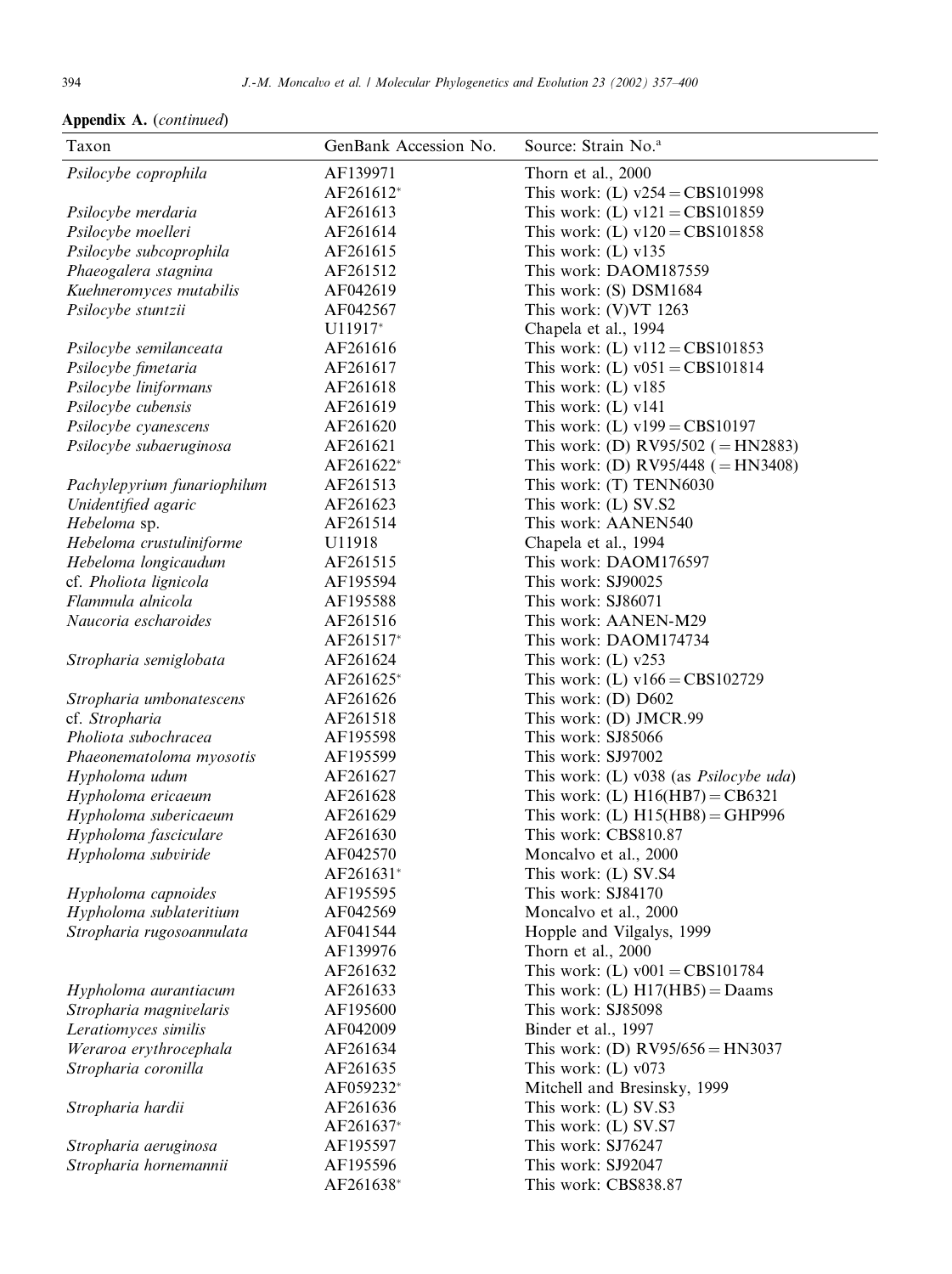**Appendix A.** (*continued*)

| Taxon | GenBank Accession No. | Source: Strain No.[a] |
|---|---|---|
| *Psilocybe coprophila* | AF139971 | Thorn et al., 2000 |
| | AF261612* | This work: (L) v254 = CBS101998 |
| *Psilocybe merdaria* | AF261613 | This work: (L) v121 = CBS101859 |
| *Psilocybe moelleri* | AF261614 | This work: (L) v120 = CBS101858 |
| *Psilocybe subcoprophila* | AF261615 | This work: (L) v135 |
| *Phaeogalera stagnina* | AF261512 | This work: DAOM187559 |
| *Kuehneromyces mutabilis* | AF042619 | This work: (S) DSM1684 |
| *Psilocybe stuntzii* | AF042567 | This work: (V)VT 1263 |
| | U11917* | Chapela et al., 1994 |
| *Psilocybe semilanceata* | AF261616 | This work: (L) v112 = CBS101853 |
| *Psilocybe fimetaria* | AF261617 | This work: (L) v051 = CBS101814 |
| *Psilocybe liniformans* | AF261618 | This work: (L) v185 |
| *Psilocybe cubensis* | AF261619 | This work: (L) v141 |
| *Psilocybe cyanescens* | AF261620 | This work: (L) v199 = CBS10197 |
| *Psilocybe subaeruginosa* | AF261621 | This work: (D) RV95/502 (= HN2883) |
| | AF261622* | This work: (D) RV95/448 (= HN3408) |
| *Pachylepyrium funariophilum* | AF261513 | This work: (T) TENN6030 |
| *Unidentified agaric* | AF261623 | This work: (L) SV.S2 |
| *Hebeloma* sp. | AF261514 | This work: AANEN540 |
| *Hebeloma crustuliniforme* | U11918 | Chapela et al., 1994 |
| *Hebeloma longicaudum* | AF261515 | This work: DAOM176597 |
| cf. *Pholiota lignicola* | AF195594 | This work: SJ90025 |
| *Flammula alnicola* | AF195588 | This work: SJ86071 |
| *Naucoria escharoides* | AF261516 | This work: AANEN-M29 |
| | AF261517* | This work: DAOM174734 |
| *Stropharia semiglobata* | AF261624 | This work: (L) v253 |
| | AF261625* | This work: (L) v166 = CBS102729 |
| *Stropharia umbonatescens* | AF261626 | This work: (D) D602 |
| cf. *Stropharia* | AF261518 | This work: (D) JMCR.99 |
| *Pholiota subochracea* | AF195598 | This work: SJ85066 |
| *Phaeonematoloma myosotis* | AF195599 | This work: SJ97002 |
| *Hypholoma udum* | AF261627 | This work: (L) v038 (as *Psilocybe uda*) |
| *Hypholoma ericaeum* | AF261628 | This work: (L) H16(HB7) = CB6321 |
| *Hypholoma subericaeum* | AF261629 | This work: (L) H15(HB8) = GHP996 |
| *Hypholoma fasciculare* | AF261630 | This work: CBS810.87 |
| *Hypholoma subviride* | AF042570 | Moncalvo et al., 2000 |
| | AF261631* | This work: (L) SV.S4 |
| *Hypholoma capnoides* | AF195595 | This work: SJ84170 |
| *Hypholoma sublateritium* | AF042569 | Moncalvo et al., 2000 |
| *Stropharia rugosoannulata* | AF041544 | Hopple and Vilgalys, 1999 |
| | AF139976 | Thorn et al., 2000 |
| | AF261632 | This work: (L) v001 = CBS101784 |
| *Hypholoma aurantiacum* | AF261633 | This work: (L) H17(HB5) = Daams |
| *Stropharia magnivelaris* | AF195600 | This work: SJ85098 |
| *Leratiomyces similis* | AF042009 | Binder et al., 1997 |
| *Weraroa erythrocephala* | AF261634 | This work: (D) RV95/656 = HN3037 |
| *Stropharia coronilla* | AF261635 | This work: (L) v073 |
| | AF059232* | Mitchell and Bresinsky, 1999 |
| *Stropharia hardii* | AF261636 | This work: (L) SV.S3 |
| | AF261637* | This work: (L) SV.S7 |
| *Stropharia aeruginosa* | AF195597 | This work: SJ76247 |
| *Stropharia hornemannii* | AF195596 | This work: SJ92047 |
| | AF261638* | This work: CBS838.87 |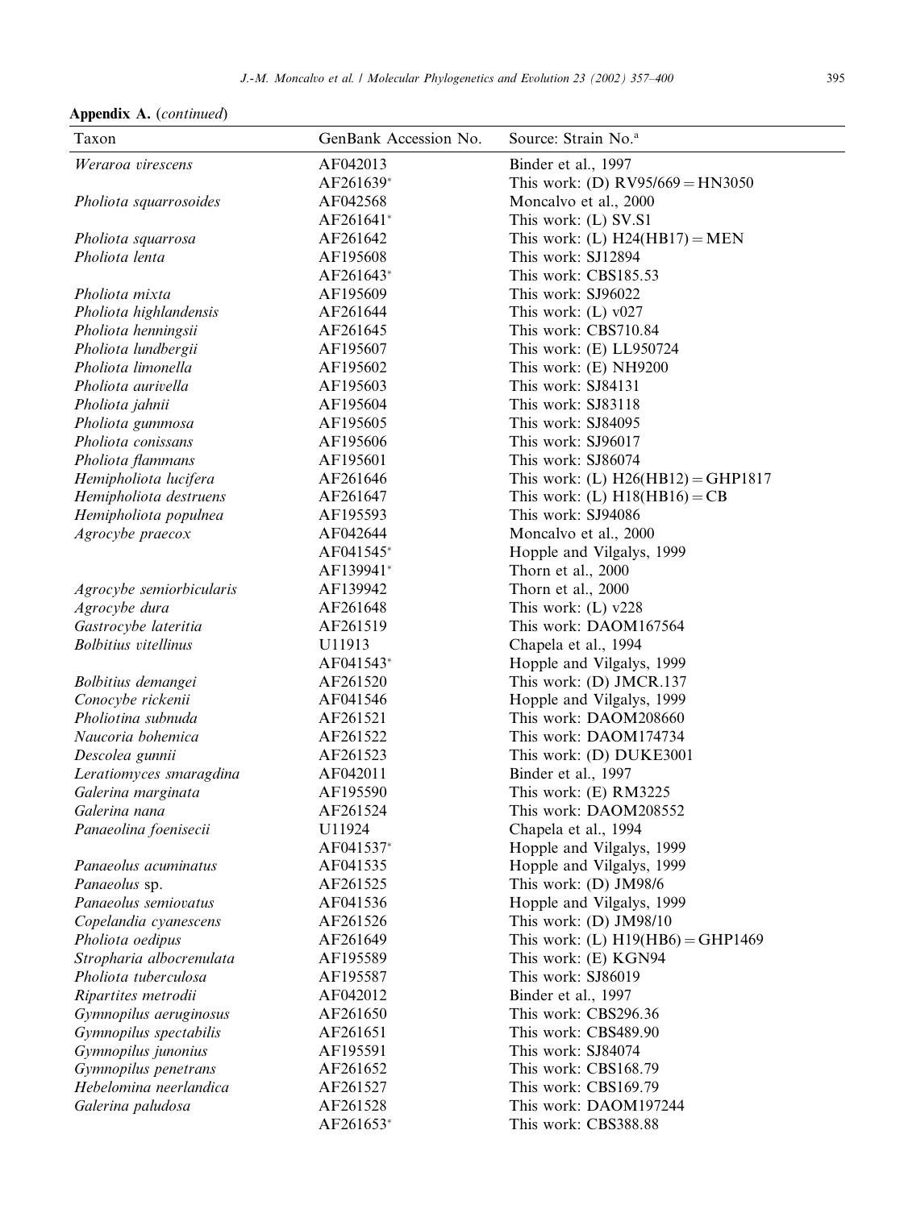**Appendix A.** (*continued*)

| Taxon | GenBank Accession No. | Source: Strain No.[a] |
|---|---|---|
| *Weraroa virescens* | AF042013 | Binder et al., 1997 |
| | AF261639* | This work: (D) RV95/669 = HN3050 |
| *Pholiota squarrosoides* | AF042568 | Moncalvo et al., 2000 |
| | AF261641* | This work: (L) SV.S1 |
| *Pholiota squarrosa* | AF261642 | This work: (L) H24(HB17) = MEN |
| *Pholiota lenta* | AF195608 | This work: SJ12894 |
| | AF261643* | This work: CBS185.53 |
| *Pholiota mixta* | AF195609 | This work: SJ96022 |
| *Pholiota highlandensis* | AF261644 | This work: (L) v027 |
| *Pholiota henningsii* | AF261645 | This work: CBS710.84 |
| *Pholiota lundbergii* | AF195607 | This work: (E) LL950724 |
| *Pholiota limonella* | AF195602 | This work: (E) NH9200 |
| *Pholiota aurivella* | AF195603 | This work: SJ84131 |
| *Pholiota jahnii* | AF195604 | This work: SJ83118 |
| *Pholiota gummosa* | AF195605 | This work: SJ84095 |
| *Pholiota conissans* | AF195606 | This work: SJ96017 |
| *Pholiota flammans* | AF195601 | This work: SJ86074 |
| *Hemipholiota lucifera* | AF261646 | This work: (L) H26(HB12) = GHP1817 |
| *Hemipholiota destruens* | AF261647 | This work: (L) H18(HB16) = CB |
| *Hemipholiota populnea* | AF195593 | This work: SJ94086 |
| *Agrocybe praecox* | AF042644 | Moncalvo et al., 2000 |
| | AF041545* | Hopple and Vilgalys, 1999 |
| | AF139941* | Thorn et al., 2000 |
| *Agrocybe semiorbicularis* | AF139942 | Thorn et al., 2000 |
| *Agrocybe dura* | AF261648 | This work: (L) v228 |
| *Gastrocybe lateritia* | AF261519 | This work: DAOM167564 |
| *Bolbitius vitellinus* | U11913 | Chapela et al., 1994 |
| | AF041543* | Hopple and Vilgalys, 1999 |
| *Bolbitius demangei* | AF261520 | This work: (D) JMCR.137 |
| *Conocybe rickenii* | AF041546 | Hopple and Vilgalys, 1999 |
| *Pholiotina subnuda* | AF261521 | This work: DAOM208660 |
| *Naucoria bohemica* | AF261522 | This work: DAOM174734 |
| *Descolea gunnii* | AF261523 | This work: (D) DUKE3001 |
| *Leratiomyces smaragdina* | AF042011 | Binder et al., 1997 |
| *Galerina marginata* | AF195590 | This work: (E) RM3225 |
| *Galerina nana* | AF261524 | This work: DAOM208552 |
| *Panaeolina foenisecii* | U11924 | Chapela et al., 1994 |
| | AF041537* | Hopple and Vilgalys, 1999 |
| *Panaeolus acuminatus* | AF041535 | Hopple and Vilgalys, 1999 |
| *Panaeolus* sp. | AF261525 | This work: (D) JM98/6 |
| *Panaeolus semiovatus* | AF041536 | Hopple and Vilgalys, 1999 |
| *Copelandia cyanescens* | AF261526 | This work: (D) JM98/10 |
| *Pholiota oedipus* | AF261649 | This work: (L) H19(HB6) = GHP1469 |
| *Stropharia albocrenulata* | AF195589 | This work: (E) KGN94 |
| *Pholiota tuberculosa* | AF195587 | This work: SJ86019 |
| *Ripartites metrodii* | AF042012 | Binder et al., 1997 |
| *Gymnopilus aeruginosus* | AF261650 | This work: CBS296.36 |
| *Gymnopilus spectabilis* | AF261651 | This work: CBS489.90 |
| *Gymnopilus junonius* | AF195591 | This work: SJ84074 |
| *Gymnopilus penetrans* | AF261652 | This work: CBS168.79 |
| *Hebelomina neerlandica* | AF261527 | This work: CBS169.79 |
| *Galerina paludosa* | AF261528 | This work: DAOM197244 |
| | AF261653* | This work: CBS388.88 |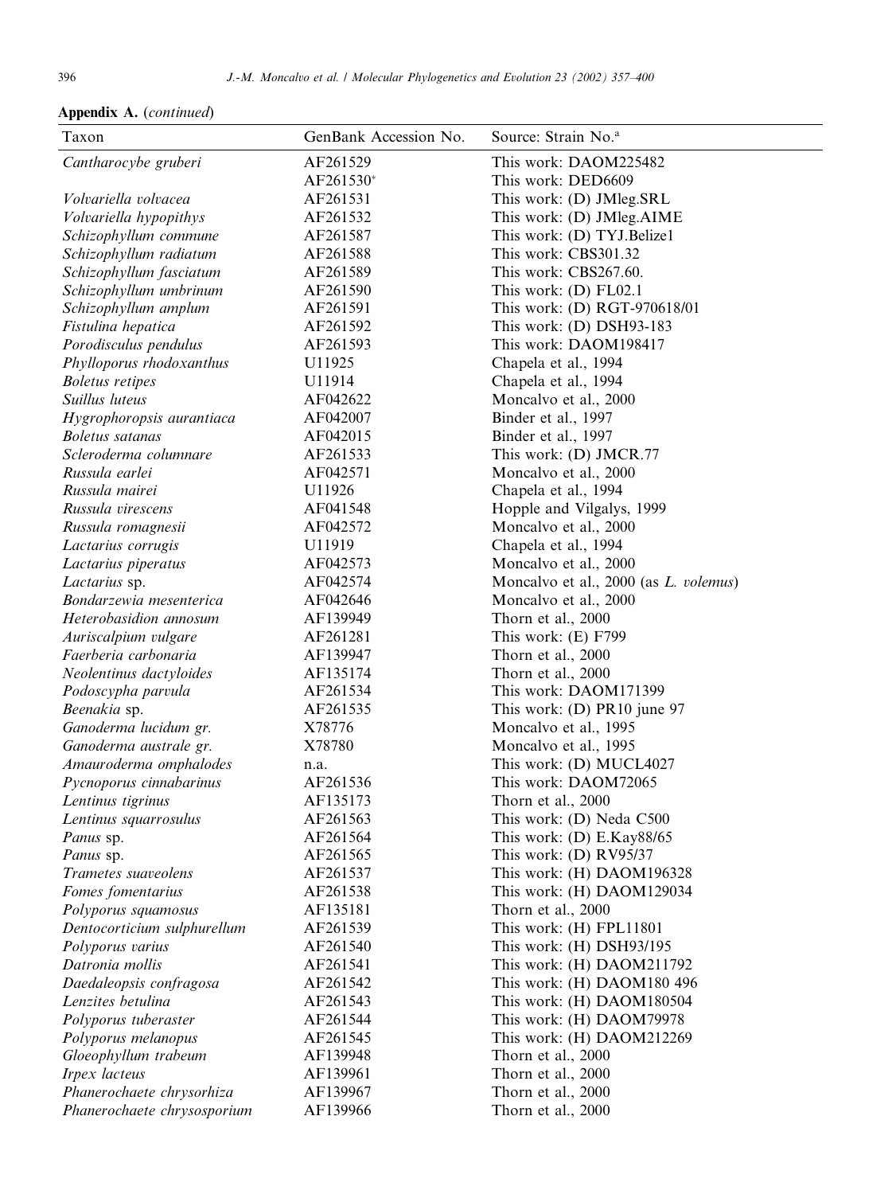**Appendix A.** (*continued*)

| Taxon | GenBank Accession No. | Source: Strain No.[a] |
|---|---|---|
| *Cantharocybe gruberi* | AF261529 | This work: DAOM225482 |
| | AF261530* | This work: DED6609 |
| *Volvariella volvacea* | AF261531 | This work: (D) JMleg.SRL |
| *Volvariella hypopithys* | AF261532 | This work: (D) JMleg.AIME |
| *Schizophyllum commune* | AF261587 | This work: (D) TYJ.Belize1 |
| *Schizophyllum radiatum* | AF261588 | This work: CBS301.32 |
| *Schizophyllum fasciatum* | AF261589 | This work: CBS267.60. |
| *Schizophyllum umbrinum* | AF261590 | This work: (D) FL02.1 |
| *Schizophyllum amplum* | AF261591 | This work: (D) RGT-970618/01 |
| *Fistulina hepatica* | AF261592 | This work: (D) DSH93-183 |
| *Porodisculus pendulus* | AF261593 | This work: DAOM198417 |
| *Phylloporus rhodoxanthus* | U11925 | Chapela et al., 1994 |
| *Boletus retipes* | U11914 | Chapela et al., 1994 |
| *Suillus luteus* | AF042622 | Moncalvo et al., 2000 |
| *Hygrophoropsis aurantiaca* | AF042007 | Binder et al., 1997 |
| *Boletus satanas* | AF042015 | Binder et al., 1997 |
| *Scleroderma columnare* | AF261533 | This work: (D) JMCR.77 |
| *Russula earlei* | AF042571 | Moncalvo et al., 2000 |
| *Russula mairei* | U11926 | Chapela et al., 1994 |
| *Russula virescens* | AF041548 | Hopple and Vilgalys, 1999 |
| *Russula romagnesii* | AF042572 | Moncalvo et al., 2000 |
| *Lactarius corrugis* | U11919 | Chapela et al., 1994 |
| *Lactarius piperatus* | AF042573 | Moncalvo et al., 2000 |
| *Lactarius* sp. | AF042574 | Moncalvo et al., 2000 (as *L. volemus*) |
| *Bondarzewia mesenterica* | AF042646 | Moncalvo et al., 2000 |
| *Heterobasidion annosum* | AF139949 | Thorn et al., 2000 |
| *Auriscalpium vulgare* | AF261281 | This work: (E) F799 |
| *Faerberia carbonaria* | AF139947 | Thorn et al., 2000 |
| *Neolentinus dactyloides* | AF135174 | Thorn et al., 2000 |
| *Podoscypha parvula* | AF261534 | This work: DAOM171399 |
| *Beenakia* sp. | AF261535 | This work: (D) PR10 june 97 |
| *Ganoderma lucidum gr.* | X78776 | Moncalvo et al., 1995 |
| *Ganoderma australe gr.* | X78780 | Moncalvo et al., 1995 |
| *Amauroderma omphalodes* | n.a. | This work: (D) MUCL4027 |
| *Pycnoporus cinnabarinus* | AF261536 | This work: DAOM72065 |
| *Lentinus tigrinus* | AF135173 | Thorn et al., 2000 |
| *Lentinus squarrosulus* | AF261563 | This work: (D) Neda C500 |
| *Panus* sp. | AF261564 | This work: (D) E.Kay88/65 |
| *Panus* sp. | AF261565 | This work: (D) RV95/37 |
| *Trametes suaveolens* | AF261537 | This work: (H) DAOM196328 |
| *Fomes fomentarius* | AF261538 | This work: (H) DAOM129034 |
| *Polyporus squamosus* | AF135181 | Thorn et al., 2000 |
| *Dentocorticium sulphurellum* | AF261539 | This work: (H) FPL11801 |
| *Polyporus varius* | AF261540 | This work: (H) DSH93/195 |
| *Datronia mollis* | AF261541 | This work: (H) DAOM211792 |
| *Daedaleopsis confragosa* | AF261542 | This work: (H) DAOM180 496 |
| *Lenzites betulina* | AF261543 | This work: (H) DAOM180504 |
| *Polyporus tuberaster* | AF261544 | This work: (H) DAOM79978 |
| *Polyporus melanopus* | AF261545 | This work: (H) DAOM212269 |
| *Gloeophyllum trabeum* | AF139948 | Thorn et al., 2000 |
| *Irpex lacteus* | AF139961 | Thorn et al., 2000 |
| *Phanerochaete chrysorhiza* | AF139967 | Thorn et al., 2000 |
| *Phanerochaete chrysosporium* | AF139966 | Thorn et al., 2000 |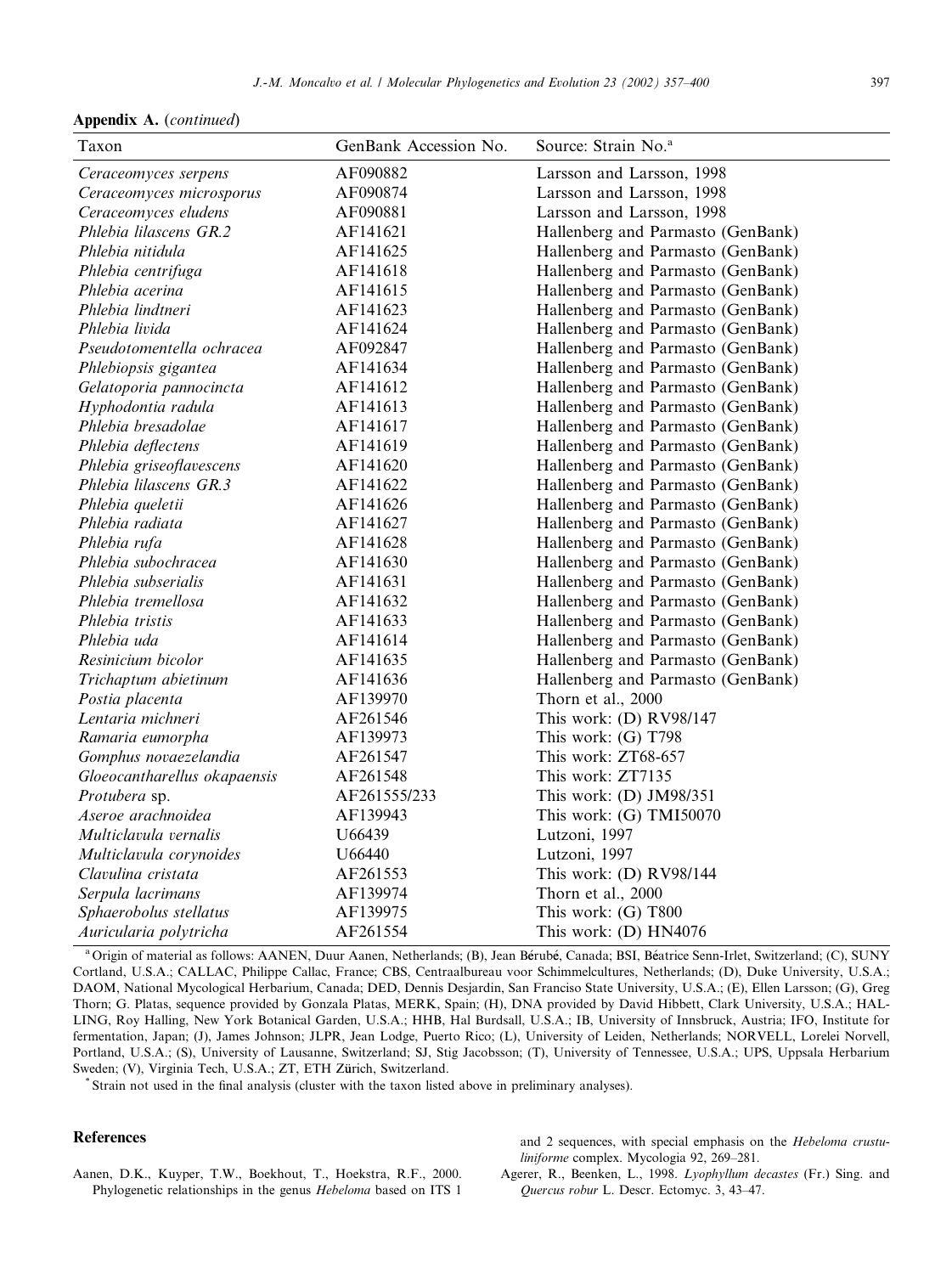**Appendix A.** (*continued*)

| Taxon | GenBank Accession No. | Source: Strain No.[a] |
|---|---|---|
| *Ceraceomyces serpens* | AF090882 | Larsson and Larsson, 1998 |
| *Ceraceomyces microsporus* | AF090874 | Larsson and Larsson, 1998 |
| *Ceraceomyces eludens* | AF090881 | Larsson and Larsson, 1998 |
| *Phlebia lilascens GR.2* | AF141621 | Hallenberg and Parmasto (GenBank) |
| *Phlebia nitidula* | AF141625 | Hallenberg and Parmasto (GenBank) |
| *Phlebia centrifuga* | AF141618 | Hallenberg and Parmasto (GenBank) |
| *Phlebia acerina* | AF141615 | Hallenberg and Parmasto (GenBank) |
| *Phlebia lindtneri* | AF141623 | Hallenberg and Parmasto (GenBank) |
| *Phlebia livida* | AF141624 | Hallenberg and Parmasto (GenBank) |
| *Pseudotomentella ochracea* | AF092847 | Hallenberg and Parmasto (GenBank) |
| *Phlebiopsis gigantea* | AF141634 | Hallenberg and Parmasto (GenBank) |
| *Gelatoporia pannocincta* | AF141612 | Hallenberg and Parmasto (GenBank) |
| *Hyphodontia radula* | AF141613 | Hallenberg and Parmasto (GenBank) |
| *Phlebia bresadolae* | AF141617 | Hallenberg and Parmasto (GenBank) |
| *Phlebia deflectens* | AF141619 | Hallenberg and Parmasto (GenBank) |
| *Phlebia griseoflavescens* | AF141620 | Hallenberg and Parmasto (GenBank) |
| *Phlebia lilascens GR.3* | AF141622 | Hallenberg and Parmasto (GenBank) |
| *Phlebia queletii* | AF141626 | Hallenberg and Parmasto (GenBank) |
| *Phlebia radiata* | AF141627 | Hallenberg and Parmasto (GenBank) |
| *Phlebia rufa* | AF141628 | Hallenberg and Parmasto (GenBank) |
| *Phlebia subochracea* | AF141630 | Hallenberg and Parmasto (GenBank) |
| *Phlebia subserialis* | AF141631 | Hallenberg and Parmasto (GenBank) |
| *Phlebia tremellosa* | AF141632 | Hallenberg and Parmasto (GenBank) |
| *Phlebia tristis* | AF141633 | Hallenberg and Parmasto (GenBank) |
| *Phlebia uda* | AF141614 | Hallenberg and Parmasto (GenBank) |
| *Resinicium bicolor* | AF141635 | Hallenberg and Parmasto (GenBank) |
| *Trichaptum abietinum* | AF141636 | Hallenberg and Parmasto (GenBank) |
| *Postia placenta* | AF139970 | Thorn et al., 2000 |
| *Lentaria michneri* | AF261546 | This work: (D) RV98/147 |
| *Ramaria eumorpha* | AF139973 | This work: (G) T798 |
| *Gomphus novaezelandia* | AF261547 | This work: ZT68-657 |
| *Gloeocantharellus okapaensis* | AF261548 | This work: ZT7135 |
| *Protubera* sp. | AF261555/233 | This work: (D) JM98/351 |
| *Aseroe arachnoidea* | AF139943 | This work: (G) TMI50070 |
| *Multiclavula vernalis* | U66439 | Lutzoni, 1997 |
| *Multiclavula corynoides* | U66440 | Lutzoni, 1997 |
| *Clavulina cristata* | AF261553 | This work: (D) RV98/144 |
| *Serpula lacrimans* | AF139974 | Thorn et al., 2000 |
| *Sphaerobolus stellatus* | AF139975 | This work: (G) T800 |
| *Auricularia polytricha* | AF261554 | This work: (D) HN4076 |

[a] Origin of material as follows: AANEN, Duur Aanen, Netherlands; (B), Jean Bérubé, Canada; BSI, Béatrice Senn-Irlet, Switzerland; (C), SUNY Cortland, U.S.A.; CALLAC, Philippe Callac, France; CBS, Centraalbureau voor Schimmelcultures, Netherlands; (D), Duke University, U.S.A.; DAOM, National Mycological Herbarium, Canada; DED, Dennis Desjardin, San Franciso State University, U.S.A.; (E), Ellen Larsson; (G), Greg Thorn; G. Platas, sequence provided by Gonzala Platas, MERK, Spain; (H), DNA provided by David Hibbett, Clark University, U.S.A.; HALLING, Roy Halling, New York Botanical Garden, U.S.A.; HHB, Hal Burdsall, U.S.A.; IB, University of Innsbruck, Austria; IFO, Institute for fermentation, Japan; (J), James Johnson; JLPR, Jean Lodge, Puerto Rico; (L), University of Leiden, Netherlands; NORVELL, Lorelei Norvell, Portland, U.S.A.; (S), University of Lausanne, Switzerland; SJ, Stig Jacobsson; (T), University of Tennessee, U.S.A.; UPS, Uppsala Herbarium Sweden; (V), Virginia Tech, U.S.A.; ZT, ETH Zürich, Switzerland.

\* Strain not used in the final analysis (cluster with the taxon listed above in preliminary analyses).

## References

Aanen, D.K., Kuyper, T.W., Boekhout, T., Hoekstra, R.F., 2000. Phylogenetic relationships in the genus *Hebeloma* based on ITS 1 and 2 sequences, with special emphasis on the *Hebeloma crustuliniforme* complex. Mycologia 92, 269–281.

Agerer, R., Beenken, L., 1998. *Lyophyllum decastes* (Fr.) Sing. and *Quercus robur* L. Descr. Ectomyc. 3, 43–47.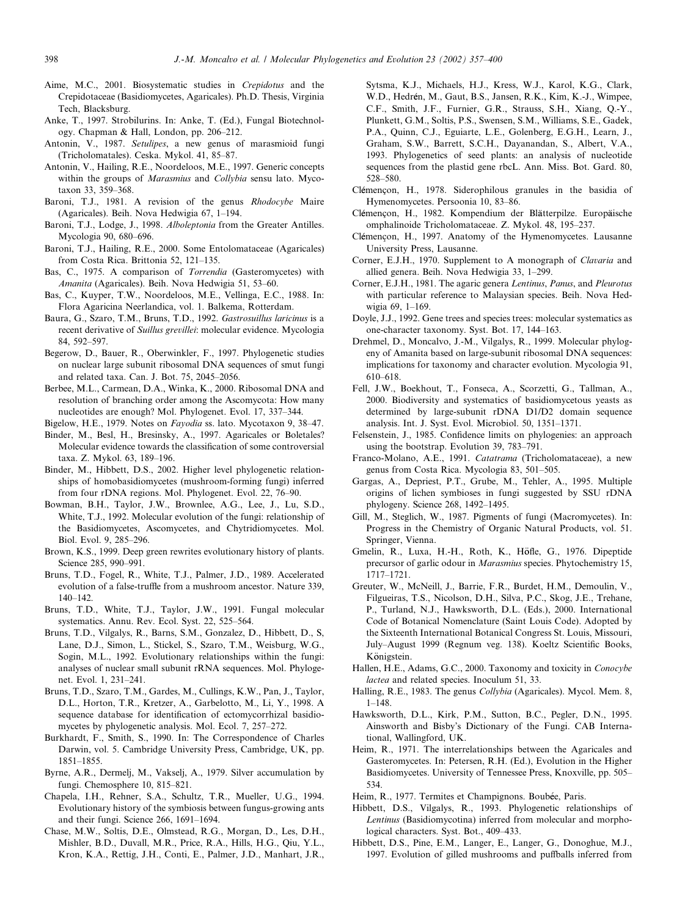Aime, M.C., 2001. Biosystematic studies in *Crepidotus* and the Crepidotaceae (Basidiomycetes, Agaricales). Ph.D. Thesis, Virginia Tech, Blacksburg.

Anke, T., 1997. Strobilurins. In: Anke, T. (Ed.), Fungal Biotechnology. Chapman & Hall, London, pp. 206–212.

Antonin, V., 1987. *Setulipes*, a new genus of marasmioid fungi (Tricholomatales). Ceska. Mykol. 41, 85–87.

Antonin, V., Hailing, R.E., Noordeloos, M.E., 1997. Generic concepts within the groups of *Marasmius* and *Collybia* sensu lato. Mycotaxon 33, 359–368.

Baroni, T.J., 1981. A revision of the genus *Rhodocybe* Maire (Agaricales). Beih. Nova Hedwigia 67, 1–194.

Baroni, T.J., Lodge, J., 1998. *Alboleptonia* from the Greater Antilles. Mycologia 90, 680–696.

Baroni, T.J., Hailing, R.E., 2000. Some Entolomataceae (Agaricales) from Costa Rica. Brittonia 52, 121–135.

Bas, C., 1975. A comparison of *Torrendia* (Gasteromycetes) with *Amanita* (Agaricales). Beih. Nova Hedwigia 51, 53–60.

Bas, C., Kuyper, T.W., Noordeloos, M.E., Vellinga, E.C., 1988. In: Flora Agaricina Neerlandica, vol. 1. Balkema, Rotterdam.

Baura, G., Szaro, T.M., Bruns, T.D., 1992. *Gastrosuillus laricinus* is a recent derivative of *Suillus grevillei*: molecular evidence. Mycologia 84, 592–597.

Begerow, D., Bauer, R., Oberwinkler, F., 1997. Phylogenetic studies on nuclear large subunit ribosomal DNA sequences of smut fungi and related taxa. Can. J. Bot. 75, 2045–2056.

Berbee, M.L., Carmean, D.A., Winka, K., 2000. Ribosomal DNA and resolution of branching order among the Ascomycota: How many nucleotides are enough? Mol. Phylogenet. Evol. 17, 337–344.

Bigelow, H.E., 1979. Notes on *Fayodia* ss. lato. Mycotaxon 9, 38–47.

Binder, M., Besl, H., Bresinsky, A., 1997. Agaricales or Boletales? Molecular evidence towards the classification of some controversial taxa. Z. Mykol. 63, 189–196.

Binder, M., Hibbett, D.S., 2002. Higher level phylogenetic relationships of homobasidiomycetes (mushroom-forming fungi) inferred from four rDNA regions. Mol. Phylogenet. Evol. 22, 76–90.

Bowman, B.H., Taylor, J.W., Brownlee, A.G., Lee, J., Lu, S.D., White, T.J., 1992. Molecular evolution of the fungi: relationship of the Basidiomycetes, Ascomycetes, and Chytridiomycetes. Mol. Biol. Evol. 9, 285–296.

Brown, K.S., 1999. Deep green rewrites evolutionary history of plants. Science 285, 990–991.

Bruns, T.D., Fogel, R., White, T.J., Palmer, J.D., 1989. Accelerated evolution of a false-truffle from a mushroom ancestor. Nature 339, 140–142.

Bruns, T.D., White, T.J., Taylor, J.W., 1991. Fungal molecular systematics. Annu. Rev. Ecol. Syst. 22, 525–564.

Bruns, T.D., Vilgalys, R., Barns, S.M., Gonzalez, D., Hibbett, D., S, Lane, D.J., Simon, L., Stickel, S., Szaro, T.M., Weisburg, W.G., Sogin, M.L., 1992. Evolutionary relationships within the fungi: analyses of nuclear small subunit rRNA sequences. Mol. Phylogenet. Evol. 1, 231–241.

Bruns, T.D., Szaro, T.M., Gardes, M., Cullings, K.W., Pan, J., Taylor, D.L., Horton, T.R., Kretzer, A., Garbelotto, M., Li, Y., 1998. A sequence database for identification of ectomycorrhizal basidiomycetes by phylogenetic analysis. Mol. Ecol. 7, 257–272.

Burkhardt, F., Smith, S., 1990. In: The Correspondence of Charles Darwin, vol. 5. Cambridge University Press, Cambridge, UK, pp. 1851–1855.

Byrne, A.R., Dermelj, M., Vakselj, A., 1979. Silver accumulation by fungi. Chemosphere 10, 815–821.

Chapela, I.H., Rehner, S.A., Schultz, T.R., Mueller, U.G., 1994. Evolutionary history of the symbiosis between fungus-growing ants and their fungi. Science 266, 1691–1694.

Chase, M.W., Soltis, D.E., Olmstead, R.G., Morgan, D., Les, D.H., Mishler, B.D., Duvall, M.R., Price, R.A., Hills, H.G., Qiu, Y.L., Kron, K.A., Rettig, J.H., Conti, E., Palmer, J.D., Manhart, J.R., Sytsma, K.J., Michaels, H.J., Kress, W.J., Karol, K.G., Clark, W.D., Hedrén, M., Gaut, B.S., Jansen, R.K., Kim, K.-J., Wimpee, C.F., Smith, J.F., Furnier, G.R., Strauss, S.H., Xiang, Q.-Y., Plunkett, G.M., Soltis, P.S., Swensen, S.M., Williams, S.E., Gadek, P.A., Quinn, C.J., Eguiarte, L.E., Golenberg, E.G.H., Learn, J., Graham, S.W., Barrett, S.C.H., Dayanandan, S., Albert, V.A., 1993. Phylogenetics of seed plants: an analysis of nucleotide sequences from the plastid gene rbcL. Ann. Miss. Bot. Gard. 80, 528–580.

Clémençon, H., 1978. Siderophilous granules in the basidia of Hymenomycetes. Persoonia 10, 83–86.

Clémençon, H., 1982. Kompendium der Blätterpilze. Europäische omphalinoide Tricholomataceae. Z. Mykol. 48, 195–237.

Clémençon, H., 1997. Anatomy of the Hymenomycetes. Lausanne University Press, Lausanne.

Corner, E.J.H., 1970. Supplement to A monograph of *Clavaria* and allied genera. Beih. Nova Hedwigia 33, 1–299.

Corner, E.J.H., 1981. The agaric genera *Lentinus*, *Panus*, and *Pleurotus* with particular reference to Malaysian species. Beih. Nova Hedwigia 69, 1–169.

Doyle, J.J., 1992. Gene trees and species trees: molecular systematics as one-character taxonomy. Syst. Bot. 17, 144–163.

Drehmel, D., Moncalvo, J.-M., Vilgalys, R., 1999. Molecular phylogeny of Amanita based on large-subunit ribosomal DNA sequences: implications for taxonomy and character evolution. Mycologia 91, 610–618.

Fell, J.W., Boekhout, T., Fonseca, A., Scorzetti, G., Tallman, A., 2000. Biodiversity and systematics of basidiomycetous yeasts as determined by large-subunit rDNA D1/D2 domain sequence analysis. Int. J. Syst. Evol. Microbiol. 50, 1351–1371.

Felsenstein, J., 1985. Confidence limits on phylogenies: an approach using the bootstrap. Evolution 39, 783–791.

Franco-Molano, A.E., 1991. *Catatrama* (Tricholomataceae), a new genus from Costa Rica. Mycologia 83, 501–505.

Gargas, A., Depriest, P.T., Grube, M., Tehler, A., 1995. Multiple origins of lichen symbioses in fungi suggested by SSU rDNA phylogeny. Science 268, 1492–1495.

Gill, M., Steglich, W., 1987. Pigments of fungi (Macromycetes). In: Progress in the Chemistry of Organic Natural Products, vol. 51. Springer, Vienna.

Gmelin, R., Luxa, H.-H., Roth, K., Höfle, G., 1976. Dipeptide precursor of garlic odour in *Marasmius* species. Phytochemistry 15, 1717–1721.

Greuter, W., McNeill, J., Barrie, F.R., Burdet, H.M., Demoulin, V., Filgueiras, T.S., Nicolson, D.H., Silva, P.C., Skog, J.E., Trehane, P., Turland, N.J., Hawksworth, D.L. (Eds.), 2000. International Code of Botanical Nomenclature (Saint Louis Code). Adopted by the Sixteenth International Botanical Congress St. Louis, Missouri, July–August 1999 (Regnum veg. 138). Koeltz Scientific Books, Königstein.

Hallen, H.E., Adams, G.C., 2000. Taxonomy and toxicity in *Conocybe lactea* and related species. Inoculum 51, 33.

Halling, R.E., 1983. The genus *Collybia* (Agaricales). Mycol. Mem. 8, 1–148.

Hawksworth, D.L., Kirk, P.M., Sutton, B.C., Pegler, D.N., 1995. Ainsworth and Bisby's Dictionary of the Fungi. CAB International, Wallingford, UK.

Heim, R., 1971. The interrelationships between the Agaricales and Gasteromycetes. In: Petersen, R.H. (Ed.), Evolution in the Higher Basidiomycetes. University of Tennessee Press, Knoxville, pp. 505–534.

Heim, R., 1977. Termites et Champignons. Boubée, Paris.

Hibbett, D.S., Vilgalys, R., 1993. Phylogenetic relationships of *Lentinus* (Basidiomycotina) inferred from molecular and morphological characters. Syst. Bot., 409–433.

Hibbett, D.S., Pine, E.M., Langer, E., Langer, G., Donoghue, M.J., 1997. Evolution of gilled mushrooms and puffballs inferred from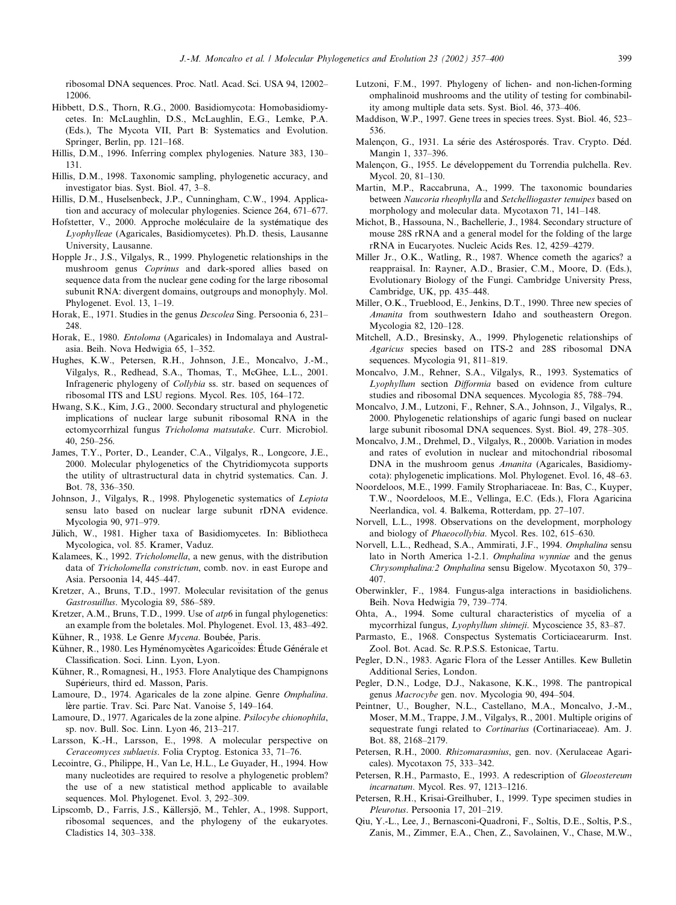ribosomal DNA sequences. Proc. Natl. Acad. Sci. USA 94, 12002–12006.

Hibbett, D.S., Thorn, R.G., 2000. Basidiomycota: Homobasidiomycetes. In: McLaughlin, D.S., McLaughlin, E.G., Lemke, P.A. (Eds.), The Mycota VII, Part B: Systematics and Evolution. Springer, Berlin, pp. 121–168.

Hillis, D.M., 1996. Inferring complex phylogenies. Nature 383, 130–131.

Hillis, D.M., 1998. Taxonomic sampling, phylogenetic accuracy, and investigator bias. Syst. Biol. 47, 3–8.

Hillis, D.M., Huselsenbeck, J.P., Cunningham, C.W., 1994. Application and accuracy of molecular phylogenies. Science 264, 671–677.

Hofstetter, V., 2000. Approche moléculaire de la systématique des *Lyophylleae* (Agaricales, Basidiomycetes). Ph.D. thesis, Lausanne University, Lausanne.

Hopple Jr., J.S., Vilgalys, R., 1999. Phylogenetic relationships in the mushroom genus *Coprinus* and dark-spored allies based on sequence data from the nuclear gene coding for the large ribosomal subunit RNA: divergent domains, outgroups and monophyly. Mol. Phylogenet. Evol. 13, 1–19.

Horak, E., 1971. Studies in the genus *Descolea* Sing. Persoonia 6, 231–248.

Horak, E., 1980. *Entoloma* (Agaricales) in Indomalaya and Australasia. Beih. Nova Hedwigia 65, 1–352.

Hughes, K.W., Petersen, R.H., Johnson, J.E., Moncalvo, J.-M., Vilgalys, R., Redhead, S.A., Thomas, T., McGhee, L.L., 2001. Infrageneric phylogeny of *Collybia* ss. str. based on sequences of ribosomal ITS and LSU regions. Mycol. Res. 105, 164–172.

Hwang, S.K., Kim, J.G., 2000. Secondary structural and phylogenetic implications of nuclear large subunit ribosomal RNA in the ectomycorrhizal fungus *Tricholoma matsutake*. Curr. Microbiol. 40, 250–256.

James, T.Y., Porter, D., Leander, C.A., Vilgalys, R., Longcore, J.E., 2000. Molecular phylogenetics of the Chytridiomycota supports the utility of ultrastructural data in chytrid systematics. Can. J. Bot. 78, 336–350.

Johnson, J., Vilgalys, R., 1998. Phylogenetic systematics of *Lepiota* sensu lato based on nuclear large subunit rDNA evidence. Mycologia 90, 971–979.

Jülich, W., 1981. Higher taxa of Basidiomycetes. In: Bibliotheca Mycologica, vol. 85. Kramer, Vaduz.

Kalamees, K., 1992. *Tricholomella*, a new genus, with the distribution data of *Tricholomella constrictum*, comb. nov. in east Europe and Asia. Persoonia 14, 445–447.

Kretzer, A., Bruns, T.D., 1997. Molecular revisitation of the genus *Gastrosuillus*. Mycologia 89, 586–589.

Kretzer, A.M., Bruns, T.D., 1999. Use of *atp*6 in fungal phylogenetics: an example from the boletales. Mol. Phylogenet. Evol. 13, 483–492.

Kühner, R., 1938. Le Genre *Mycena*. Boubée, Paris.

Kühner, R., 1980. Les Hyménomycètes Agaricoïdes: Étude Générale et Classification. Soci. Linn. Lyon, Lyon.

Kühner, R., Romagnesi, H., 1953. Flore Analytique des Champignons Supérieurs, third ed. Masson, Paris.

Lamoure, D., 1974. Agaricales de la zone alpine. Genre *Omphalina*. lère partie. Trav. Sci. Parc Nat. Vanoise 5, 149–164.

Lamoure, D., 1977. Agaricales de la zone alpine. *Psilocybe chionophila*, sp. nov. Bull. Soc. Linn. Lyon 46, 213–217.

Larsson, K.-H., Larsson, E., 1998. A molecular perspective on *Ceraceomyces sublaevis*. Folia Cryptog. Estonica 33, 71–76.

Lecointre, G., Philippe, H., Van Le, H.L., Le Guyader, H., 1994. How many nucleotides are required to resolve a phylogenetic problem? the use of a new statistical method applicable to available sequences. Mol. Phylogenet. Evol. 3, 292–309.

Lipscomb, D., Farris, J.S., Källersjö, M., Tehler, A., 1998. Support, ribosomal sequences, and the phylogeny of the eukaryotes. Cladistics 14, 303–338.

Lutzoni, F.M., 1997. Phylogeny of lichen- and non-lichen-forming omphalinoid mushrooms and the utility of testing for combinability among multiple data sets. Syst. Biol. 46, 373–406.

Maddison, W.P., 1997. Gene trees in species trees. Syst. Biol. 46, 523–536.

Malençon, G., 1931. La série des Astérosporés. Trav. Crypto. Déd. Mangin 1, 337–396.

Malençon, G., 1955. Le développement du Torrendia pulchella. Rev. Mycol. 20, 81–130.

Martin, M.P., Raccabruna, A., 1999. The taxonomic boundaries between *Naucoria rheophylla* and *Setchelliogaster tenuipes* based on morphology and molecular data. Mycotaxon 71, 141–148.

Michot, B., Hassouna, N., Bachellerie, J., 1984. Secondary structure of mouse 28S rRNA and a general model for the folding of the large rRNA in Eucaryotes. Nucleic Acids Res. 12, 4259–4279.

Miller Jr., O.K., Watling, R., 1987. Whence cometh the agarics? a reappraisal. In: Rayner, A.D., Brasier, C.M., Moore, D. (Eds.), Evolutionary Biology of the Fungi. Cambridge University Press, Cambridge, UK, pp. 435–448.

Miller, O.K., Trueblood, E., Jenkins, D.T., 1990. Three new species of *Amanita* from southwestern Idaho and southeastern Oregon. Mycologia 82, 120–128.

Mitchell, A.D., Bresinsky, A., 1999. Phylogenetic relationships of *Agaricus* species based on ITS-2 and 28S ribosomal DNA sequences. Mycologia 91, 811–819.

Moncalvo, J.M., Rehner, S.A., Vilgalys, R., 1993. Systematics of *Lyophyllum* section *Difformia* based on evidence from culture studies and ribosomal DNA sequences. Mycologia 85, 788–794.

Moncalvo, J.M., Lutzoni, F., Rehner, S.A., Johnson, J., Vilgalys, R., 2000. Phylogenetic relationships of agaric fungi based on nuclear large subunit ribosomal DNA sequences. Syst. Biol. 49, 278–305.

Moncalvo, J.M., Drehmel, D., Vilgalys, R., 2000b. Variation in modes and rates of evolution in nuclear and mitochondrial ribosomal DNA in the mushroom genus *Amanita* (Agaricales, Basidiomycota): phylogenetic implications. Mol. Phylogenet. Evol. 16, 48–63.

Noordeloos, M.E., 1999. Family Strophariaceae. In: Bas, C., Kuyper, T.W., Noordeloos, M.E., Vellinga, E.C. (Eds.), Flora Agaricina Neerlandica, vol. 4. Balkema, Rotterdam, pp. 27–107.

Norvell, L.L., 1998. Observations on the development, morphology and biology of *Phaeocollybia*. Mycol. Res. 102, 615–630.

Norvell, L.L., Redhead, S.A., Ammirati, J.F., 1994. *Omphalina* sensu lato in North America 1-2.1. *Omphalina wynniae* and the genus *Chrysomphalina*:2 *Omphalina* sensu Bigelow. Mycotaxon 50, 379–407.

Oberwinkler, F., 1984. Fungus-alga interactions in basidiolichens. Beih. Nova Hedwigia 79, 739–774.

Ohta, A., 1994. Some cultural characteristics of mycelia of a mycorrhizal fungus, *Lyophyllum shimeji*. Mycoscience 35, 83–87.

Parmasto, E., 1968. Conspectus Systematis Corticiacearurm. Inst. Zool. Bot. Acad. Sc. R.P.S.S. Estonicae, Tartu.

Pegler, D.N., 1983. Agaric Flora of the Lesser Antilles. Kew Bulletin Additional Series, London.

Pegler, D.N., Lodge, D.J., Nakasone, K.K., 1998. The pantropical genus *Macrocybe* gen. nov. Mycologia 90, 494–504.

Peintner, U., Bougher, N.L., Castellano, M.A., Moncalvo, J.-M., Moser, M.M., Trappe, J.M., Vilgalys, R., 2001. Multiple origins of sequestrate fungi related to *Cortinarius* (Cortinariaceae). Am. J. Bot. 88, 2168–2179.

Petersen, R.H., 2000. *Rhizomarasmius*, gen. nov. (Xerulaceae Agaricales). Mycotaxon 75, 333–342.

Petersen, R.H., Parmasto, E., 1993. A redescription of *Gloeostereum incarnatum*. Mycol. Res. 97, 1213–1216.

Petersen, R.H., Krisai-Greilhuber, I., 1999. Type specimen studies in *Pleurotus*. Persoonia 17, 201–219.

Qiu, Y.-L., Lee, J., Bernasconi-Quadroni, F., Soltis, D.E., Soltis, P.S., Zanis, M., Zimmer, E.A., Chen, Z., Savolainen, V., Chase, M.W.,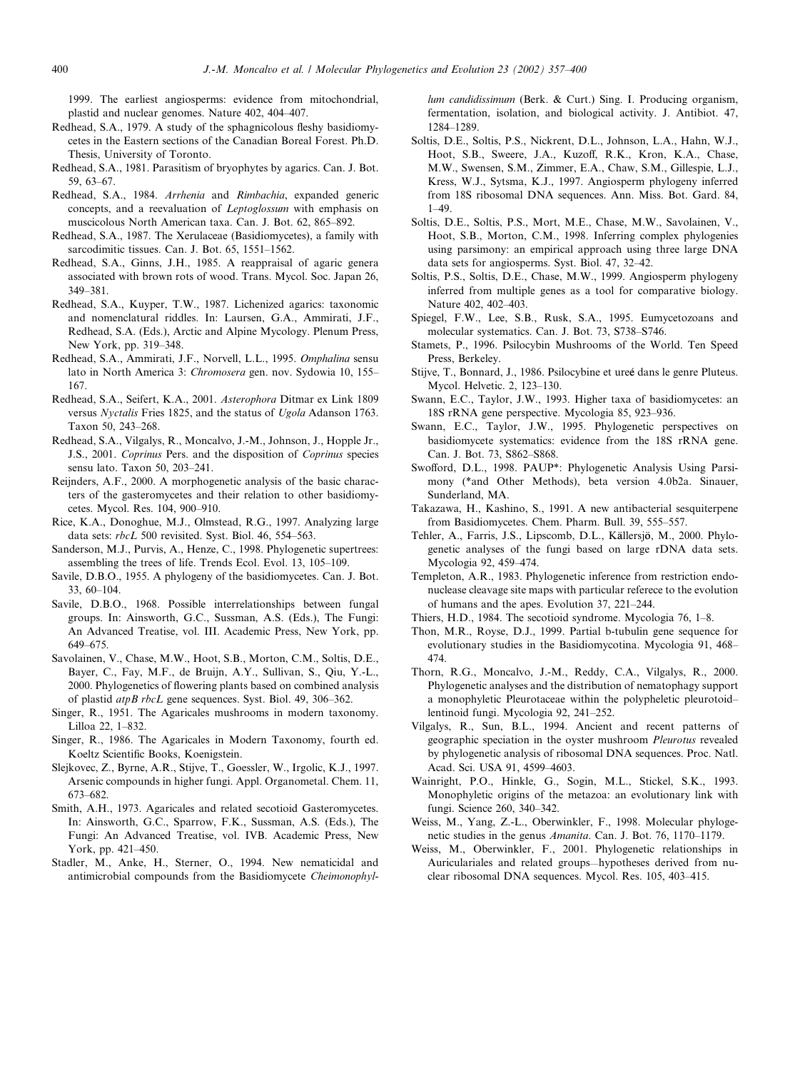1999. The earliest angiosperms: evidence from mitochondrial, plastid and nuclear genomes. Nature 402, 404–407.

Redhead, S.A., 1979. A study of the sphagnicolous fleshy basidiomycetes in the Eastern sections of the Canadian Boreal Forest. Ph.D. Thesis, University of Toronto.

Redhead, S.A., 1981. Parasitism of bryophytes by agarics. Can. J. Bot. 59, 63–67.

Redhead, S.A., 1984. *Arrhenia* and *Rimbachia*, expanded generic concepts, and a reevaluation of *Leptoglossum* with emphasis on muscicolous North American taxa. Can. J. Bot. 62, 865–892.

Redhead, S.A., 1987. The Xerulaceae (Basidiomycetes), a family with sarcodimitic tissues. Can. J. Bot. 65, 1551–1562.

Redhead, S.A., Ginns, J.H., 1985. A reappraisal of agaric genera associated with brown rots of wood. Trans. Mycol. Soc. Japan 26, 349–381.

Redhead, S.A., Kuyper, T.W., 1987. Lichenized agarics: taxonomic and nomenclatural riddles. In: Laursen, G.A., Ammirati, J.F., Redhead, S.A. (Eds.), Arctic and Alpine Mycology. Plenum Press, New York, pp. 319–348.

Redhead, S.A., Ammirati, J.F., Norvell, L.L., 1995. *Omphalina* sensu lato in North America 3: *Chromosera* gen. nov. Sydowia 10, 155–167.

Redhead, S.A., Seifert, K.A., 2001. *Asterophora* Ditmar ex Link 1809 versus *Nyctalis* Fries 1825, and the status of *Ugola* Adanson 1763. Taxon 50, 243–268.

Redhead, S.A., Vilgalys, R., Moncalvo, J.-M., Johnson, J., Hopple Jr., J.S., 2001. *Coprinus* Pers. and the disposition of *Coprinus* species sensu lato. Taxon 50, 203–241.

Reijnders, A.F., 2000. A morphogenetic analysis of the basic characters of the gasteromycetes and their relation to other basidiomycetes. Mycol. Res. 104, 900–910.

Rice, K.A., Donoghue, M.J., Olmstead, R.G., 1997. Analyzing large data sets: *rbcL* 500 revisited. Syst. Biol. 46, 554–563.

Sanderson, M.J., Purvis, A., Henze, C., 1998. Phylogenetic supertrees: assembling the trees of life. Trends Ecol. Evol. 13, 105–109.

Savile, D.B.O., 1955. A phylogeny of the basidiomycetes. Can. J. Bot. 33, 60–104.

Savile, D.B.O., 1968. Possible interrelationships between fungal groups. In: Ainsworth, G.C., Sussman, A.S. (Eds.), The Fungi: An Advanced Treatise, vol. III. Academic Press, New York, pp. 649–675.

Savolainen, V., Chase, M.W., Hoot, S.B., Morton, C.M., Soltis, D.E., Bayer, C., Fay, M.F., de Bruijn, A.Y., Sullivan, S., Qiu, Y.-L., 2000. Phylogenetics of flowering plants based on combined analysis of plastid *atpB rbcL* gene sequences. Syst. Biol. 49, 306–362.

Singer, R., 1951. The Agaricales mushrooms in modern taxonomy. Lilloa 22, 1–832.

Singer, R., 1986. The Agaricales in Modern Taxonomy, fourth ed. Koeltz Scientific Books, Koenigstein.

Slejkovec, Z., Byrne, A.R., Stijve, T., Goessler, W., Irgolic, K.J., 1997. Arsenic compounds in higher fungi. Appl. Organometal. Chem. 11, 673–682.

Smith, A.H., 1973. Agaricales and related secotioid Gasteromycetes. In: Ainsworth, G.C., Sparrow, F.K., Sussman, A.S. (Eds.), The Fungi: An Advanced Treatise, vol. IVB. Academic Press, New York, pp. 421–450.

Stadler, M., Anke, H., Sterner, O., 1994. New nematicidal and antimicrobial compounds from the Basidiomycete *Cheimonophyllum candidissimum* (Berk. & Curt.) Sing. I. Producing organism, fermentation, isolation, and biological activity. J. Antibiot. 47, 1284–1289.

Soltis, D.E., Soltis, P.S., Nickrent, D.L., Johnson, L.A., Hahn, W.J., Hoot, S.B., Sweere, J.A., Kuzoff, R.K., Kron, K.A., Chase, M.W., Swensen, S.M., Zimmer, E.A., Chaw, S.M., Gillespie, L.J., Kress, W.J., Sytsma, K.J., 1997. Angiosperm phylogeny inferred from 18S ribosomal DNA sequences. Ann. Miss. Bot. Gard. 84, 1–49.

Soltis, D.E., Soltis, P.S., Mort, M.E., Chase, M.W., Savolainen, V., Hoot, S.B., Morton, C.M., 1998. Inferring complex phylogenies using parsimony: an empirical approach using three large DNA data sets for angiosperms. Syst. Biol. 47, 32–42.

Soltis, P.S., Soltis, D.E., Chase, M.W., 1999. Angiosperm phylogeny inferred from multiple genes as a tool for comparative biology. Nature 402, 402–403.

Spiegel, F.W., Lee, S.B., Rusk, S.A., 1995. Eumycetozoans and molecular systematics. Can. J. Bot. 73, S738–S746.

Stamets, P., 1996. Psilocybin Mushrooms of the World. Ten Speed Press, Berkeley.

Stijve, T., Bonnard, J., 1986. Psilocybine et ureé dans le genre Pluteus. Mycol. Helvetic. 2, 123–130.

Swann, E.C., Taylor, J.W., 1993. Higher taxa of basidiomycetes: an 18S rRNA gene perspective. Mycologia 85, 923–936.

Swann, E.C., Taylor, J.W., 1995. Phylogenetic perspectives on basidiomycete systematics: evidence from the 18S rRNA gene. Can. J. Bot. 73, S862–S868.

Swofford, D.L., 1998. PAUP*: Phylogenetic Analysis Using Parsimony (*and Other Methods), beta version 4.0b2a. Sinauer, Sunderland, MA.

Takazawa, H., Kashino, S., 1991. A new antibacterial sesquiterpene from Basidiomycetes. Chem. Pharm. Bull. 39, 555–557.

Tehler, A., Farris, J.S., Lipscomb, D.L., Källersjö, M., 2000. Phylogenetic analyses of the fungi based on large rDNA data sets. Mycologia 92, 459–474.

Templeton, A.R., 1983. Phylogenetic inference from restriction endonuclease cleavage site maps with particular referece to the evolution of humans and the apes. Evolution 37, 221–244.

Thiers, H.D., 1984. The secotioid syndrome. Mycologia 76, 1–8.

Thon, M.R., Royse, D.J., 1999. Partial b-tubulin gene sequence for evolutionary studies in the Basidiomycotina. Mycologia 91, 468–474.

Thorn, R.G., Moncalvo, J.-M., Reddy, C.A., Vilgalys, R., 2000. Phylogenetic analyses and the distribution of nematophagy support a monophyletic Pleurotaceae within the polypheletic pleurotoid–lentinoid fungi. Mycologia 92, 241–252.

Vilgalys, R., Sun, B.L., 1994. Ancient and recent patterns of geographic speciation in the oyster mushroom *Pleurotus* revealed by phylogenetic analysis of ribosomal DNA sequences. Proc. Natl. Acad. Sci. USA 91, 4599–4603.

Wainright, P.O., Hinkle, G., Sogin, M.L., Stickel, S.K., 1993. Monophyletic origins of the metazoa: an evolutionary link with fungi. Science 260, 340–342.

Weiss, M., Yang, Z.-L., Oberwinkler, F., 1998. Molecular phylogenetic studies in the genus *Amanita*. Can. J. Bot. 76, 1170–1179.

Weiss, M., Oberwinkler, F., 2001. Phylogenetic relationships in Auriculariales and related groups—hypotheses derived from nuclear ribosomal DNA sequences. Mycol. Res. 105, 403–415.